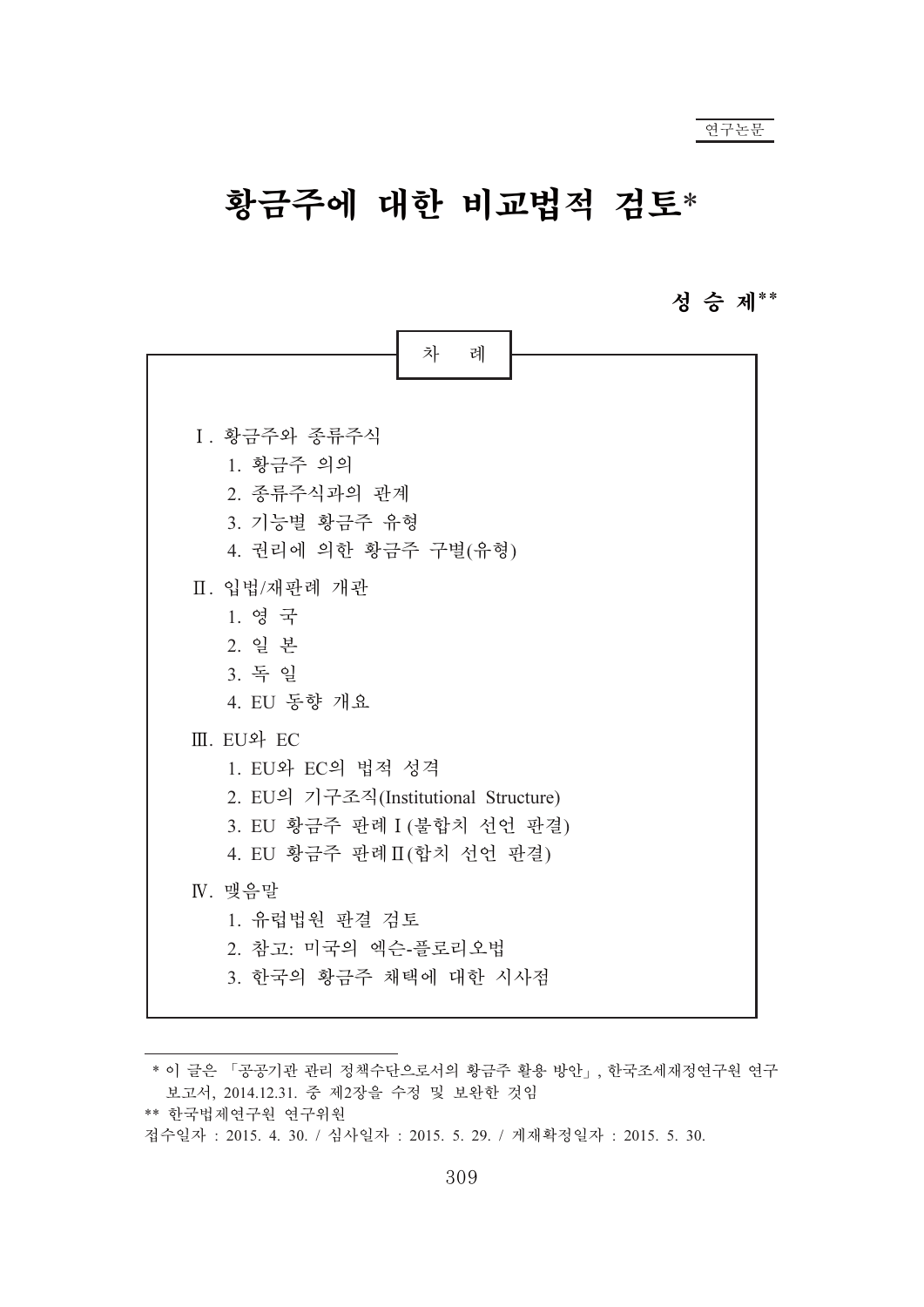연구논문

# 황금주에 대한 비교법적 검토*

**성 승 제****

차 례

Ⅰ. 황금주와 종류주식
  1. 황금주 의의
  2. 종류주식과의 관계
  3. 기능별 황금주 유형
  4. 권리에 의한 황금주 구별(유형)

Ⅱ. 입법/재판례 개관
  1. 영 국
  2. 일 본
  3. 독 일
  4. EU 동향 개요

Ⅲ. EU와 EC
  1. EU와 EC의 법적 성격
  2. EU의 기구조직(Institutional Structure)
  3. EU 황금주 판례Ⅰ(불합치 선언 판결)
  4. EU 황금주 판례Ⅱ(합치 선언 판결)

Ⅳ. 맺음말
  1. 유럽법원 판결 검토
  2. 참고: 미국의 엑슨-플로리오법
  3. 한국의 황금주 채택에 대한 시사점

---

* 이 글은 「공공기관 관리 정책수단으로서의 황금주 활용 방안」, 한국조세재정연구원 연구보고서, 2014.12.31. 중 제2장을 수정 및 보완한 것임

** 한국법제연구원 연구위원

접수일자 : 2015. 4. 30. / 심사일자 : 2015. 5. 29. / 게재확정일자 : 2015. 5. 30.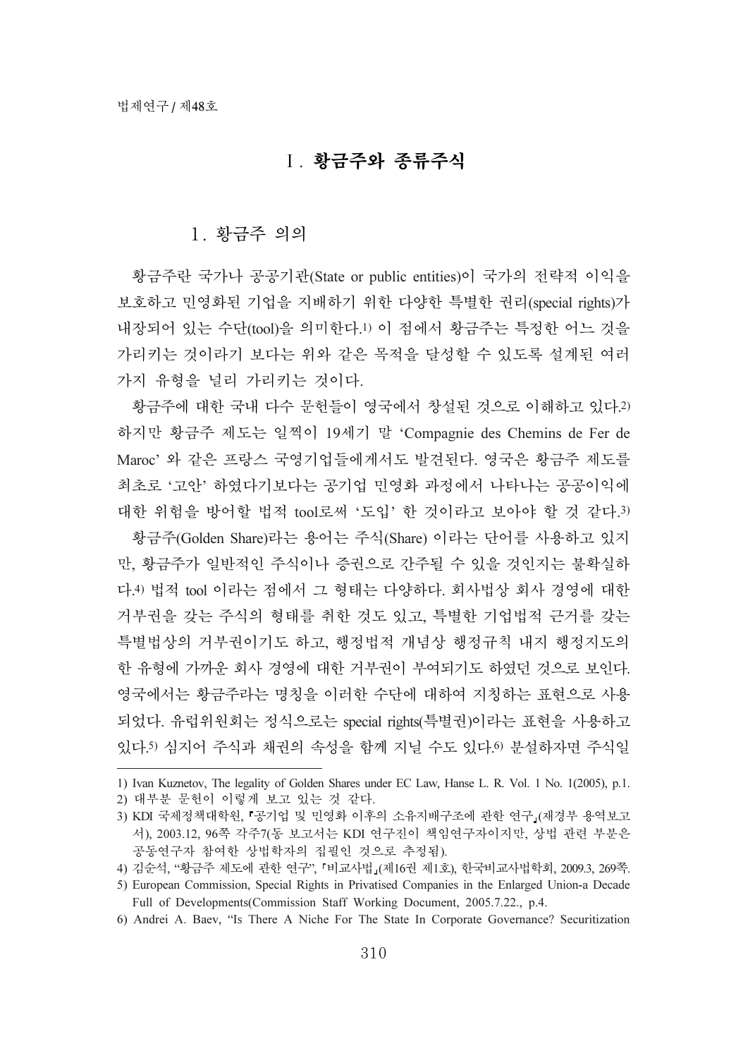# Ⅰ. 황금주와 종류주식

## 1. 황금주 의의

황금주란 국가나 공공기관(State or public entities)이 국가의 전략적 이익을 보호하고 민영화된 기업을 지배하기 위한 다양한 특별한 권리(special rights)가 내장되어 있는 수단(tool)을 의미한다.[1] 이 점에서 황금주는 특정한 어느 것을 가리키는 것이라기 보다는 위와 같은 목적을 달성할 수 있도록 설계된 여러 가지 유형을 널리 가리키는 것이다.

황금주에 대한 국내 다수 문헌들이 영국에서 창설된 것으로 이해하고 있다.[2] 하지만 황금주 제도는 일찍이 19세기 말 'Compagnie des Chemins de Fer de Maroc' 와 같은 프랑스 국영기업들에게서도 발견된다. 영국은 황금주 제도를 최초로 '고안' 하였다기보다는 공기업 민영화 과정에서 나타나는 공공이익에 대한 위험을 방어할 법적 tool로써 '도입' 한 것이라고 보아야 할 것 같다.[3]

황금주(Golden Share)라는 용어는 주식(Share) 이라는 단어를 사용하고 있지만, 황금주가 일반적인 주식이나 증권으로 간주될 수 있을 것인지는 불확실하다.[4] 법적 tool 이라는 점에서 그 형태는 다양하다. 회사법상 회사 경영에 대한 거부권을 갖는 주식의 형태를 취한 것도 있고, 특별한 기업법적 근거를 갖는 특별법상의 거부권이기도 하고, 행정법적 개념상 행정규칙 내지 행정지도의 한 유형에 가까운 회사 경영에 대한 거부권이 부여되기도 하였던 것으로 보인다. 영국에서는 황금주라는 명칭을 이러한 수단에 대하여 지칭하는 표현으로 사용되었다. 유럽위원회는 정식으로는 special rights(특별권)이라는 표현을 사용하고 있다.[5] 심지어 주식과 채권의 속성을 함께 지닐 수도 있다.[6] 분설하자면 주식일

---

1) Ivan Kuznetov, The legality of Golden Shares under EC Law, Hanse L. R. Vol. 1 No. 1(2005), p.1.

2) 대부분 문헌이 이렇게 보고 있는 것 같다.

3) KDI 국제정책대학원, 『공기업 및 민영화 이후의 소유지배구조에 관한 연구』(재경부 용역보고서), 2003.12, 96쪽 각주7(동 보고서는 KDI 연구진이 책임연구자이지만, 상법 관련 부분은 공동연구자 참여한 상법학자의 집필인 것으로 추정됨).

4) 김순석, "황금주 제도에 관한 연구", 「비교사법」(제16권 제1호), 한국비교사법학회, 2009.3, 269쪽.

5) European Commission, Special Rights in Privatised Companies in the Enlarged Union-a Decade Full of Developments(Commission Staff Working Document, 2005.7.22., p.4.

6) Andrei A. Baev, "Is There A Niche For The State In Corporate Governance? Securitization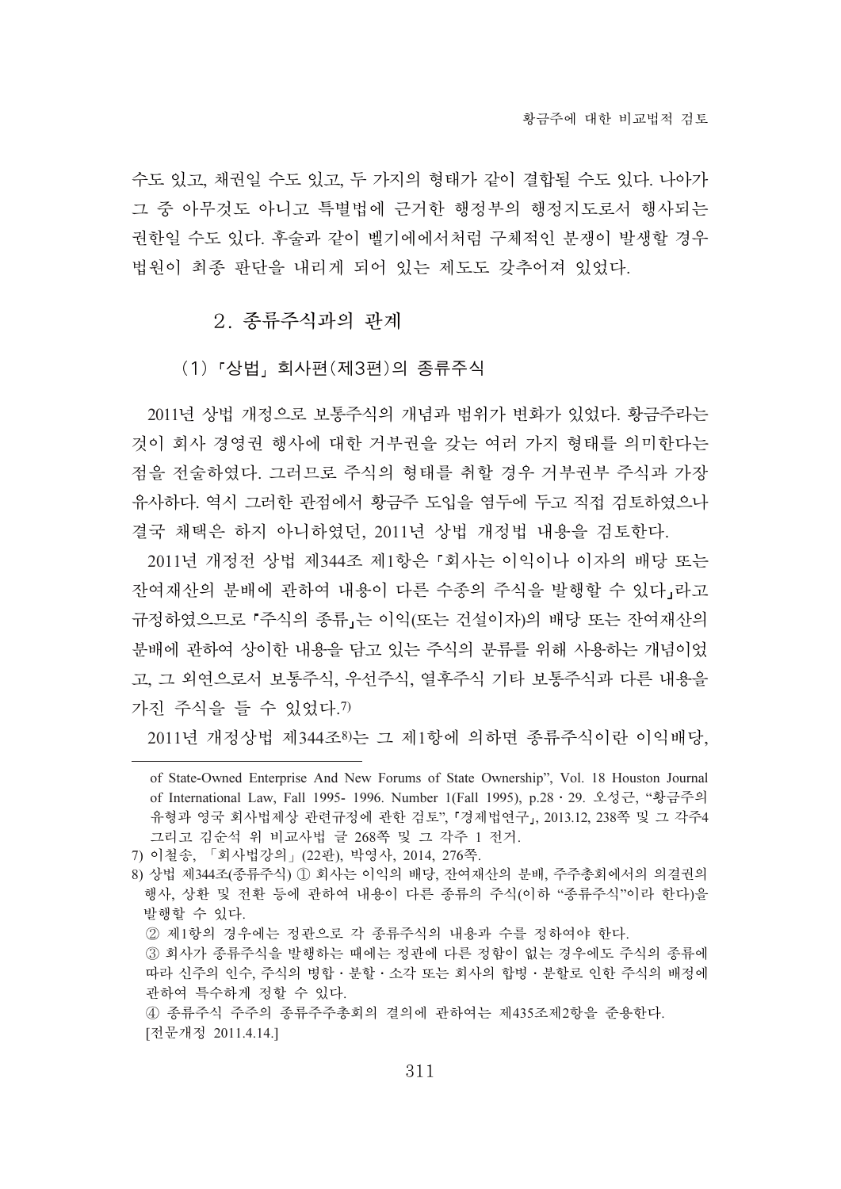수도 있고, 채권일 수도 있고, 두 가지의 형태가 같이 결합될 수도 있다. 나아가 그 중 아무것도 아니고 특별법에 근거한 행정부의 행정지도로서 행사되는 권한일 수도 있다. 후술과 같이 벨기에에서처럼 구체적인 분쟁이 발생할 경우 법원이 최종 판단을 내리게 되어 있는 제도도 갖추어져 있었다.

## 2. 종류주식과의 관계

### (1) 「상법」 회사편(제3편)의 종류주식

2011년 상법 개정으로 보통주식의 개념과 범위가 변화가 있었다. 황금주라는 것이 회사 경영권 행사에 대한 거부권을 갖는 여러 가지 형태를 의미한다는 점을 전술하였다. 그러므로 주식의 형태를 취할 경우 거부권부 주식과 가장 유사하다. 역시 그러한 관점에서 황금주 도입을 염두에 두고 직접 검토하였으나 결국 채택은 하지 아니하였던, 2011년 상법 개정법 내용을 검토한다.

2011년 개정전 상법 제344조 제1항은 「회사는 이익이나 이자의 배당 또는 잔여재산의 분배에 관하여 내용이 다른 수종의 주식을 발행할 수 있다」라고 규정하였으므로 「주식의 종류」는 이익(또는 건설이자)의 배당 또는 잔여재산의 분배에 관하여 상이한 내용을 담고 있는 주식의 분류를 위해 사용하는 개념이었고, 그 외연으로서 보통주식, 우선주식, 열후주식 기타 보통주식과 다른 내용을 가진 주식을 들 수 있었다.[7]

2011년 개정상법 제344조[8]는 그 제1항에 의하면 종류주식이란 이익배당,

---

of State-Owned Enterprise And New Forums of State Ownership", Vol. 18 Houston Journal of International Law, Fall 1995- 1996. Number 1(Fall 1995), p.28・29. 오성근, "황금주의 유형과 영국 회사법제상 관련규정에 관한 검토", 「경제법연구」, 2013.12, 238쪽 및 그 각주4 그리고 김순석 위 비교사법 글 268쪽 및 그 각주 1 전거.

7) 이철송, 「회사법강의」(22판), 박영사, 2014, 276쪽.

8) 상법 제344조(종류주식) ① 회사는 이익의 배당, 잔여재산의 분배, 주주총회에서의 의결권의 행사, 상환 및 전환 등에 관하여 내용이 다른 종류의 주식(이하 "종류주식"이라 한다)을 발행할 수 있다.

② 제1항의 경우에는 정관으로 각 종류주식의 내용과 수를 정하여야 한다.

③ 회사가 종류주식을 발행하는 때에는 정관에 다른 정함이 없는 경우에도 주식의 종류에 따라 신주의 인수, 주식의 병합・분할・소각 또는 회사의 합병・분할로 인한 주식의 배정에 관하여 특수하게 정할 수 있다.

④ 종류주식 주주의 종류주주총회의 결의에 관하여는 제435조제2항을 준용한다.

[전문개정 2011.4.14.]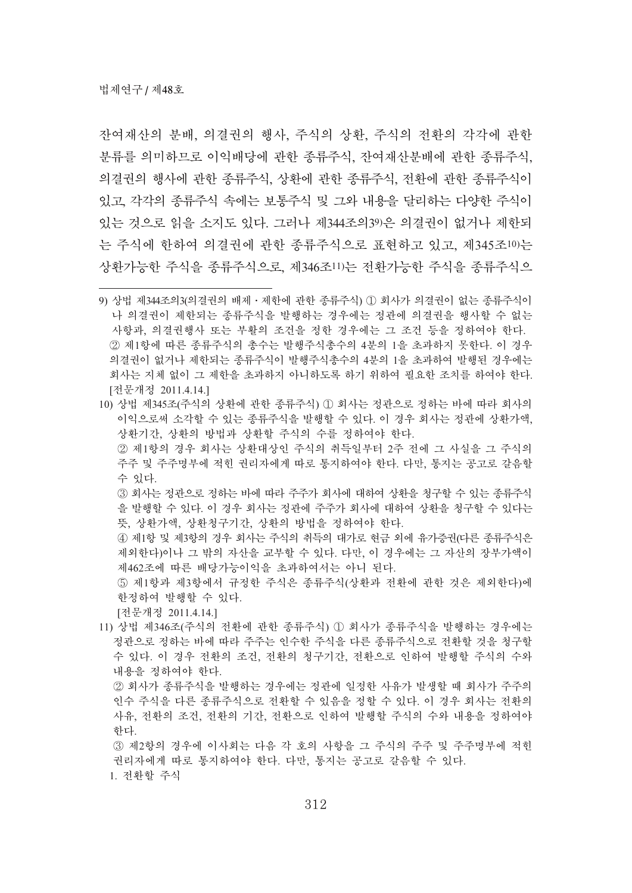잔여재산의 분배, 의결권의 행사, 주식의 상환, 주식의 전환의 각각에 관한 분류를 의미하므로 이익배당에 관한 종류주식, 잔여재산분배에 관한 종류주식, 의결권의 행사에 관한 종류주식, 상환에 관한 종류주식, 전환에 관한 종류주식이 있고, 각각의 종류주식 속에는 보통주식 및 그와 내용을 달리하는 다양한 주식이 있는 것으로 읽을 소지도 있다. 그러나 제344조의3[9]은 의결권이 없거나 제한되는 주식에 한하여 의결권에 관한 종류주식으로 표현하고 있고, 제345조[10]는 상환가능한 주식을 종류주식으로, 제346조[11]는 전환가능한 주식을 종류주식으

---

9) 상법 제344조의3(의결권의 배제・제한에 관한 종류주식) ① 회사가 의결권이 없는 종류주식이나 의결권이 제한되는 종류주식을 발행하는 경우에는 정관에 의결권을 행사할 수 없는 사항과, 의결권행사 또는 부활의 조건을 정한 경우에는 그 조건 등을 정하여야 한다.
② 제1항에 따른 종류주식의 총수는 발행주식총수의 4분의 1을 초과하지 못한다. 이 경우 의결권이 없거나 제한되는 종류주식이 발행주식총수의 4분의 1을 초과하여 발행된 경우에는 회사는 지체 없이 그 제한을 초과하지 아니하도록 하기 위하여 필요한 조치를 하여야 한다.
[전문개정 2011.4.14.]

10) 상법 제345조(주식의 상환에 관한 종류주식) ① 회사는 정관으로 정하는 바에 따라 회사의 이익으로써 소각할 수 있는 종류주식을 발행할 수 있다. 이 경우 회사는 정관에 상환가액, 상환기간, 상환의 방법과 상환할 주식의 수를 정하여야 한다.
② 제1항의 경우 회사는 상환대상인 주식의 취득일부터 2주 전에 그 사실을 그 주식의 주주 및 주주명부에 적힌 권리자에게 따로 통지하여야 한다. 다만, 통지는 공고로 갈음할 수 있다.
③ 회사는 정관으로 정하는 바에 따라 주주가 회사에 대하여 상환을 청구할 수 있는 종류주식을 발행할 수 있다. 이 경우 회사는 정관에 주주가 회사에 대하여 상환을 청구할 수 있다는 뜻, 상환가액, 상환청구기간, 상환의 방법을 정하여야 한다.
④ 제1항 및 제3항의 경우 회사는 주식의 취득의 대가로 현금 외에 유가증권(다른 종류주식은 제외한다)이나 그 밖의 자산을 교부할 수 있다. 다만, 이 경우에는 그 자산의 장부가액이 제462조에 따른 배당가능이익을 초과하여서는 아니 된다.
⑤ 제1항과 제3항에서 규정한 주식은 종류주식(상환과 전환에 관한 것은 제외한다)에 한정하여 발행할 수 있다.
[전문개정 2011.4.14.]

11) 상법 제346조(주식의 전환에 관한 종류주식) ① 회사가 종류주식을 발행하는 경우에는 정관으로 정하는 바에 따라 주주는 인수한 주식을 다른 종류주식으로 전환할 것을 청구할 수 있다. 이 경우 전환의 조건, 전환의 청구기간, 전환으로 인하여 발행할 주식의 수와 내용을 정하여야 한다.
② 회사가 종류주식을 발행하는 경우에는 정관에 일정한 사유가 발생할 때 회사가 주주의 인수 주식을 다른 종류주식으로 전환할 수 있음을 정할 수 있다. 이 경우 회사는 전환의 사유, 전환의 조건, 전환의 기간, 전환으로 인하여 발행할 주식의 수와 내용을 정하여야 한다.
③ 제2항의 경우에 이사회는 다음 각 호의 사항을 그 주식의 주주 및 주주명부에 적힌 권리자에게 따로 통지하여야 한다. 다만, 통지는 공고로 갈음할 수 있다.
1. 전환할 주식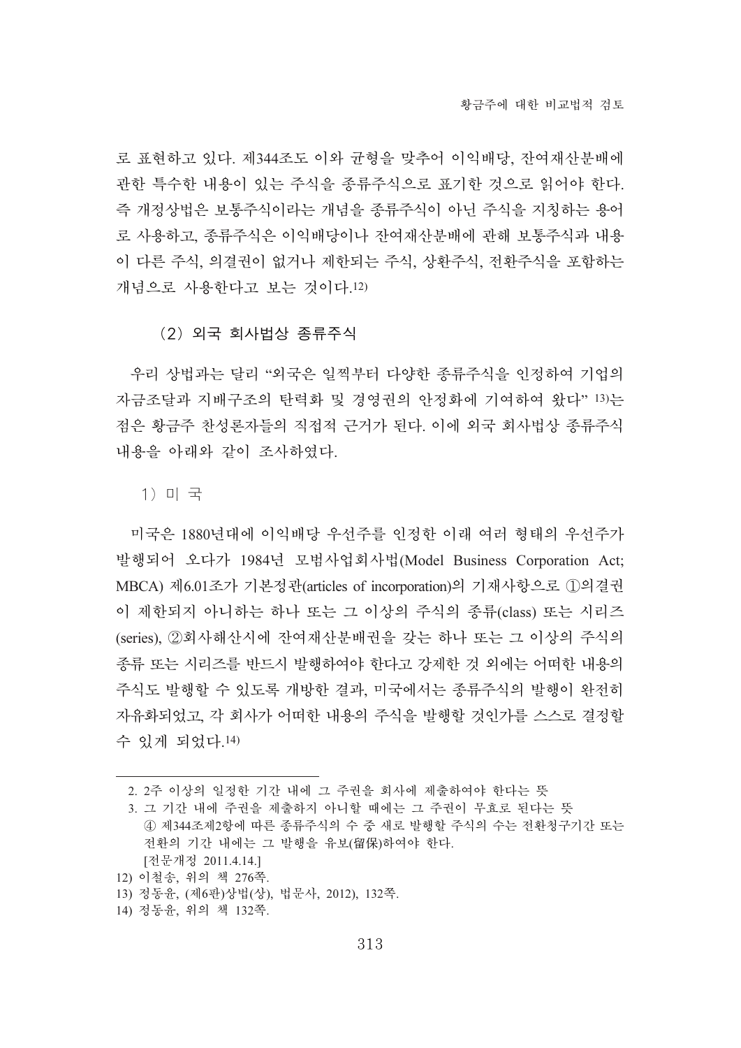로 표현하고 있다. 제344조도 이와 균형을 맞추어 이익배당, 잔여재산분배에 관한 특수한 내용이 있는 주식을 종류주식으로 표기한 것으로 읽어야 한다. 즉 개정상법은 보통주식이라는 개념을 종류주식이 아닌 주식을 지칭하는 용어로 사용하고, 종류주식은 이익배당이나 잔여재산분배에 관해 보통주식과 내용이 다른 주식, 의결권이 없거나 제한되는 주식, 상환주식, 전환주식을 포함하는 개념으로 사용한다고 보는 것이다.[12)]

### (2) 외국 회사법상 종류주식

우리 상법과는 달리 "외국은 일찍부터 다양한 종류주식을 인정하여 기업의 자금조달과 지배구조의 탄력화 및 경영권의 안정화에 기여하여 왔다" [13)]는 점은 황금주 찬성론자들의 직접적 근거가 된다. 이에 외국 회사법상 종류주식 내용을 아래와 같이 조사하였다.

#### 1) 미 국

미국은 1880년대에 이익배당 우선주를 인정한 이래 여러 형태의 우선주가 발행되어 오다가 1984년 모범사업회사법(Model Business Corporation Act; MBCA) 제6.01조가 기본정관(articles of incorporation)의 기재사항으로 ①의결권이 제한되지 아니하는 하나 또는 그 이상의 주식의 종류(class) 또는 시리즈(series), ②회사해산시에 잔여재산분배권을 갖는 하나 또는 그 이상의 주식의 종류 또는 시리즈를 반드시 발행하여야 한다고 강제한 것 외에는 어떠한 내용의 주식도 발행할 수 있도록 개방한 결과, 미국에서는 종류주식의 발행이 완전히 자유화되었고, 각 회사가 어떠한 내용의 주식을 발행할 것인가를 스스로 결정할 수 있게 되었다.[14)]

---

2. 2주 이상의 일정한 기간 내에 그 주권을 회사에 제출하여야 한다는 뜻
3. 그 기간 내에 주권을 제출하지 아니할 때에는 그 주권이 무효로 된다는 뜻
④ 제344조제2항에 따른 종류주식의 수 중 새로 발행할 주식의 수는 전환청구기간 또는 전환의 기간 내에는 그 발행을 유보(留保)하여야 한다.
[전문개정 2011.4.14.]

12) 이철송, 위의 책 276쪽.
13) 정동윤, (제6판)상법(상), 법문사, 2012), 132쪽.
14) 정동윤, 위의 책 132쪽.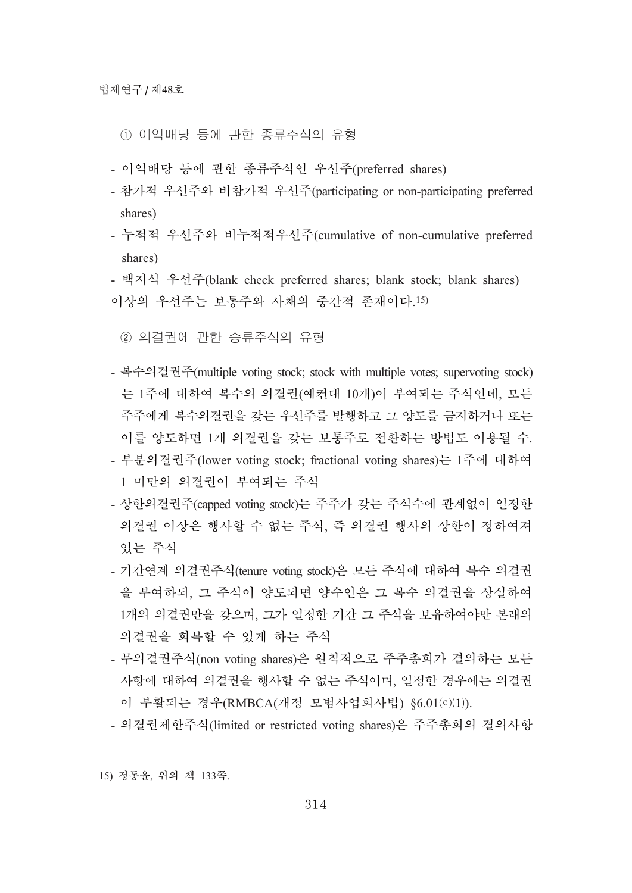① 이익배당 등에 관한 종류주식의 유형

- 이익배당 등에 관한 종류주식인 우선주(preferred shares)
- 참가적 우선주와 비참가적 우선주(participating or non-participating preferred shares)
- 누적적 우선주와 비누적적우선주(cumulative of non-cumulative preferred shares)
- 백지식 우선주(blank check preferred shares; blank stock; blank shares)

이상의 우선주는 보통주와 사채의 중간적 존재이다.[15)]

② 의결권에 관한 종류주식의 유형

- 복수의결권주(multiple voting stock; stock with multiple votes; supervoting stock)는 1주에 대하여 복수의 의결권(예컨대 10개)이 부여되는 주식인데, 모든 주주에게 복수의결권을 갖는 우선주를 발행하고 그 양도를 금지하거나 또는 이를 양도하면 1개 의결권을 갖는 보통주로 전환하는 방법도 이용될 수.
- 부분의결권주(lower voting stock; fractional voting shares)는 1주에 대하여 1 미만의 의결권이 부여되는 주식
- 상한의결권주(capped voting stock)는 주주가 갖는 주식수에 관계없이 일정한 의결권 이상은 행사할 수 없는 주식, 즉 의결권 행사의 상한이 정하여져 있는 주식
- 기간연계 의결권주식(tenure voting stock)은 모든 주식에 대하여 복수 의결권을 부여하되, 그 주식이 양도되면 양수인은 그 복수 의결권을 상실하여 1개의 의결권만을 갖으며, 그가 일정한 기간 그 주식을 보유하여야만 본래의 의결권을 회복할 수 있게 하는 주식
- 무의결권주식(non voting shares)은 원칙적으로 주주총회가 결의하는 모든 사항에 대하여 의결권을 행사할 수 없는 주식이며, 일정한 경우에는 의결권이 부활되는 경우(RMBCA(개정 모범사업회사법) §6.01(c)(1)).
- 의결권제한주식(limited or restricted voting shares)은 주주총회의 결의사항

---

15) 정동윤, 위의 책 133쪽.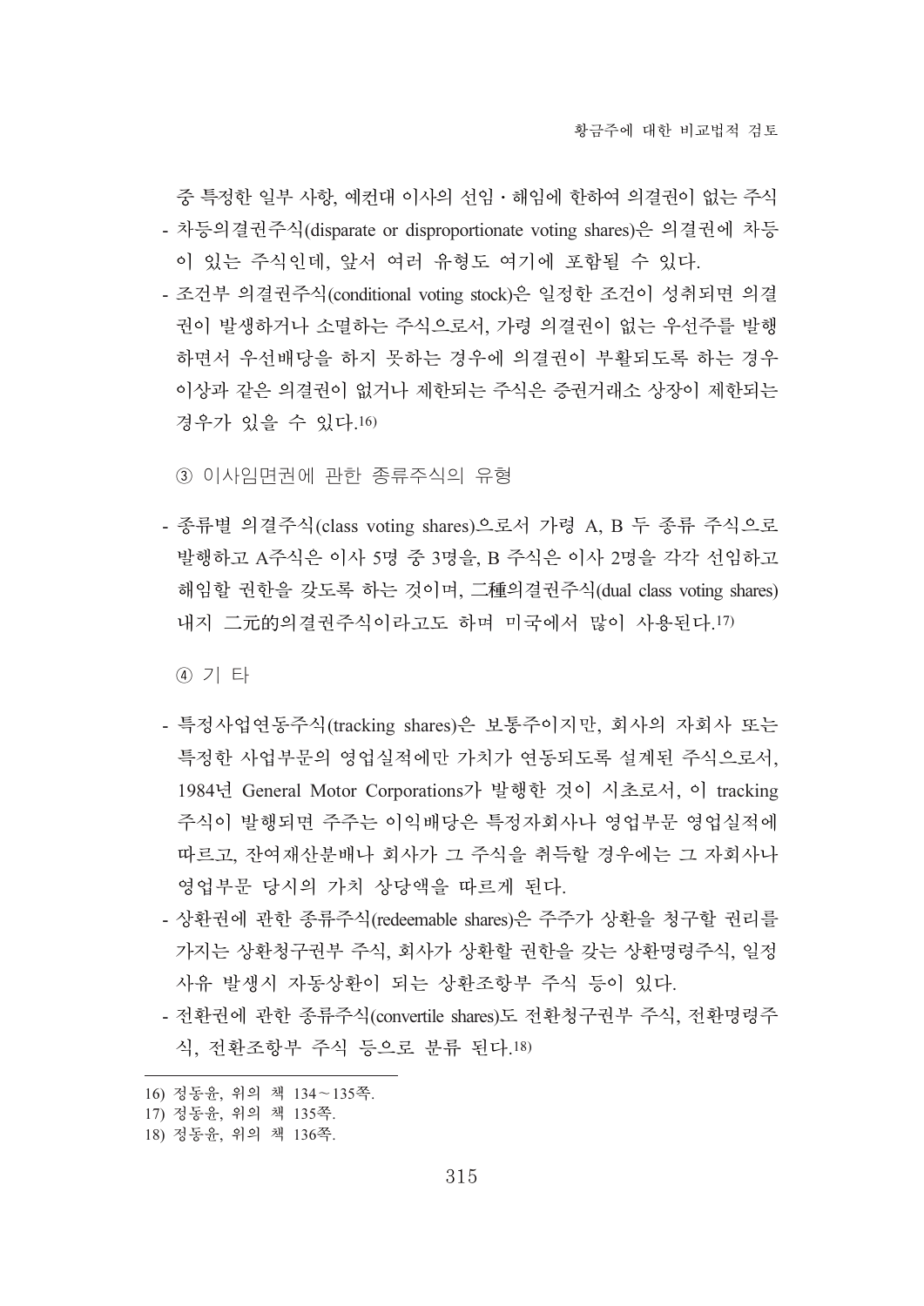중 특정한 일부 사항, 예컨대 이사의 선임・해임에 한하여 의결권이 없는 주식

- 차등의결권주식(disparate or disproportionate voting shares)은 의결권에 차등이 있는 주식인데, 앞서 여러 유형도 여기에 포함될 수 있다.
- 조건부 의결권주식(conditional voting stock)은 일정한 조건이 성취되면 의결권이 발생하거나 소멸하는 주식으로서, 가령 의결권이 없는 우선주를 발행하면서 우선배당을 하지 못하는 경우에 의결권이 부활되도록 하는 경우 이상과 같은 의결권이 없거나 제한되는 주식은 증권거래소 상장이 제한되는 경우가 있을 수 있다.[16]

③ 이사임면권에 관한 종류주식의 유형

- 종류별 의결주식(class voting shares)으로서 가령 A, B 두 종류 주식으로 발행하고 A주식은 이사 5명 중 3명을, B 주식은 이사 2명을 각각 선임하고 해임할 권한을 갖도록 하는 것이며, 二種의결권주식(dual class voting shares) 내지 二元的의결권주식이라고도 하며 미국에서 많이 사용된다.[17]

④ 기 타

- 특정사업연동주식(tracking shares)은 보통주이지만, 회사의 자회사 또는 특정한 사업부문의 영업실적에만 가치가 연동되도록 설계된 주식으로서, 1984년 General Motor Corporations가 발행한 것이 시초로서, 이 tracking 주식이 발행되면 주주는 이익배당은 특정자회사나 영업부문 영업실적에 따르고, 잔여재산분배나 회사가 그 주식을 취득할 경우에는 그 자회사나 영업부문 당시의 가치 상당액을 따르게 된다.
- 상환권에 관한 종류주식(redeemable shares)은 주주가 상환을 청구할 권리를 가지는 상환청구권부 주식, 회사가 상환할 권한을 갖는 상환명령주식, 일정 사유 발생시 자동상환이 되는 상환조항부 주식 등이 있다.
- 전환권에 관한 종류주식(convertile shares)도 전환청구권부 주식, 전환명령주식, 전환조항부 주식 등으로 분류 된다.[18]

---

16) 정동윤, 위의 책 134～135쪽.
17) 정동윤, 위의 책 135쪽.
18) 정동윤, 위의 책 136쪽.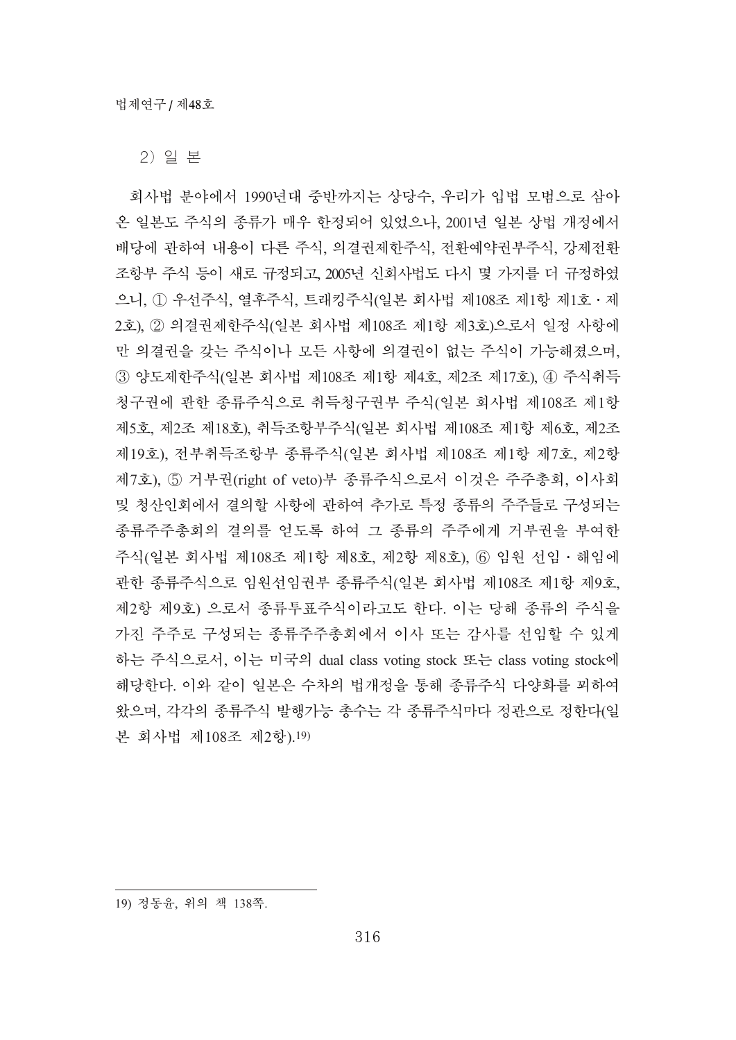2) 일 본

회사법 분야에서 1990년대 중반까지는 상당수, 우리가 입법 모범으로 삼아 온 일본도 주식의 종류가 매우 한정되어 있었으나, 2001년 일본 상법 개정에서 배당에 관하여 내용이 다른 주식, 의결권제한주식, 전환예약권부주식, 강제전환조항부 주식 등이 새로 규정되고, 2005년 신회사법도 다시 몇 가지를 더 규정하였으니, ① 우선주식, 열후주식, 트래킹주식(일본 회사법 제108조 제1항 제1호・제2호), ② 의결권제한주식(일본 회사법 제108조 제1항 제3호)으로서 일정 사항에만 의결권을 갖는 주식이나 모든 사항에 의결권이 없는 주식이 가능해졌으며, ③ 양도제한주식(일본 회사법 제108조 제1항 제4호, 제2조 제17호), ④ 주식취득청구권에 관한 종류주식으로 취득청구권부 주식(일본 회사법 제108조 제1항 제5호, 제2조 제18호), 취득조항부주식(일본 회사법 제108조 제1항 제6호, 제2조 제19호), 전부취득조항부 종류주식(일본 회사법 제108조 제1항 제7호, 제2항 제7호), ⑤ 거부권(right of veto)부 종류주식으로서 이것은 주주총회, 이사회 및 청산인회에서 결의할 사항에 관하여 추가로 특정 종류의 주주들로 구성되는 종류주주총회의 결의를 얻도록 하여 그 종류의 주주에게 거부권을 부여한 주식(일본 회사법 제108조 제1항 제8호, 제2항 제8호), ⑥ 임원 선임・해임에 관한 종류주식으로 임원선임권부 종류주식(일본 회사법 제108조 제1항 제9호, 제2항 제9호) 으로서 종류투표주식이라고도 한다. 이는 당해 종류의 주식을 가진 주주로 구성되는 종류주주총회에서 이사 또는 감사를 선임할 수 있게 하는 주식으로서, 이는 미국의 dual class voting stock 또는 class voting stock에 해당한다. 이와 같이 일본은 수차의 법개정을 통해 종류주식 다양화를 꾀하여 왔으며, 각각의 종류주식 발행가능 총수는 각 종류주식마다 정관으로 정한다(일본 회사법 제108조 제2항).[19]

---

19) 정동윤, 위의 책 138쪽.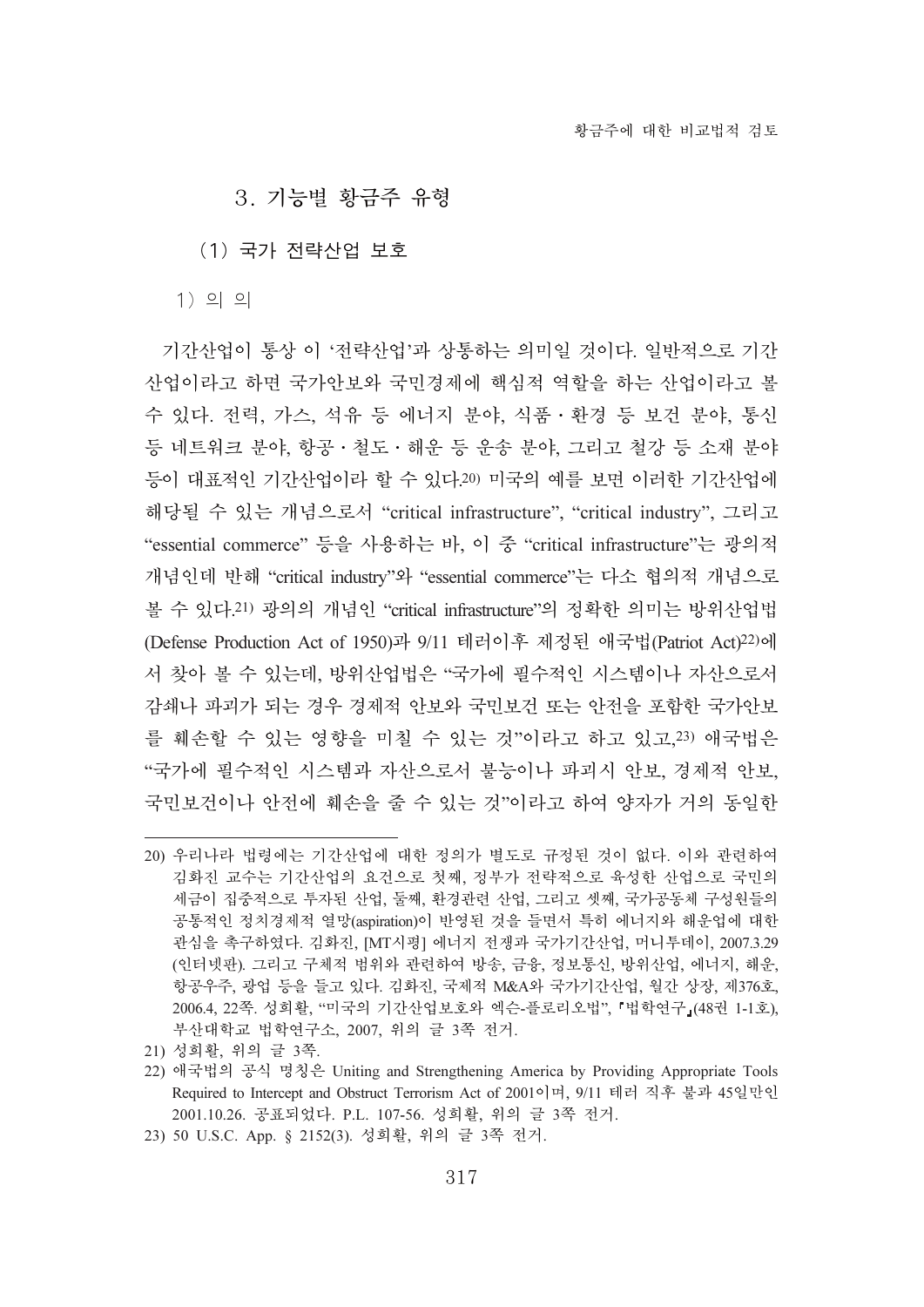### 3. 기능별 황금주 유형

#### (1) 국가 전략산업 보호

1) 의 의

기간산업이 통상 이 '전략산업'과 상통하는 의미일 것이다. 일반적으로 기간산업이라고 하면 국가안보와 국민경제에 핵심적 역할을 하는 산업이라고 볼 수 있다. 전력, 가스, 석유 등 에너지 분야, 식품・환경 등 보건 분야, 통신 등 네트워크 분야, 항공・철도・해운 등 운송 분야, 그리고 철강 등 소재 분야 등이 대표적인 기간산업이라 할 수 있다.[20] 미국의 예를 보면 이러한 기간산업에 해당될 수 있는 개념으로서 "critical infrastructure", "critical industry", 그리고 "essential commerce" 등을 사용하는 바, 이 중 "critical infrastructure"는 광의적 개념인데 반해 "critical industry"와 "essential commerce"는 다소 협의적 개념으로 볼 수 있다.[21] 광의 개념인 "critical infrastructure"의 정확한 의미는 방위산업법(Defense Production Act of 1950)과 9/11 테러이후 제정된 애국법(Patriot Act)[22]에서 찾아 볼 수 있는데, 방위산업법은 "국가에 필수적인 시스템이나 자산으로서 감쇄나 파괴가 되는 경우 경제적 안보와 국민보건 또는 안전을 포함한 국가안보를 훼손할 수 있는 영향을 미칠 수 있는 것"이라고 하고 있고,[23] 애국법은 "국가에 필수적인 시스템과 자산으로서 불능이나 파괴시 안보, 경제적 안보, 국민보건이나 안전에 훼손을 줄 수 있는 것"이라고 하여 양자가 거의 동일한

---

20) 우리나라 법령에는 기간산업에 대한 정의가 별도로 규정된 것이 없다. 이와 관련하여 김화진 교수는 기간산업의 요건으로 첫째, 정부가 전략적으로 육성한 산업으로 국민의 세금이 집중적으로 투자된 산업, 둘째, 환경관련 산업, 그리고 셋째, 국가공동체 구성원들의 공통적인 정치경제적 열망(aspiration)이 반영된 것을 들면서 특히 에너지와 해운업에 대한 관심을 촉구하였다. 김화진, [MT시평] 에너지 전쟁과 국가기간산업, 머니투데이, 2007.3.29 (인터넷판). 그리고 구체적 범위와 관련하여 방송, 금융, 정보통신, 방위산업, 에너지, 해운, 항공우주, 광업 등을 들고 있다. 김화진, 국제적 M&A와 국가기간산업, 월간 상장, 제376호, 2006.4, 22쪽. 성희활, "미국의 기간산업보호와 엑슨-플로리오법", 『법학연구』(48권 1-1호), 부산대학교 법학연구소, 2007, 위의 글 3쪽 전거.

21) 성희활, 위의 글 3쪽.

22) 애국법의 공식 명칭은 Uniting and Strengthening America by Providing Appropriate Tools Required to Intercept and Obstruct Terrorism Act of 2001이며, 9/11 테러 직후 불과 45일만인 2001.10.26. 공표되었다. P.L. 107-56. 성희활, 위의 글 3쪽 전거.

23) 50 U.S.C. App. § 2152(3). 성희활, 위의 글 3쪽 전거.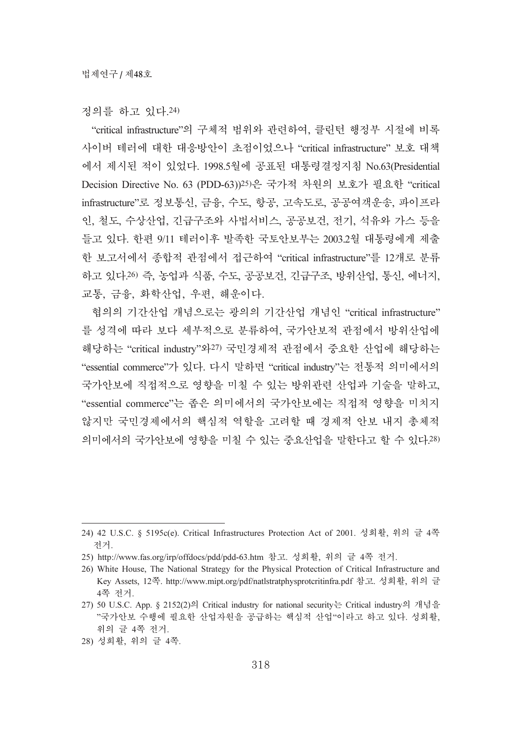정의를 하고 있다.[24)]

"critical infrastructure"의 구체적 범위와 관련하여, 클린턴 행정부 시절에 비록 사이버 테러에 대한 대응방안이 초점이었으나 "critical infrastructure" 보호 대책에서 제시된 적이 있었다. 1998.5월에 공표된 대통령결정지침 No.63(Presidential Decision Directive No. 63 (PDD-63))[25)]은 국가적 차원의 보호가 필요한 "critical infrastructure"로 정보통신, 금융, 수도, 항공, 고속도로, 공공여객운송, 파이프라인, 철도, 수상산업, 긴급구조와 사법서비스, 공공보건, 전기, 석유와 가스 등을 들고 있다. 한편 9/11 테러이후 발족한 국토안보부는 2003.2월 대통령에게 제출한 보고서에서 종합적 관점에서 접근하여 "critical infrastructure"를 12개로 분류하고 있다.[26)] 즉, 농업과 식품, 수도, 공공보건, 긴급구조, 방위산업, 통신, 에너지, 교통, 금융, 화학산업, 우편, 해운이다.

협의의 기간산업 개념으로는 광의의 기간산업 개념인 "critical infrastructure"를 성격에 따라 보다 세부적으로 분류하여, 국가안보적 관점에서 방위산업에 해당하는 "critical industry"와[27)] 국민경제적 관점에서 중요한 산업에 해당하는 "essential commerce"가 있다. 다시 말하면 "critical industry"는 전통적 의미에서의 국가안보에 직접적으로 영향을 미칠 수 있는 방위관련 산업과 기술을 말하고, "essential commerce"는 좁은 의미에서의 국가안보에는 직접적 영향을 미치지 않지만 국민경제에서의 핵심적 역할을 고려할 때 경제적 안보 내지 총체적 의미에서의 국가안보에 영향을 미칠 수 있는 중요산업을 말한다고 할 수 있다.[28)]

---

24) 42 U.S.C. § 5195c(e). Critical Infrastructures Protection Act of 2001. 성희활, 위의 글 4쪽 전거.

25) http://www.fas.org/irp/offdocs/pdd/pdd-63.htm 참고. 성희활, 위의 글 4쪽 전거.

26) White House, The National Strategy for the Physical Protection of Critical Infrastructure and Key Assets, 12쪽. http://www.mipt.org/pdf/natlstratphysprotcritinfra.pdf 참고. 성희활, 위의 글 4쪽 전거.

27) 50 U.S.C. App. § 2152(2)의 Critical industry for national security는 Critical industry의 개념을 "국가안보 수행에 필요한 산업자원을 공급하는 핵심적 산업"이라고 하고 있다. 성희활, 위의 글 4쪽 전거.

28) 성희활, 위의 글 4쪽.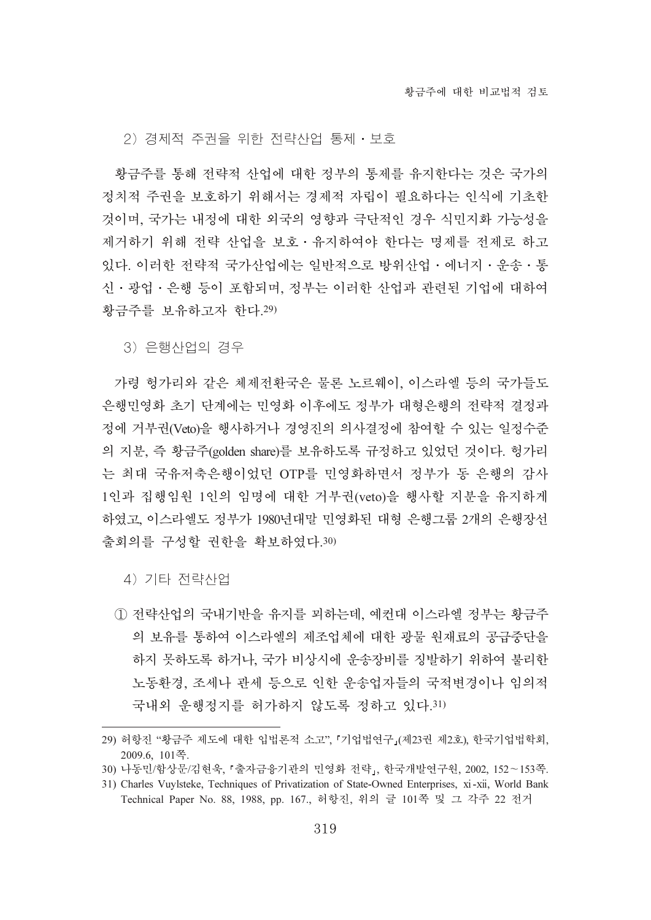2) 경제적 주권을 위한 전략산업 통제・보호

황금주를 통해 전략적 산업에 대한 정부의 통제를 유지한다는 것은 국가의 정치적 주권을 보호하기 위해서는 경제적 자립이 필요하다는 인식에 기초한 것이며, 국가는 내정에 대한 외국의 영향과 극단적인 경우 식민지화 가능성을 제거하기 위해 전략 산업을 보호・유지하여야 한다는 명제를 전제로 하고 있다. 이러한 전략적 국가산업에는 일반적으로 방위산업・에너지・운송・통신・광업・은행 등이 포함되며, 정부는 이러한 산업과 관련된 기업에 대하여 황금주를 보유하고자 한다.[29)]

3) 은행산업의 경우

가령 헝가리와 같은 체제전환국은 물론 노르웨이, 이스라엘 등의 국가들도 은행민영화 초기 단계에는 민영화 이후에도 정부가 대형은행의 전략적 결정과정에 거부권(Veto)을 행사하거나 경영진의 의사결정에 참여할 수 있는 일정수준의 지분, 즉 황금주(golden share)를 보유하도록 규정하고 있었던 것이다. 헝가리는 최대 국유저축은행이었던 OTP를 민영화하면서 정부가 동 은행의 감사 1인과 집행임원 1인의 임명에 대한 거부권(veto)을 행사할 지분을 유지하게 하였고, 이스라엘도 정부가 1980년대말 민영화된 대형 은행그룹 2개의 은행장선출회의를 구성할 권한을 확보하였다.[30)]

4) 기타 전략산업

① 전략산업의 국내기반을 유지를 꾀하는데, 예컨대 이스라엘 정부는 황금주의 보유를 통하여 이스라엘의 제조업체에 대한 광물 원재료의 공급중단을 하지 못하도록 하거나, 국가 비상시에 운송장비를 징발하기 위하여 불리한 노동환경, 조세나 관세 등으로 인한 운송업자들의 국적변경이나 임의적 국내외 운행정지를 허가하지 않도록 정하고 있다.[31)]

---

29) 허항진 "황금주 제도에 대한 입법론적 소고", 「기업법연구」(제23권 제2호), 한국기업법학회, 2009.6, 101쪽.

30) 나동민/함상문/김현욱, 「출자금융기관의 민영화 전략」, 한국개발연구원, 2002, 152～153쪽.

31) Charles Vuylsteke, Techniques of Privatization of State-Owned Enterprises, xi-xii, World Bank Technical Paper No. 88, 1988, pp. 167., 허항진, 위의 글 101쪽 및 그 각주 22 전거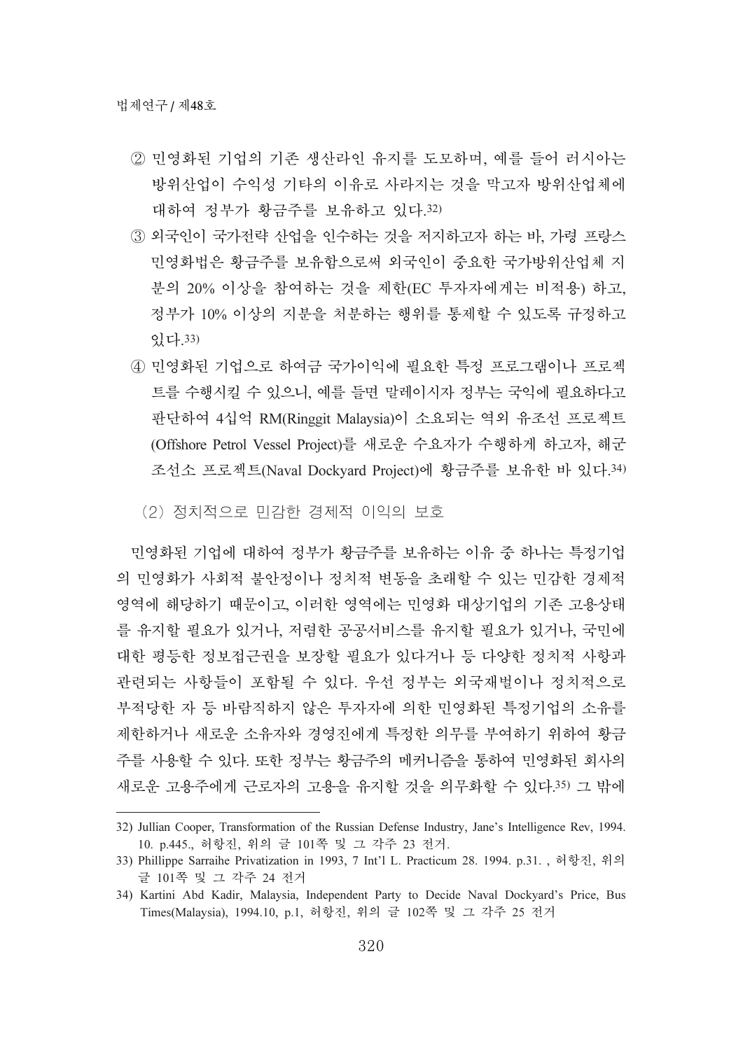② 민영화된 기업의 기존 생산라인 유지를 도모하며, 예를 들어 러시아는 방위산업이 수익성 기타의 이유로 사라지는 것을 막고자 방위산업체에 대하여 정부가 황금주를 보유하고 있다.[32]

③ 외국인이 국가전략 산업을 인수하는 것을 저지하고자 하는 바, 가령 프랑스 민영화법은 황금주를 보유함으로써 외국인이 중요한 국가방위산업체 지분의 20% 이상을 참여하는 것을 제한(EC 투자자에게는 비적용) 하고, 정부가 10% 이상의 지분을 처분하는 행위를 통제할 수 있도록 규정하고 있다.[33]

④ 민영화된 기업으로 하여금 국가이익에 필요한 특정 프로그램이나 프로젝트를 수행시킬 수 있으니, 예를 들면 말레이시자 정부는 국익에 필요하다고 판단하여 4십억 RM(Ringgit Malaysia)이 소요되는 역외 유조선 프로젝트(Offshore Petrol Vessel Project)를 새로운 수요자가 수행하게 하고자, 해군 조선소 프로젝트(Naval Dockyard Project)에 황금주를 보유한 바 있다.[34]

(2) 정치적으로 민감한 경제적 이익의 보호

민영화된 기업에 대하여 정부가 황금주를 보유하는 이유 중 하나는 특정기업의 민영화가 사회적 불안정이나 정치적 변동을 초래할 수 있는 민감한 경제적 영역에 해당하기 때문이고, 이러한 영역에는 민영화 대상기업의 기존 고용상태를 유지할 필요가 있거나, 저렴한 공공서비스를 유지할 필요가 있거나, 국민에 대한 평등한 정보접근권을 보장할 필요가 있다거나 등 다양한 정치적 사항과 관련되는 사항들이 포함될 수 있다. 우선 정부는 외국재벌이나 정치적으로 부적당한 자 등 바람직하지 않은 투자자에 의한 민영화된 특정기업의 소유를 제한하거나 새로운 소유자와 경영진에게 특정한 의무를 부여하기 위하여 황금주를 사용할 수 있다. 또한 정부는 황금주의 메커니즘을 통하여 민영화된 회사의 새로운 고용주에게 근로자의 고용을 유지할 것을 의무화할 수 있다.[35] 그 밖에

---

32) Jullian Cooper, Transformation of the Russian Defense Industry, Jane's Intelligence Rev, 1994. 10. p.445., 허항진, 위의 글 101쪽 및 그 각주 23 전거.

33) Phillippe Sarraihe Privatization in 1993, 7 Int'l L. Practicum 28. 1994. p.31. , 허항진, 위의 글 101쪽 및 그 각주 24 전거

34) Kartini Abd Kadir, Malaysia, Independent Party to Decide Naval Dockyard's Price, Bus Times(Malaysia), 1994.10, p.1, 허항진, 위의 글 102쪽 및 그 각주 25 전거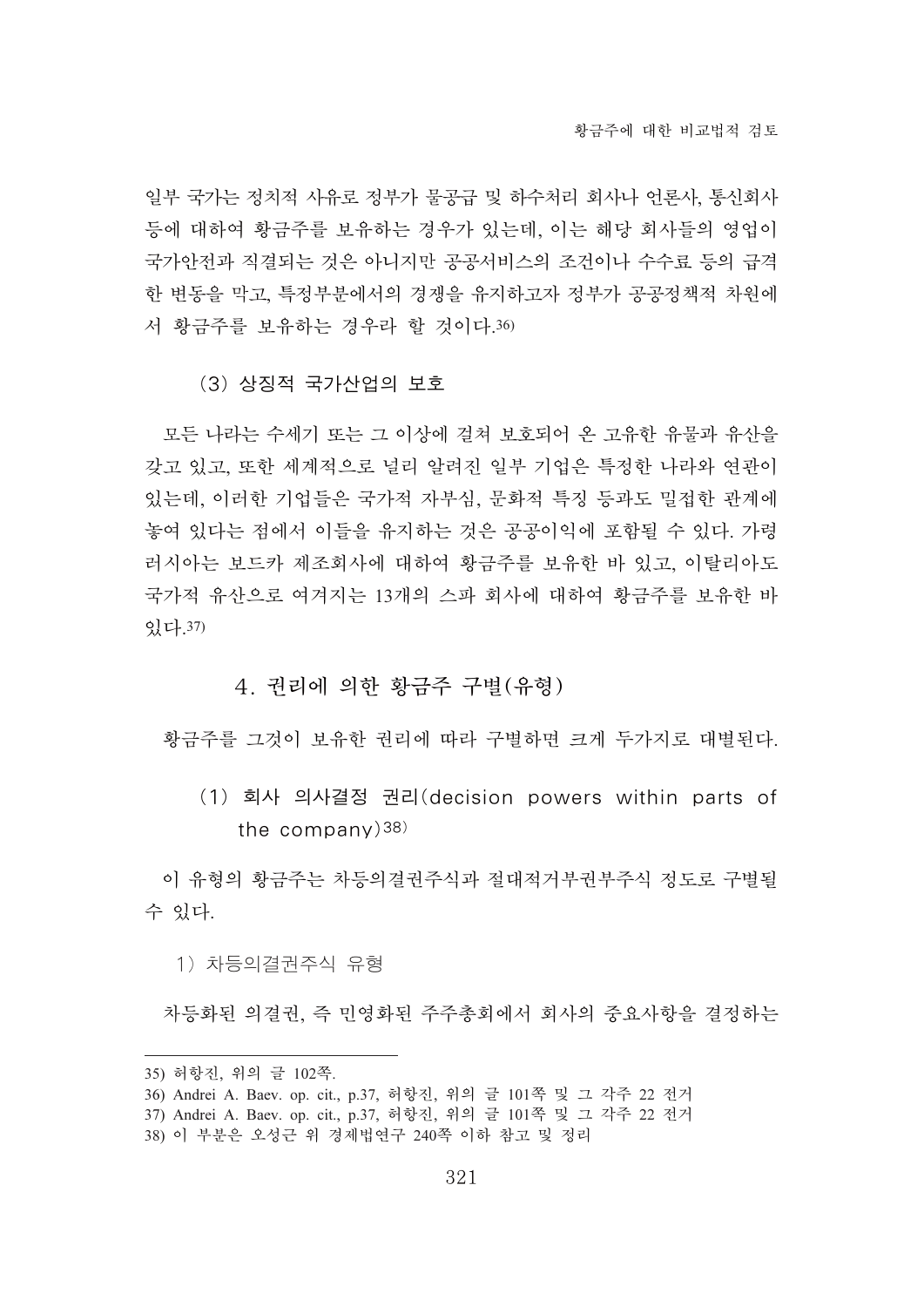일부 국가는 정치적 사유로 정부가 물공급 및 하수처리 회사나 언론사, 통신회사 등에 대하여 황금주를 보유하는 경우가 있는데, 이는 해당 회사들의 영업이 국가안전과 직결되는 것은 아니지만 공공서비스의 조건이나 수수료 등의 급격한 변동을 막고, 특정부분에서의 경쟁을 유지하고자 정부가 공공정책적 차원에서 황금주를 보유하는 경우라 할 것이다.[36]

#### (3) 상징적 국가산업의 보호

모든 나라는 수세기 또는 그 이상에 걸쳐 보호되어 온 고유한 유물과 유산을 갖고 있고, 또한 세계적으로 널리 알려진 일부 기업은 특정한 나라와 연관이 있는데, 이러한 기업들은 국가적 자부심, 문화적 특징 등과도 밀접한 관계에 놓여 있다는 점에서 이들을 유지하는 것은 공공이익에 포함될 수 있다. 가령 러시아는 보드카 제조회사에 대하여 황금주를 보유한 바 있고, 이탈리아도 국가적 유산으로 여겨지는 13개의 스파 회사에 대하여 황금주를 보유한 바 있다.[37]

### 4. 권리에 의한 황금주 구별(유형)

황금주를 그것이 보유한 권리에 따라 구별하면 크게 두가지로 대별된다.

#### (1) 회사 의사결정 권리(decision powers within parts of the company)[38]

이 유형의 황금주는 차등의결권주식과 절대적거부권부주식 정도로 구별될 수 있다.

##### 1) 차등의결권주식 유형

차등화된 의결권, 즉 민영화된 주주총회에서 회사의 중요사항을 결정하는

---

35) 허항진, 위의 글 102쪽.

36) Andrei A. Baev. op. cit., p.37, 허항진, 위의 글 101쪽 및 그 각주 22 전거

37) Andrei A. Baev. op. cit., p.37, 허항진, 위의 글 101쪽 및 그 각주 22 전거

38) 이 부분은 오성근 위 경제법연구 240쪽 이하 참고 및 정리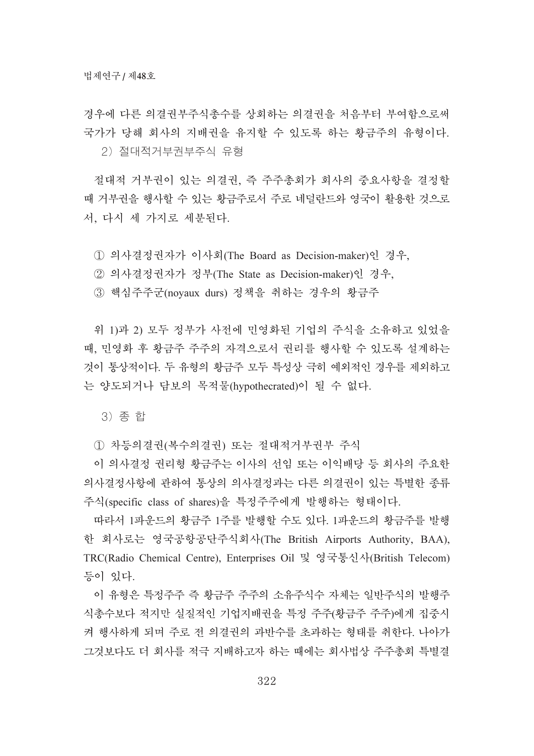경우에 다른 의결권부주식총수를 상회하는 의결권을 처음부터 부여함으로써 국가가 당해 회사의 지배권을 유지할 수 있도록 하는 황금주의 유형이다.

2) 절대적거부권부주식 유형

절대적 거부권이 있는 의결권, 즉 주주총회가 회사의 중요사항을 결정할 때 거부권을 행사할 수 있는 황금주로서 주로 네덜란드와 영국이 활용한 것으로서, 다시 세 가지로 세분된다.

① 의사결정권자가 이사회(The Board as Decision-maker)인 경우,
② 의사결정권자가 정부(The State as Decision-maker)인 경우,
③ 핵심주주군(noyaux durs) 정책을 취하는 경우의 황금주

위 1)과 2) 모두 정부가 사전에 민영화된 기업의 주식을 소유하고 있었을 때, 민영화 후 황금주 주주의 자격으로서 권리를 행사할 수 있도록 설계하는 것이 통상적이다. 두 유형의 황금주 모두 특성상 극히 예외적인 경우를 제외하고는 양도되거나 담보의 목적물(hypothecrated)이 될 수 없다.

3) 종 합

① 차등의결권(복수의결권) 또는 절대적거부권부 주식

이 의사결정 권리형 황금주는 이사의 선임 또는 이익배당 등 회사의 주요한 의사결정사항에 관하여 통상의 의사결정과는 다른 의결권이 있는 특별한 종류주식(specific class of shares)을 특정주주에게 발행하는 형태이다.

따라서 1파운드의 황금주 1주를 발행할 수도 있다. 1파운드의 황금주를 발행한 회사로는 영국공항공단주식회사(The British Airports Authority, BAA), TRC(Radio Chemical Centre), Enterprises Oil 및 영국통신사(British Telecom) 등이 있다.

이 유형은 특정주주 즉 황금주 주주의 소유주식수 자체는 일반주식의 발행주식총수보다 적지만 실질적인 기업지배권을 특정 주주(황금주 주주)에게 집중시켜 행사하게 되며 주로 전 의결권의 과반수를 초과하는 형태를 취한다. 나아가 그것보다도 더 회사를 적극 지배하고자 하는 때에는 회사법상 주주총회 특별결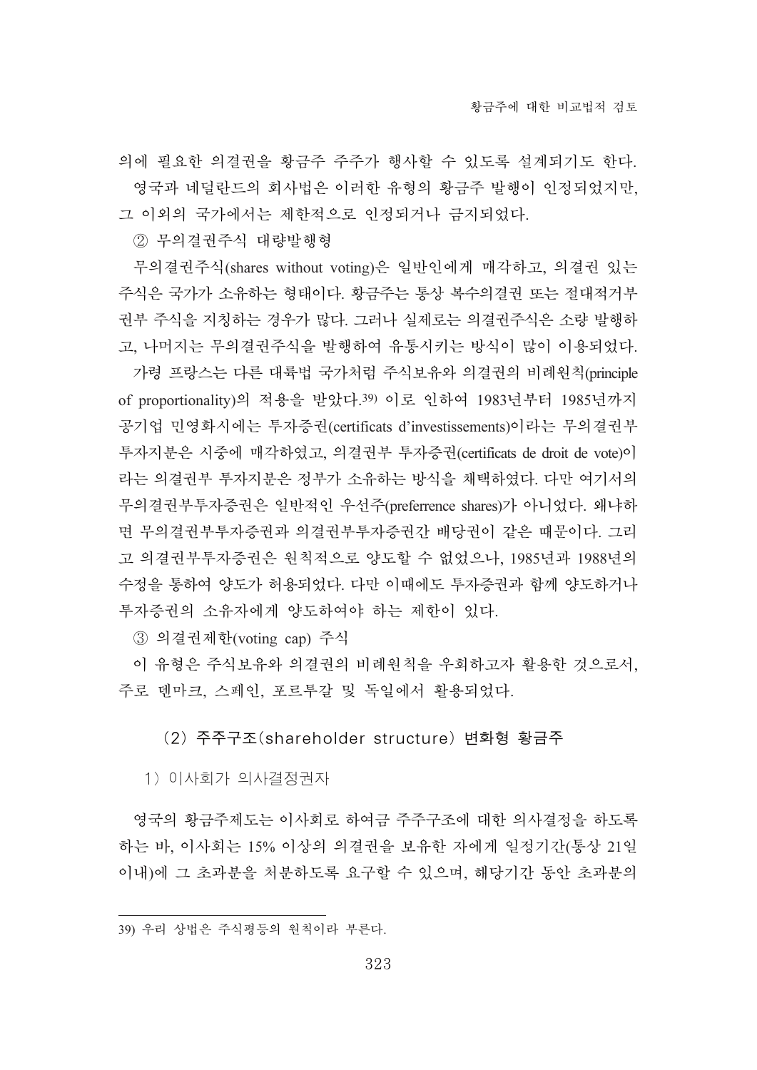의에 필요한 의결권을 황금주 주주가 행사할 수 있도록 설계되기도 한다.

영국과 네덜란드의 회사법은 이러한 유형의 황금주 발행이 인정되었지만, 그 이외의 국가에서는 제한적으로 인정되거나 금지되었다.

② 무의결권주식 대량발행형

무의결권주식(shares without voting)은 일반인에게 매각하고, 의결권 있는 주식은 국가가 소유하는 형태이다. 황금주는 통상 복수의결권 또는 절대적거부권부 주식을 지칭하는 경우가 많다. 그러나 실제로는 의결권주식은 소량 발행하고, 나머지는 무의결권주식을 발행하여 유통시키는 방식이 많이 이용되었다.

가령 프랑스는 다른 대륙법 국가처럼 주식보유와 의결권의 비례원칙(principle of proportionality)의 적용을 받았다.[39] 이로 인하여 1983년부터 1985년까지 공기업 민영화시에는 투자증권(certificats d'investissements)이라는 무의결권부 투자지분은 시중에 매각하였고, 의결권부 투자증권(certificats de droit de vote)이라는 의결권부 투자지분은 정부가 소유하는 방식을 채택하였다. 다만 여기서의 무의결권부투자증권은 일반적인 우선주(preferrence shares)가 아니었다. 왜냐하면 무의결권부투자증권과 의결권부투자증권간 배당권이 같은 때문이다. 그리고 의결권부투자증권은 원칙적으로 양도할 수 없었으나, 1985년과 1988년의 수정을 통하여 양도가 허용되었다. 다만 이때에도 투자증권과 함께 양도하거나 투자증권의 소유자에게 양도하여야 하는 제한이 있다.

③ 의결권제한(voting cap) 주식

이 유형은 주식보유와 의결권의 비례원칙을 우회하고자 활용한 것으로서, 주로 덴마크, 스페인, 포르투갈 및 독일에서 활용되었다.

### (2) 주주구조(shareholder structure) 변화형 황금주

#### 1) 이사회가 의사결정권자

영국의 황금주제도는 이사회로 하여금 주주구조에 대한 의사결정을 하도록 하는 바, 이사회는 15% 이상의 의결권을 보유한 자에게 일정기간(통상 21일 이내)에 그 초과분을 처분하도록 요구할 수 있으며, 해당기간 동안 초과분의

---

39) 우리 상법은 주식평등의 원칙이라 부른다.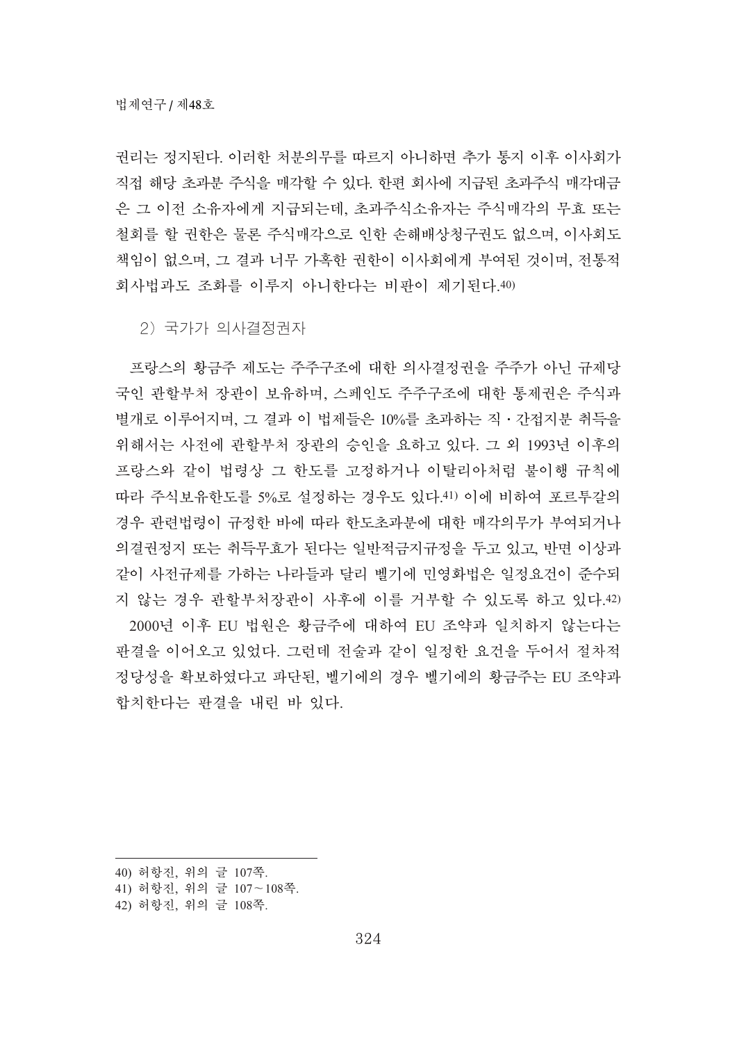권리는 정지된다. 이러한 처분의무를 따르지 아니하면 추가 통지 이후 이사회가 직접 해당 초과분 주식을 매각할 수 있다. 한편 회사에 지급된 초과주식 매각대금은 그 이전 소유자에게 지급되는데, 초과주식소유자는 주식매각의 무효 또는 철회를 할 권한은 물론 주식매각으로 인한 손해배상청구권도 없으며, 이사회도 책임이 없으며, 그 결과 너무 가혹한 권한이 이사회에게 부여된 것이며, 전통적 회사법과도 조화를 이루지 아니한다는 비판이 제기된다.[40]

2) 국가가 의사결정권자

프랑스의 황금주 제도는 주주구조에 대한 의사결정권을 주주가 아닌 규제당국인 관할부처 장관이 보유하며, 스페인도 주주구조에 대한 통제권은 주식과 별개로 이루어지며, 그 결과 이 법제들은 10%를 초과하는 직·간접지분 취득을 위해서는 사전에 관할부처 장관의 승인을 요하고 있다. 그 외 1993년 이후의 프랑스와 같이 법령상 그 한도를 고정하거나 이탈리아처럼 불이행 규칙에 따라 주식보유한도를 5%로 설정하는 경우도 있다.[41] 이에 비하여 포르투갈의 경우 관련법령이 규정한 바에 따라 한도초과분에 대한 매각의무가 부여되거나 의결권정지 또는 취득무효가 된다는 일반적금지규정을 두고 있고, 반면 이상과 같이 사전규제를 가하는 나라들과 달리 벨기에 민영화법은 일정요건이 준수되지 않는 경우 관할부처장관이 사후에 이를 거부할 수 있도록 하고 있다.[42]

2000년 이후 EU 법원은 황금주에 대하여 EU 조약과 일치하지 않는다는 판결을 이어오고 있었다. 그런데 전술과 같이 일정한 요건을 두어서 절차적 정당성을 확보하였다고 파단된, 벨기에의 경우 벨기에의 황금주는 EU 조약과 합치한다는 판결을 내린 바 있다.

---

40) 허항진, 위의 글 107쪽.

41) 허항진, 위의 글 107~108쪽.

42) 허항진, 위의 글 108쪽.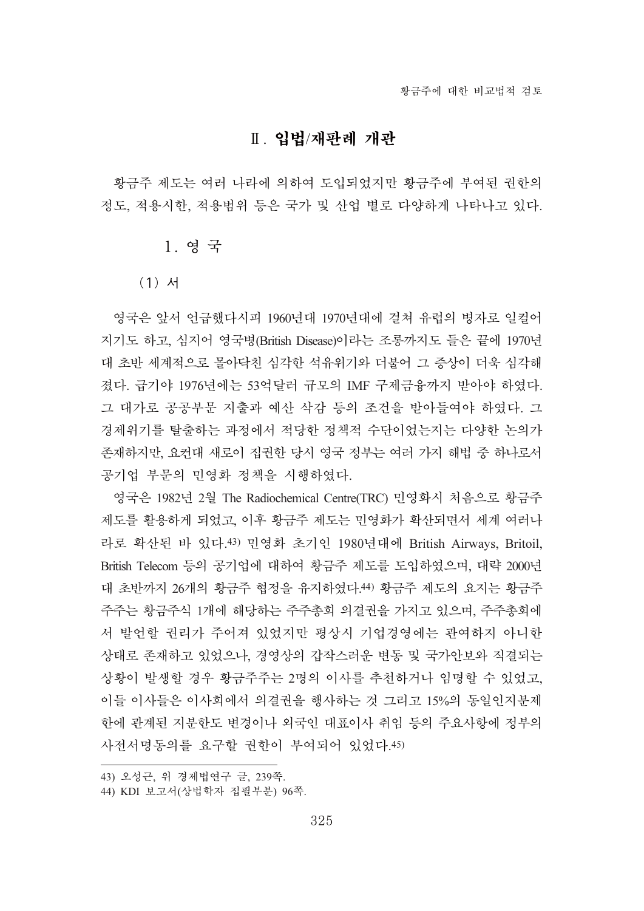## Ⅱ. 입법/재판례 개관

황금주 제도는 여러 나라에 의하여 도입되었지만 황금주에 부여된 권한의 정도, 적용시한, 적용범위 등은 국가 및 산업 별로 다양하게 나타나고 있다.

### 1. 영 국

#### (1) 서

영국은 앞서 언급했다시피 1960년대 1970년대에 걸쳐 유럽의 병자로 일컬어지기도 하고, 심지어 영국병(British Disease)이라는 조롱까지도 들은 끝에 1970년대 초반 세계적으로 몰아닥친 심각한 석유위기와 더불어 그 증상이 더욱 심각해졌다. 급기야 1976년에는 53억달러 규모의 IMF 구제금융까지 받아야 하였다. 그 대가로 공공부문 지출과 예산 삭감 등의 조건을 받아들여야 하였다. 그 경제위기를 탈출하는 과정에서 적당한 정책적 수단이었는지는 다양한 논의가 존재하지만, 요컨대 새로이 집권한 당시 영국 정부는 여러 가지 해법 중 하나로서 공기업 부문의 민영화 정책을 시행하였다.

영국은 1982년 2월 The Radiochemical Centre(TRC) 민영화시 처음으로 황금주 제도를 활용하게 되었고, 이후 황금주 제도는 민영화가 확산되면서 세계 여러나라로 확산된 바 있다.[43] 민영화 초기인 1980년대에 British Airways, Britoil, British Telecom 등의 공기업에 대하여 황금주 제도를 도입하였으며, 대략 2000년대 초반까지 26개의 황금주 협정을 유지하였다.[44] 황금주 제도의 요지는 황금주 주주는 황금주식 1개에 해당하는 주주총회 의결권을 가지고 있으며, 주주총회에서 발언할 권리가 주어져 있었지만 평상시 기업경영에는 관여하지 아니한 상태로 존재하고 있었으나, 경영상의 갑작스러운 변동 및 국가안보와 직결되는 상황이 발생할 경우 황금주주는 2명의 이사를 추천하거나 임명할 수 있었고, 이들 이사들은 이사회에서 의결권을 행사하는 것 그리고 15%의 동일인지분제한에 관계된 지분한도 변경이나 외국인 대표이사 취임 등의 주요사항에 정부의 사전서명동의를 요구할 권한이 부여되어 있었다.[45]

---

43) 오성근, 위 경제법연구 글, 239쪽.

44) KDI 보고서(상법학자 집필부분) 96쪽.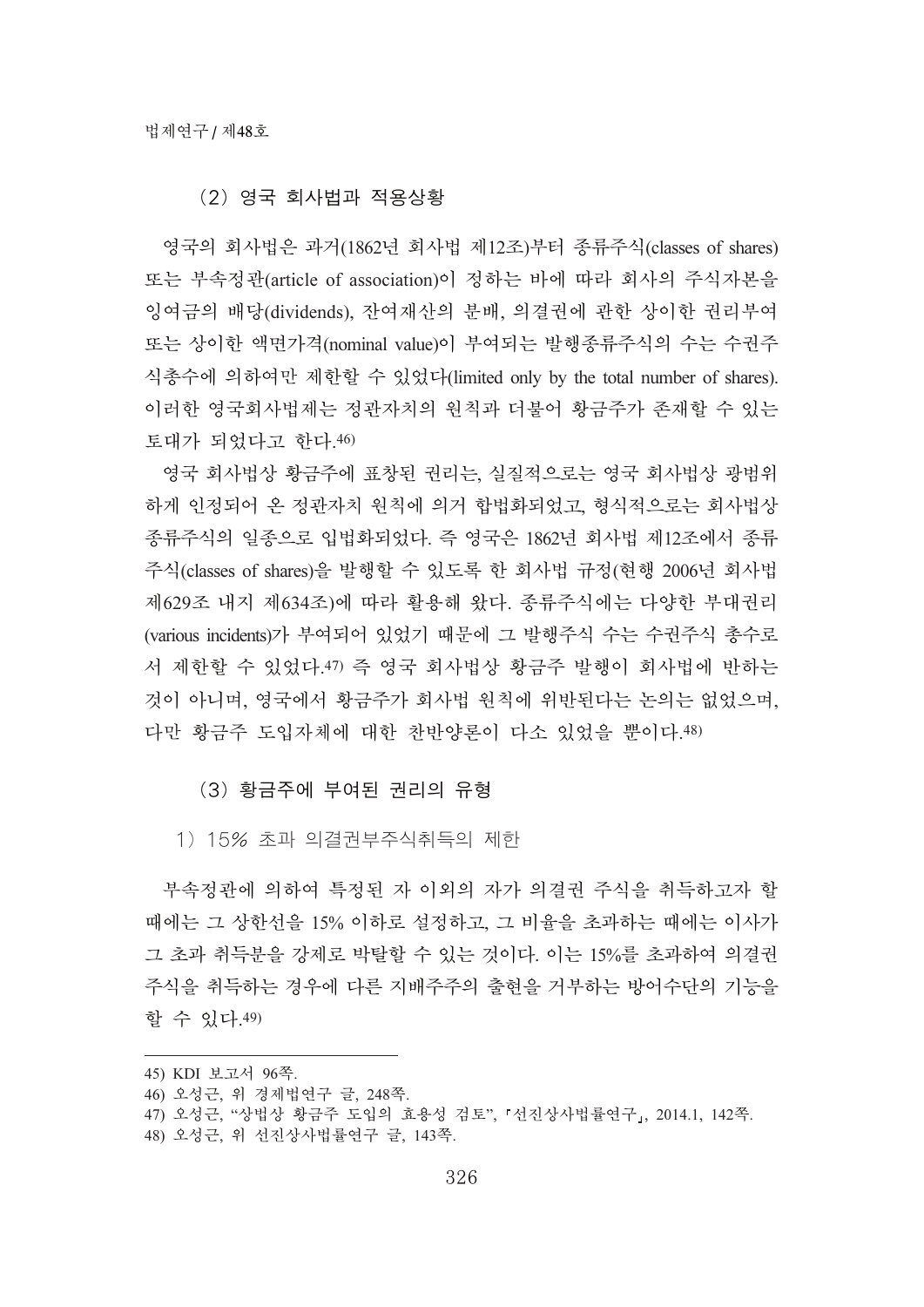### (2) 영국 회사법과 적용상황

영국의 회사법은 과거(1862년 회사법 제12조)부터 종류주식(classes of shares) 또는 부속정관(article of association)이 정하는 바에 따라 회사의 주식자본을 잉여금의 배당(dividends), 잔여재산의 분배, 의결권에 관한 상이한 권리부여 또는 상이한 액면가격(nominal value)이 부여되는 발행종류주식의 수는 수권주식총수에 의하여만 제한할 수 있었다(limited only by the total number of shares). 이러한 영국회사법제는 정관자치의 원칙과 더불어 황금주가 존재할 수 있는 토대가 되었다고 한다.[46]

영국 회사법상 황금주에 표창된 권리는, 실질적으로는 영국 회사법상 광범위하게 인정되어 온 정관자치 원칙에 의거 합법화되었고, 형식적으로는 회사법상 종류주식의 일종으로 입법화되었다. 즉 영국은 1862년 회사법 제12조에서 종류주식(classes of shares)을 발행할 수 있도록 한 회사법 규정(현행 2006년 회사법 제629조 내지 제634조)에 따라 활용해 왔다. 종류주식에는 다양한 부대권리(various incidents)가 부여되어 있었기 때문에 그 발행주식 수는 수권주식 총수로서 제한할 수 있었다.[47] 즉 영국 회사법상 황금주 발행이 회사법에 반하는 것이 아니며, 영국에서 황금주가 회사법 원칙에 위반된다는 논의는 없었으며, 다만 황금주 도입자체에 대한 찬반양론이 다소 있었을 뿐이다.[48]

### (3) 황금주에 부여된 권리의 유형

#### 1) 15% 초과 의결권부주식취득의 제한

부속정관에 의하여 특정된 자 이외의 자가 의결권 주식을 취득하고자 할 때에는 그 상한선을 15% 이하로 설정하고, 그 비율을 초과하는 때에는 이사가 그 초과 취득분을 강제로 박탈할 수 있는 것이다. 이는 15%를 초과하여 의결권 주식을 취득하는 경우에 다른 지배주주의 출현을 거부하는 방어수단의 기능을 할 수 있다.[49]

---

45) KDI 보고서 96쪽.

46) 오성근, 위 경제법연구 글, 248쪽.

47) 오성근, "상법상 황금주 도입의 효용성 검토", 「선진상사법률연구」, 2014.1, 142쪽.

48) 오성근, 위 선진상사법률연구 글, 143쪽.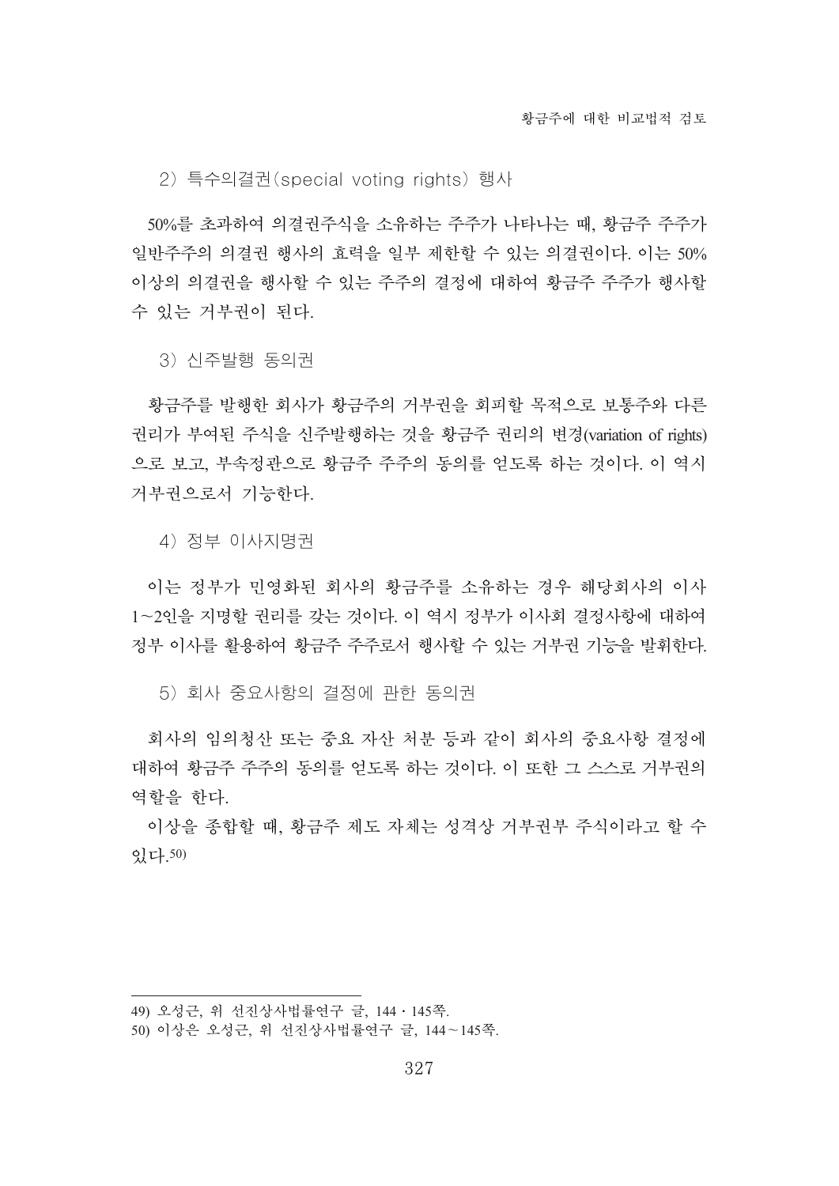2) 특수의결권(special voting rights) 행사

50%를 초과하여 의결권주식을 소유하는 주주가 나타나는 때, 황금주 주주가 일반주주의 의결권 행사의 효력을 일부 제한할 수 있는 의결권이다. 이는 50% 이상의 의결권을 행사할 수 있는 주주의 결정에 대하여 황금주 주주가 행사할 수 있는 거부권이 된다.

3) 신주발행 동의권

황금주를 발행한 회사가 황금주의 거부권을 회피할 목적으로 보통주와 다른 권리가 부여된 주식을 신주발행하는 것을 황금주 권리의 변경(variation of rights)으로 보고, 부속정관으로 황금주 주주의 동의를 얻도록 하는 것이다. 이 역시 거부권으로서 기능한다.

4) 정부 이사지명권

이는 정부가 민영화된 회사의 황금주를 소유하는 경우 해당회사의 이사 1~2인을 지명할 권리를 갖는 것이다. 이 역시 정부가 이사회 결정사항에 대하여 정부 이사를 활용하여 황금주 주주로서 행사할 수 있는 거부권 기능을 발휘한다.

5) 회사 중요사항의 결정에 관한 동의권

회사의 임의청산 또는 중요 자산 처분 등과 같이 회사의 중요사항 결정에 대하여 황금주 주주의 동의를 얻도록 하는 것이다. 이 또한 그 스스로 거부권의 역할을 한다.

이상을 종합할 때, 황금주 제도 자체는 성격상 거부권부 주식이라고 할 수 있다.[50]

---

49) 오성근, 위 선진상사법률연구 글, 144・145쪽.

50) 이상은 오성근, 위 선진상사법률연구 글, 144~145쪽.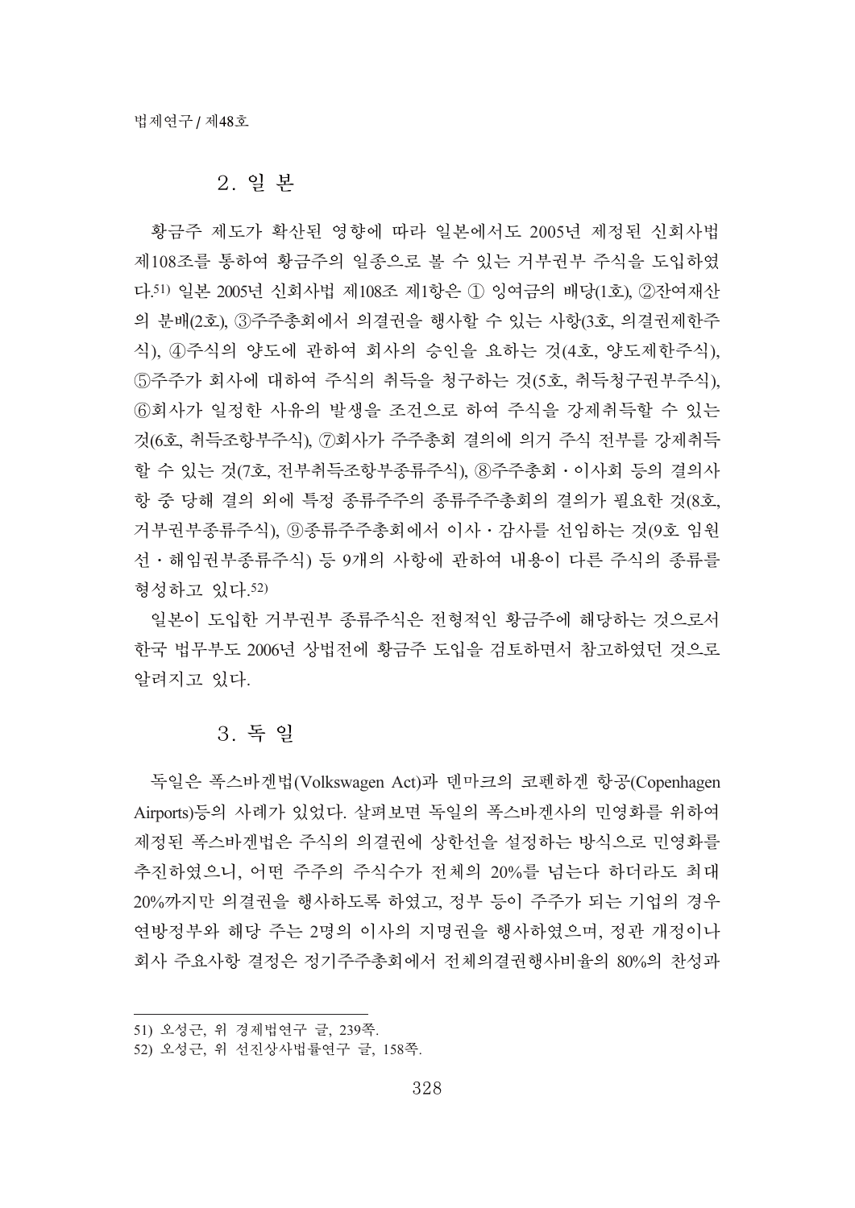## 2. 일 본

황금주 제도가 확산된 영향에 따라 일본에서도 2005년 제정된 신회사법 제108조를 통하여 황금주의 일종으로 볼 수 있는 거부권부 주식을 도입하였다.[51] 일본 2005년 신회사법 제108조 제1항은 ① 잉여금의 배당(1호), ②잔여재산의 분배(2호), ③주주총회에서 의결권을 행사할 수 있는 사항(3호, 의결권제한주식), ④주식의 양도에 관하여 회사의 승인을 요하는 것(4호, 양도제한주식), ⑤주주가 회사에 대하여 주식의 취득을 청구하는 것(5호, 취득청구권부주식), ⑥회사가 일정한 사유의 발생을 조건으로 하여 주식을 강제취득할 수 있는 것(6호, 취득조항부주식), ⑦회사가 주주총회 결의에 의거 주식 전부를 강제취득할 수 있는 것(7호, 전부취득조항부종류주식), ⑧주주총회・이사회 등의 결의사항 중 당해 결의 외에 특정 종류주주의 종류주주총회의 결의가 필요한 것(8호, 거부권부종류주식), ⑨종류주주총회에서 이사・감사를 선임하는 것(9호 임원선・해임권부종류주식) 등 9개의 사항에 관하여 내용이 다른 주식의 종류를 형성하고 있다.[52]

일본이 도입한 거부권부 종류주식은 전형적인 황금주에 해당하는 것으로서 한국 법무부도 2006년 상법전에 황금주 도입을 검토하면서 참고하였던 것으로 알려지고 있다.

## 3. 독 일

독일은 폭스바겐법(Volkswagen Act)과 덴마크의 코펜하겐 항공(Copenhagen Airports)등의 사례가 있었다. 살펴보면 독일의 폭스바겐사의 민영화를 위하여 제정된 폭스바겐법은 주식의 의결권에 상한선을 설정하는 방식으로 민영화를 추진하였으니, 어떤 주주의 주식수가 전체의 20%를 넘는다 하더라도 최대 20%까지만 의결권을 행사하도록 하였고, 정부 등이 주주가 되는 기업의 경우 연방정부와 해당 주는 2명의 이사의 지명권을 행사하였으며, 정관 개정이나 회사 주요사항 결정은 정기주주총회에서 전체의결권행사비율의 80%의 찬성과

---

51) 오성근, 위 경제법연구 글, 239쪽.

52) 오성근, 위 선진상사법률연구 글, 158쪽.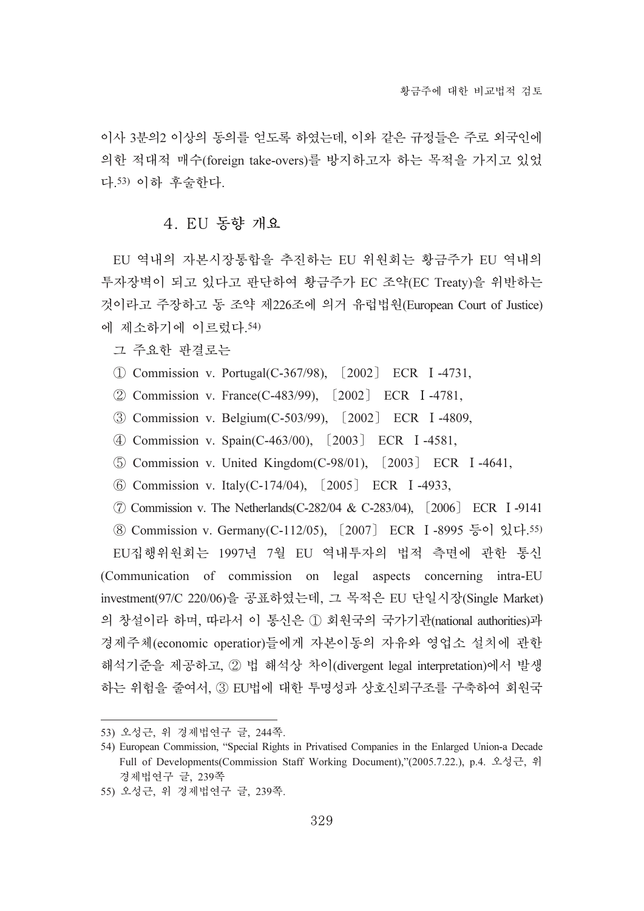이사 3분의2 이상의 동의를 얻도록 하였는데, 이와 같은 규정들은 주로 외국인에 의한 적대적 매수(foreign take-overs)를 방지하고자 하는 목적을 가지고 있었다.[53] 이하 후술한다.

## 4. EU 동향 개요

EU 역내의 자본시장통합을 추진하는 EU 위원회는 황금주가 EU 역내의 투자장벽이 되고 있다고 판단하여 황금주가 EC 조약(EC Treaty)을 위반하는 것이라고 주장하고 동 조약 제226조에 의거 유럽법원(European Court of Justice)에 제소하기에 이르렀다.[54]

그 주요한 판결로는

① Commission v. Portugal(C-367/98), 〔2002〕 ECR Ⅰ-4731,

② Commission v. France(C-483/99), 〔2002〕 ECR Ⅰ-4781,

③ Commission v. Belgium(C-503/99), 〔2002〕 ECR Ⅰ-4809,

④ Commission v. Spain(C-463/00), 〔2003〕 ECR Ⅰ-4581,

⑤ Commission v. United Kingdom(C-98/01), 〔2003〕 ECR Ⅰ-4641,

⑥ Commission v. Italy(C-174/04), 〔2005〕 ECR Ⅰ-4933,

⑦ Commission v. The Netherlands(C-282/04 & C-283/04), 〔2006〕 ECR Ⅰ-9141

⑧ Commission v. Germany(C-112/05), 〔2007〕 ECR Ⅰ-8995 등이 있다.[55]

EU집행위원회는 1997년 7월 EU 역내투자의 법적 측면에 관한 통신(Communication of commission on legal aspects concerning intra-EU investment(97/C 220/06)을 공표하였는데, 그 목적은 EU 단일시장(Single Market)의 창설이라 하며, 따라서 이 통신은 ① 회원국의 국가기관(national authorities)과 경제주체(economic operatior)들에게 자본이동의 자유와 영업소 설치에 관한 해석기준을 제공하고, ② 법 해석상 차이(divergent legal interpretation)에서 발생하는 위험을 줄여서, ③ EU법에 대한 투명성과 상호신뢰구조를 구축하여 회원국

---

53) 오성근, 위 경제법연구 글, 244쪽.

54) European Commission, "Special Rights in Privatised Companies in the Enlarged Union-a Decade Full of Developments(Commission Staff Working Document),"(2005.7.22.), p.4. 오성근, 위 경제법연구 글, 239쪽

55) 오성근, 위 경제법연구 글, 239쪽.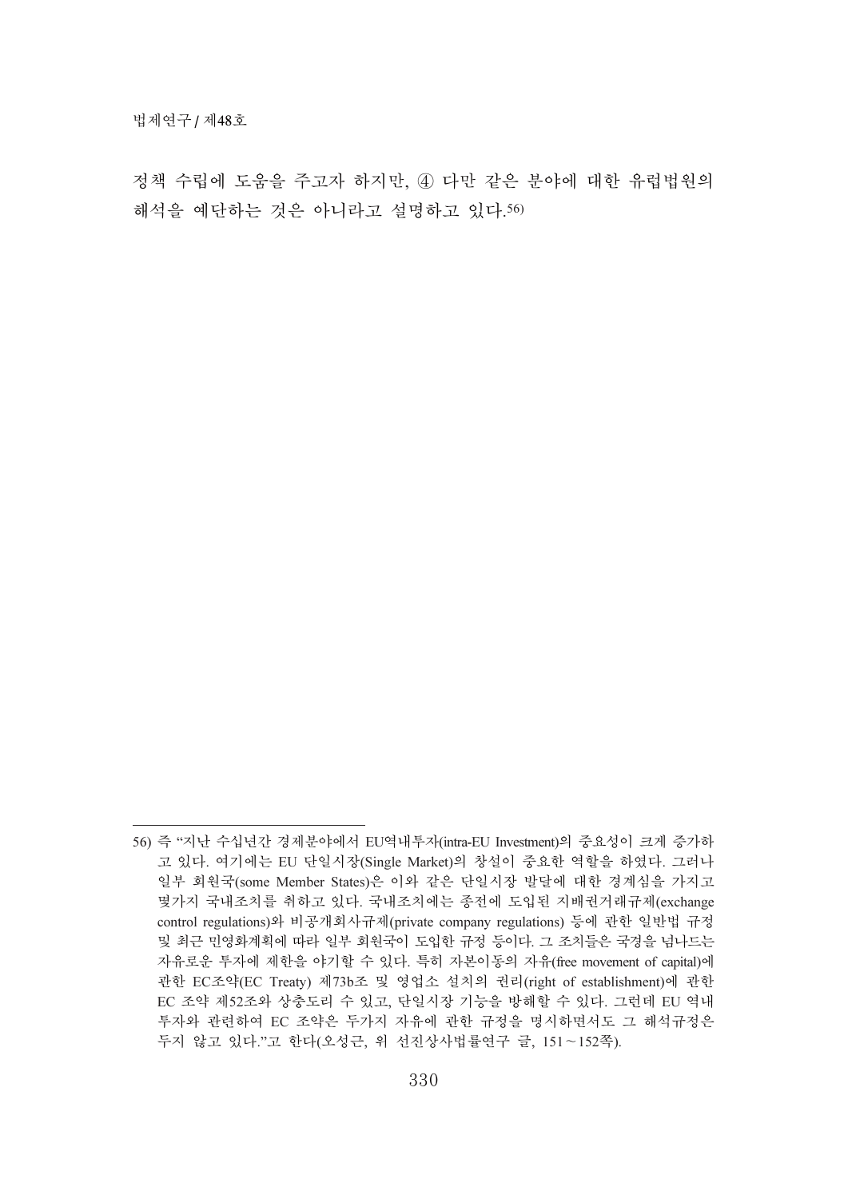정책 수립에 도움을 주고자 하지만, ④ 다만 같은 분야에 대한 유럽법원의 해석을 예단하는 것은 아니라고 설명하고 있다.[56)]

---

56) 즉 “지난 수십년간 경제분야에서 EU역내투자(intra-EU Investment)의 중요성이 크게 증가하고 있다. 여기에는 EU 단일시장(Single Market)의 창설이 중요한 역할을 하였다. 그러나 일부 회원국(some Member States)은 이와 같은 단일시장 발달에 대한 경계심을 가지고 몇가지 국내조치를 취하고 있다. 국내조치에는 종전에 도입된 지배권거래규제(exchange control regulations)와 비공개회사규제(private company regulations) 등에 관한 일반법 규정 및 최근 민영화계획에 따라 일부 회원국이 도입한 규정 등이다. 그 조치들은 국경을 넘나드는 자유로운 투자에 제한을 야기할 수 있다. 특히 자본이동의 자유(free movement of capital)에 관한 EC조약(EC Treaty) 제73b조 및 영업소 설치의 권리(right of establishment)에 관한 EC 조약 제52조와 상충도리 수 있고, 단일시장 기능을 방해할 수 있다. 그런데 EU 역내 투자와 관련하여 EC 조약은 두가지 자유에 관한 규정을 명시하면서도 그 해석규정은 두지 않고 있다.”고 한다(오성근, 위 선진상사법률연구 글, 151～152쪽).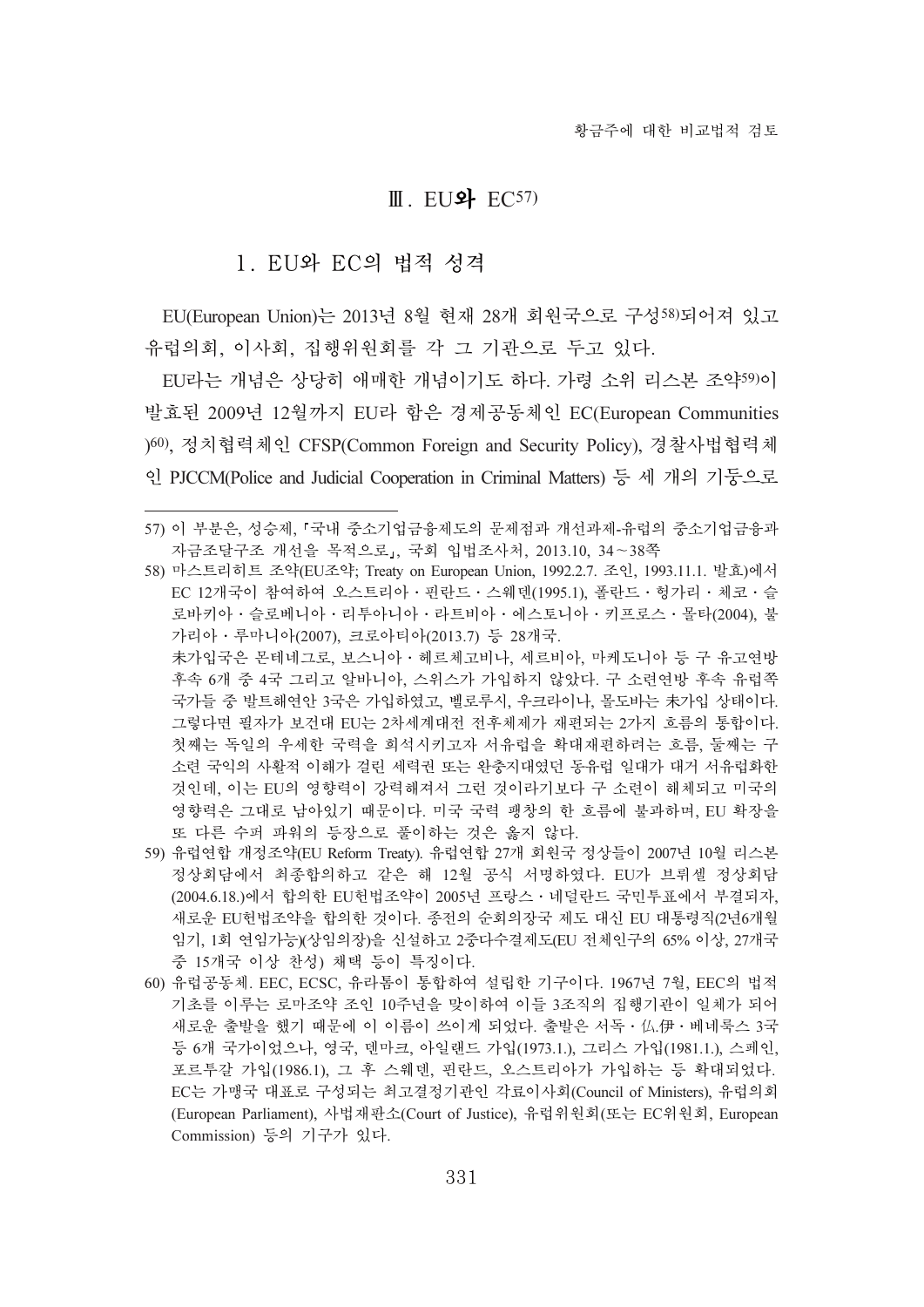## Ⅲ. EU와 EC[57)]

### 1. EU와 EC의 법적 성격

EU(European Union)는 2013년 8월 현재 28개 회원국으로 구성[58)]되어져 있고 유럽의회, 이사회, 집행위원회를 각 그 기관으로 두고 있다.

EU라는 개념은 상당히 애매한 개념이기도 하다. 가령 소위 리스본 조약[59)]이 발효된 2009년 12월까지 EU라 함은 경제공동체인 EC(European Communities )[60)], 정치협력체인 CFSP(Common Foreign and Security Policy), 경찰사법협력체인 PJCCM(Police and Judicial Cooperation in Criminal Matters) 등 세 개의 기둥으로

---

57) 이 부분은, 성승제, 「국내 중소기업금융제도의 문제점과 개선과제-유럽의 중소기업금융과 자금조달구조 개선을 목적으로」, 국회 입법조사처, 2013.10, 34～38쪽

58) 마스트리히트 조약(EU조약; Treaty on European Union, 1992.2.7. 조인, 1993.11.1. 발효)에서 EC 12개국이 참여하여 오스트리아・핀란드・스웨덴(1995.1), 폴란드・헝가리・체코・슬로바키아・슬로베니아・리투아니아・라트비아・에스토니아・키프로스・몰타(2004), 불가리아・루마니아(2007), 크로아티아(2013.7) 등 28개국.
未가입국은 몬테네그로, 보스니아・헤르체고비나, 세르비아, 마케도니아 등 구 유고연방 후속 6개 중 4국 그리고 알바니아, 스위스가 가입하지 않았다. 구 소련연방 후속 유럽쪽 국가들 중 발트해연안 3국은 가입하였고, 벨로루시, 우크라이나, 몰도바는 未가입 상태이다. 그렇다면 필자가 보건대 EU는 2차세계대전 전후체제가 재편되는 2가지 흐름의 통합이다. 첫째는 독일의 우세한 국력을 희석시키고자 서유럽을 확대재편하려는 흐름, 둘째는 구 소련 국익의 사활적 이해가 걸린 세력권 또는 완충지대였던 동유럽 일대가 대거 서유럽화한 것인데, 이는 EU의 영향력이 강력해져서 그런 것이라기보다 구 소련이 해체되고 미국의 영향력은 그대로 남아있기 때문이다. 미국 국력 팽창의 한 흐름에 불과하며, EU 확장을 또 다른 수퍼 파워의 등장으로 풀이하는 것은 옳지 않다.

59) 유럽연합 개정조약(EU Reform Treaty). 유럽연합 27개 회원국 정상들이 2007년 10월 리스본 정상회담에서 최종합의하고 같은 해 12월 공식 서명하였다. EU가 브뤼셀 정상회담(2004.6.18.)에서 합의한 EU헌법조약이 2005년 프랑스・네덜란드 국민투표에서 부결되자, 새로운 EU헌법조약을 합의한 것이다. 종전의 순회의장국 제도 대신 EU 대통령직(2년6개월 임기, 1회 연임가능)(상임의장)을 신설하고 2중다수결제도(EU 전체인구의 65% 이상, 27개국 중 15개국 이상 찬성) 채택 등이 특징이다.

60) 유럽공동체. EEC, ECSC, 유라톰이 통합하여 설립한 기구이다. 1967년 7월, EEC의 법적 기초를 이루는 로마조약 조인 10주년을 맞이하여 이들 3조직의 집행기관이 일체가 되어 새로운 출발을 했기 때문에 이 이름이 쓰이게 되었다. 출발은 서독・仏.伊・베네룩스 3국 등 6개 국가이었으나, 영국, 덴마크, 아일랜드 가입(1973.1.), 그리스 가입(1981.1.), 스페인, 포르투갈 가입(1986.1), 그 후 스웨덴, 핀란드, 오스트리아가 가입하는 등 확대되었다. EC는 가맹국 대표로 구성되는 최고결정기관인 각료이사회(Council of Ministers), 유럽의회(European Parliament), 사법재판소(Court of Justice), 유럽위원회(또는 EC위원회, European Commission) 등의 기구가 있다.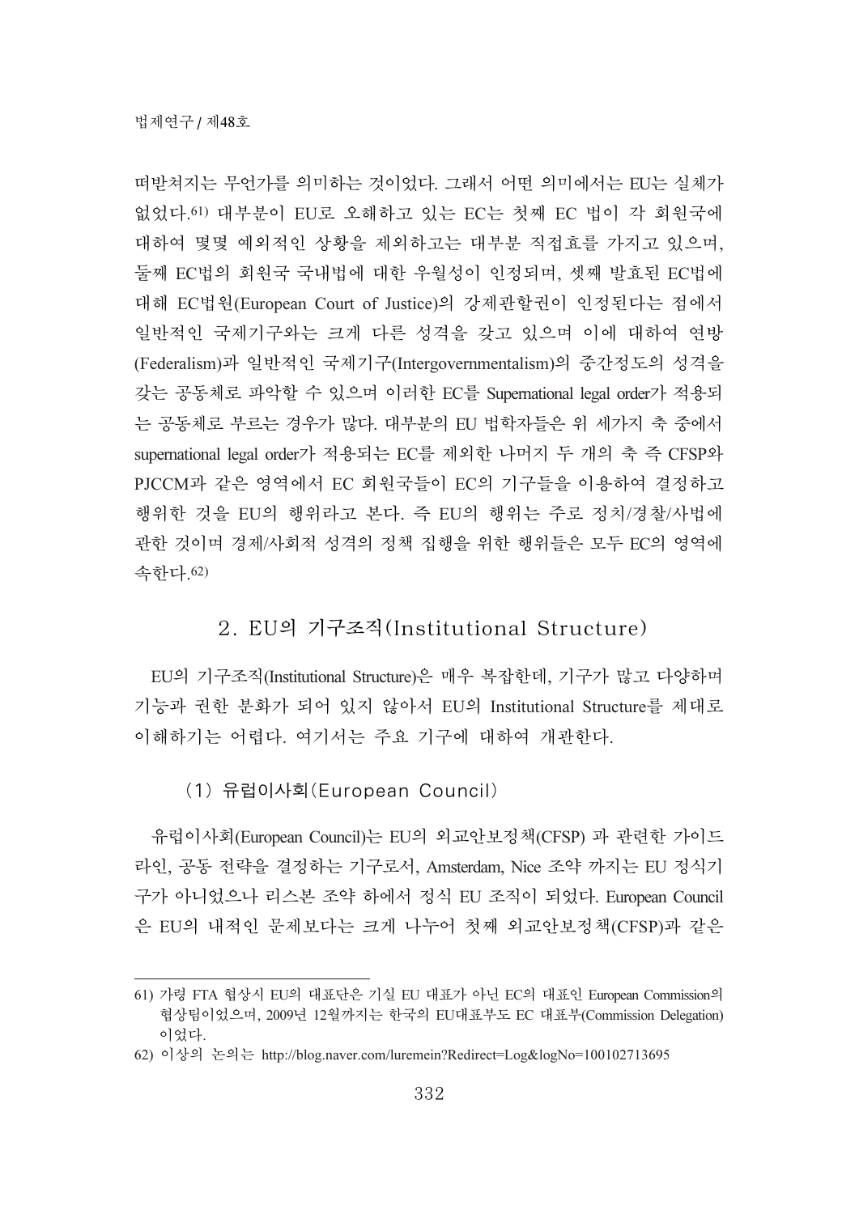떠받쳐지는 무언가를 의미하는 것이었다. 그래서 어떤 의미에서는 EU는 실체가 없었다.[61] 대부분이 EU로 오해하고 있는 EC는 첫째 EC 법이 각 회원국에 대하여 몇몇 예외적인 상황을 제외하고는 대부분 직접효를 가지고 있으며, 둘째 EC법의 회원국 국내법에 대한 우월성이 인정되며, 셋째 발효된 EC법에 대해 EC법원(European Court of Justice)의 강제관할권이 인정된다는 점에서 일반적인 국제기구와는 크게 다른 성격을 갖고 있으며 이에 대하여 연방(Federalism)과 일반적인 국제기구(Intergovernmentalism)의 중간정도의 성격을 갖는 공동체로 파악할 수 있으며 이러한 EC를 Supernational legal order가 적용되는 공동체로 부르는 경우가 많다. 대부분의 EU 법학자들은 위 세가지 축 중에서 supernational legal order가 적용되는 EC를 제외한 나머지 두 개의 축 즉 CFSP와 PJCCM과 같은 영역에서 EC 회원국들이 EC의 기구들을 이용하여 결정하고 행위한 것을 EU의 행위라고 본다. 즉 EU의 행위는 주로 정치/경찰/사법에 관한 것이며 경제/사회적 성격의 정책 집행을 위한 행위들은 모두 EC의 영역에 속한다.[62]

## 2. EU의 기구조직(Institutional Structure)

EU의 기구조직(Institutional Structure)은 매우 복잡한데, 기구가 많고 다양하며 기능과 권한 분화가 되어 있지 않아서 EU의 Institutional Structure를 제대로 이해하기는 어렵다. 여기서는 주요 기구에 대하여 개관한다.

### (1) 유럽이사회(European Council)

유럽이사회(European Council)는 EU의 외교안보정책(CFSP) 과 관련한 가이드라인, 공동 전략을 결정하는 기구로서, Amsterdam, Nice 조약 까지는 EU 정식기구가 아니었으나 리스본 조약 하에서 정식 EU 조직이 되었다. European Council은 EU의 내적인 문제보다는 크게 나누어 첫째 외교안보정책(CFSP)과 같은

---

61) 가령 FTA 협상시 EU의 대표단은 기실 EU 대표가 아닌 EC의 대표인 European Commission의 협상팀이었으며, 2009년 12월까지는 한국의 EU대표부도 EC 대표부(Commission Delegation)이었다.

62) 이상의 논의는 http://blog.naver.com/luremein?Redirect=Log&logNo=100102713695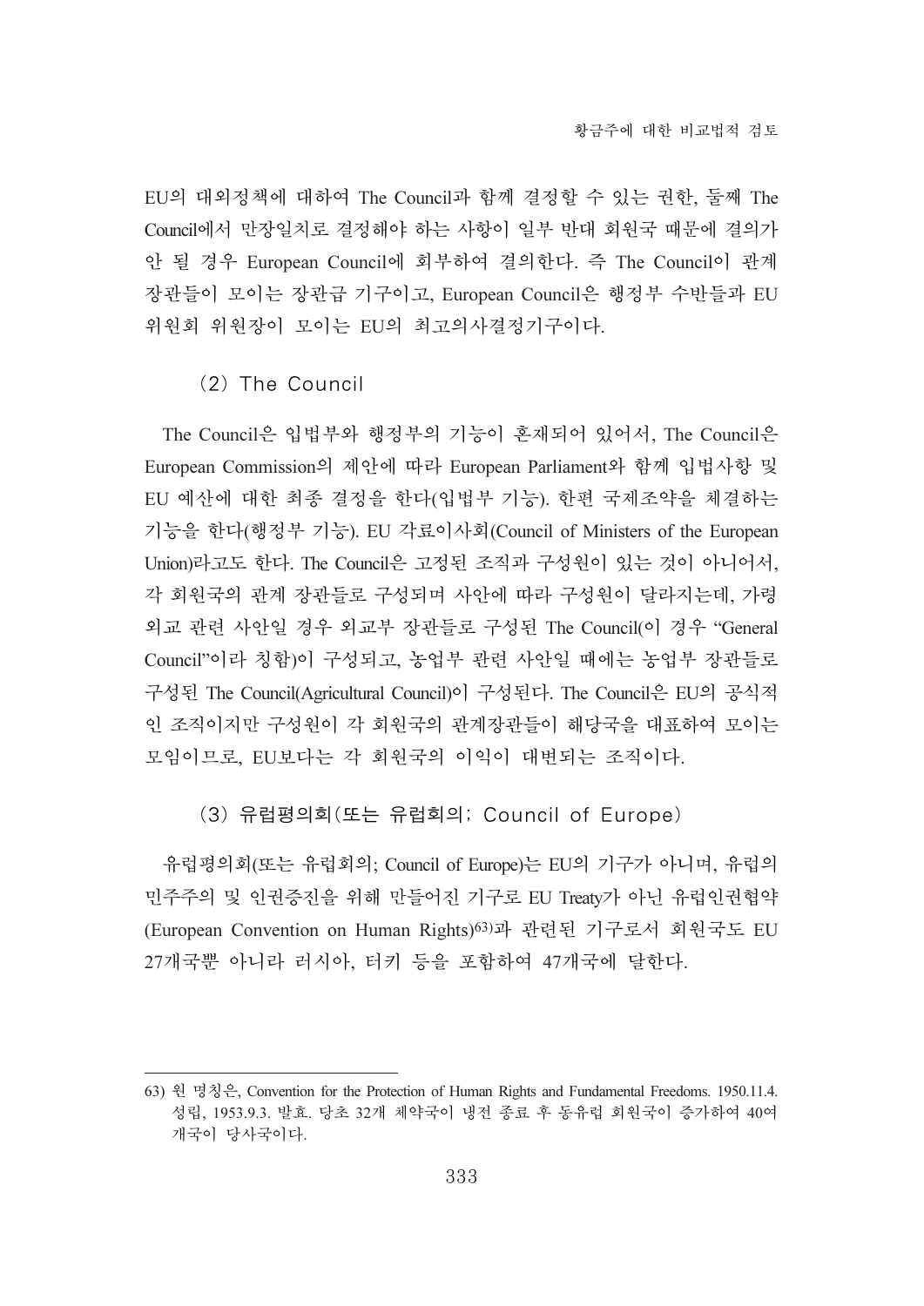EU의 대외정책에 대하여 The Council과 함께 결정할 수 있는 권한, 둘째 The Council에서 만장일치로 결정해야 하는 사항이 일부 반대 회원국 때문에 결의가 안 될 경우 European Council에 회부하여 결의한다. 즉 The Council이 관계 장관들이 모이는 장관급 기구이고, European Council은 행정부 수반들과 EU 위원회 위원장이 모이는 EU의 최고의사결정기구이다.

### (2) The Council

The Council은 입법부와 행정부의 기능이 혼재되어 있어서, The Council은 European Commission의 제안에 따라 European Parliament와 함께 입법사항 및 EU 예산에 대한 최종 결정을 한다(입법부 기능). 한편 국제조약을 체결하는 기능을 한다(행정부 기능). EU 각료이사회(Council of Ministers of the European Union)라고도 한다. The Council은 고정된 조직과 구성원이 있는 것이 아니어서, 각 회원국의 관계 장관들로 구성되며 사안에 따라 구성원이 달라지는데, 가령 외교 관련 사안일 경우 외교부 장관들로 구성된 The Council(이 경우 "General Council"이라 칭함)이 구성되고, 농업부 관련 사안일 때에는 농업부 장관들로 구성된 The Council(Agricultural Council)이 구성된다. The Council은 EU의 공식적인 조직이지만 구성원이 각 회원국의 관계장관들이 해당국을 대표하여 모이는 모임이므로, EU보다는 각 회원국의 이익이 대변되는 조직이다.

### (3) 유럽평의회(또는 유럽회의; Council of Europe)

유럽평의회(또는 유럽회의; Council of Europe)는 EU의 기구가 아니며, 유럽의 민주주의 및 인권증진을 위해 만들어진 기구로 EU Treaty가 아닌 유럽인권협약(European Convention on Human Rights)[63]과 관련된 기구로서 회원국도 EU 27개국뿐 아니라 러시아, 터키 등을 포함하여 47개국에 달한다.

---

63) 원 명칭은, Convention for the Protection of Human Rights and Fundamental Freedoms. 1950.11.4. 성립, 1953.9.3. 발효. 당초 32개 체약국이 냉전 종료 후 동유럽 회원국이 증가하여 40여 개국이 당사국이다.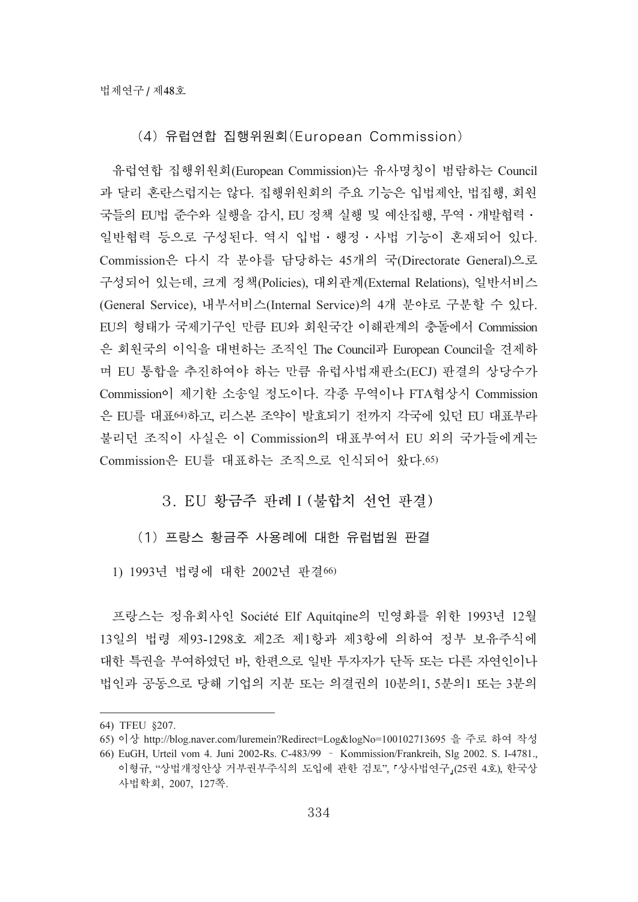### (4) 유럽연합 집행위원회(European Commission)

유럽연합 집행위원회(European Commission)는 유사명칭이 범람하는 Council과 달리 혼란스럽지는 않다. 집행위원회의 주요 기능은 입법제안, 법집행, 회원국들의 EU법 준수와 실행을 감시, EU 정책 실행 및 예산집행, 무역・개발협력・일반협력 등으로 구성된다. 역시 입법・행정・사법 기능이 혼재되어 있다. Commission은 다시 각 분야를 담당하는 45개의 국(Directorate General)으로 구성되어 있는데, 크게 정책(Policies), 대외관계(External Relations), 일반서비스(General Service), 내부서비스(Internal Service)의 4개 분야로 구분할 수 있다. EU의 형태가 국제기구인 만큼 EU와 회원국간 이해관계의 충돌에서 Commission은 회원국의 이익을 대변하는 조직인 The Council과 European Council을 견제하며 EU 통합을 추진하여야 하는 만큼 유럽사법재판소(ECJ) 판결의 상당수가 Commission이 제기한 소송일 정도이다. 각종 무역이나 FTA협상시 Commission은 EU를 대표[64]하고, 리스본 조약이 발효되기 전까지 각국에 있던 EU 대표부라 불리던 조직이 사실은 이 Commission의 대표부여서 EU 외의 국가들에게는 Commission은 EU를 대표하는 조직으로 인식되어 왔다.[65]

## 3. EU 황금주 판례 I (불합치 선언 판결)

### (1) 프랑스 황금주 사용례에 대한 유럽법원 판결

1) 1993년 법령에 대한 2002년 판결[66]

프랑스는 정유회사인 Société Elf Aquitqine의 민영화를 위한 1993년 12월 13일의 법령 제93-1298호 제2조 제1항과 제3항에 의하여 정부 보유주식에 대한 특권을 부여하였던 바, 한편으로 일반 투자자가 단독 또는 다른 자연인이나 법인과 공동으로 당해 기업의 지분 또는 의결권의 10분의1, 5분의1 또는 3분의

---

64) TFEU §207.

65) 이상 http://blog.naver.com/luremein?Redirect=Log&logNo=100102713695 을 주로 하여 작성

66) EuGH, Urteil vom 4. Juni 2002-Rs. C-483/99 – Kommission/Frankreih, Slg 2002. S. I-4781., 이형규, "상법개정안상 거부권부주식의 도입에 관한 검토", 「상사법연구」(25권 4호), 한국상사법학회, 2007, 127쪽.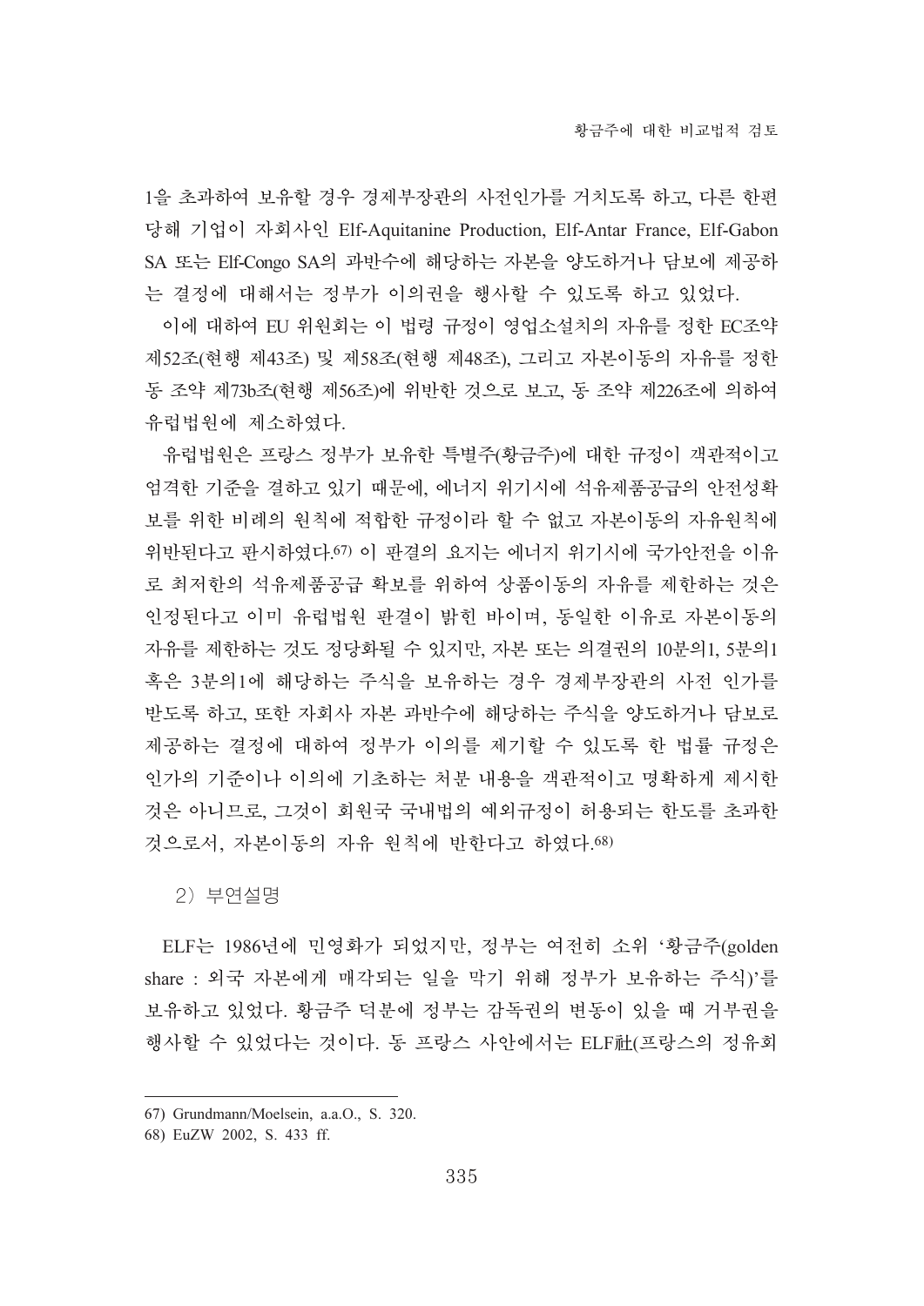1을 초과하여 보유할 경우 경제부장관의 사전인가를 거치도록 하고, 다른 한편 당해 기업이 자회사인 Elf-Aquitanine Production, Elf-Antar France, Elf-Gabon SA 또는 Elf-Congo SA의 과반수에 해당하는 자본을 양도하거나 담보에 제공하는 결정에 대해서는 정부가 이의권을 행사할 수 있도록 하고 있었다.

이에 대하여 EU 위원회는 이 법령 규정이 영업소설치의 자유를 정한 EC조약 제52조(현행 제43조) 및 제58조(현행 제48조), 그리고 자본이동의 자유를 정한 동 조약 제73b조(현행 제56조)에 위반한 것으로 보고, 동 조약 제226조에 의하여 유럽법원에 제소하였다.

유럽법원은 프랑스 정부가 보유한 특별주(황금주)에 대한 규정이 객관적이고 엄격한 기준을 결하고 있기 때문에, 에너지 위기시에 석유제품공급의 안전성확보를 위한 비례의 원칙에 적합한 규정이라 할 수 없고 자본이동의 자유원칙에 위반된다고 판시하였다.[67] 이 판결의 요지는 에너지 위기시에 국가안전을 이유로 최저한의 석유제품공급 확보를 위하여 상품이동의 자유를 제한하는 것은 인정된다고 이미 유럽법원 판결이 밝힌 바이며, 동일한 이유로 자본이동의 자유를 제한하는 것도 정당화될 수 있지만, 자본 또는 의결권의 10분의1, 5분의1 혹은 3분의1에 해당하는 주식을 보유하는 경우 경제부장관의 사전 인가를 받도록 하고, 또한 자회사 자본 과반수에 해당하는 주식을 양도하거나 담보로 제공하는 결정에 대하여 정부가 이의를 제기할 수 있도록 한 법률 규정은 인가의 기준이나 이의에 기초하는 처분 내용을 객관적이고 명확하게 제시한 것은 아니므로, 그것이 회원국 국내법의 예외규정이 허용되는 한도를 초과한 것으로서, 자본이동의 자유 원칙에 반한다고 하였다.[68]

2) 부연설명

ELF는 1986년에 민영화가 되었지만, 정부는 여전히 소위 '황금주(golden share : 외국 자본에게 매각되는 일을 막기 위해 정부가 보유하는 주식)'를 보유하고 있었다. 황금주 덕분에 정부는 감독권의 변동이 있을 때 거부권을 행사할 수 있었다는 것이다. 동 프랑스 사안에서는 ELF社(프랑스의 정유회

---

67) Grundmann/Moelsein, a.a.O., S. 320.

68) EuZW 2002, S. 433 ff.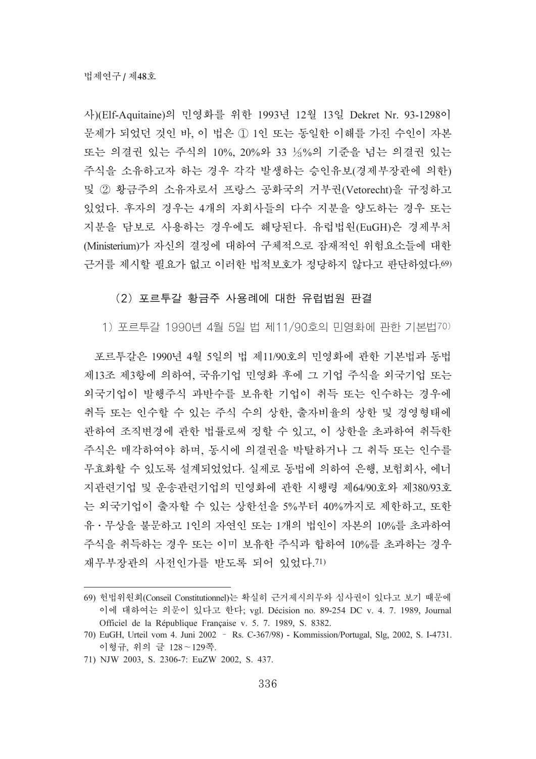사)(Elf-Aquitaine)의 민영화를 위한 1993년 12월 13일 Dekret Nr. 93-1298이 문제가 되었던 것인 바, 이 법은 ① 1인 또는 동일한 이해를 가진 수인이 자본 또는 의결권 있는 주식의 10%, 20%와 33 ⅓%의 기준을 넘는 의결권 있는 주식을 소유하고자 하는 경우 각각 발생하는 승인유보(경제부장관에 의한) 및 ② 황금주의 소유자로서 프랑스 공화국의 거부권(Vetorecht)을 규정하고 있었다. 후자의 경우는 4개의 자회사들의 다수 지분을 양도하는 경우 또는 지분을 담보로 사용하는 경우에도 해당된다. 유럽법원(EuGH)은 경제부처(Ministerium)가 자신의 결정에 대하여 구체적으로 잠재적인 위험요소들에 대한 근거를 제시할 필요가 없고 이러한 법적보호가 정당하지 않다고 판단하였다.[69]

### (2) 포르투갈 황금주 사용례에 대한 유럽법원 판결

#### 1) 포르투갈 1990년 4월 5일 법 제11/90호의 민영화에 관한 기본법[70]

포르투갈은 1990년 4월 5일의 법 제11/90호의 민영화에 관한 기본법과 동법 제13조 제3항에 의하여, 국유기업 민영화 후에 그 기업 주식을 외국기업 또는 외국기업이 발행주식 과반수를 보유한 기업이 취득 또는 인수하는 경우에 취득 또는 인수할 수 있는 주식 수의 상한, 출자비율의 상한 및 경영형태에 관하여 조직변경에 관한 법률로써 정할 수 있고, 이 상한을 초과하여 취득한 주식은 매각하여야 하며, 동시에 의결권을 박탈하거나 그 취득 또는 인수를 무효화할 수 있도록 설계되었었다. 실제로 동법에 의하여 은행, 보험회사, 에너지관련기업 및 운송관련기업의 민영화에 관한 시행령 제64/90호와 제380/93호는 외국기업이 출자할 수 있는 상한선을 5%부터 40%까지로 제한하고, 또한 유・무상을 불문하고 1인의 자연인 또는 1개의 법인이 자본의 10%를 초과하여 주식을 취득하는 경우 또는 이미 보유한 주식과 합하여 10%를 초과하는 경우 재무부장관의 사전인가를 받도록 되어 있었다.[71]

---

69) 헌법위원회(Conseil Constitutionnel)는 확실히 근거제시의무와 심사권이 있다고 보기 때문에 이에 대하여는 의문이 있다고 한다; vgl. Décision no. 89-254 DC v. 4. 7. 1989, Journal Officiel de la République Française v. 5. 7. 1989, S. 8382.

70) EuGH, Urteil vom 4. Juni 2002 – Rs. C-367/98) - Kommission/Portugal, Slg, 2002, S. I-4731. 이형규, 위의 글 128～129쪽.

71) NJW 2003, S. 2306-7: EuZW 2002, S. 437.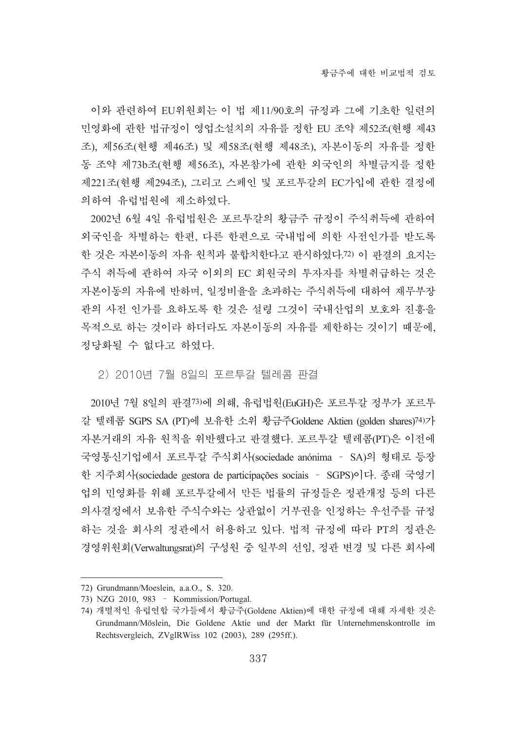이와 관련하여 EU위원회는 이 법 제11/90호의 규정과 그에 기초한 일련의 민영화에 관한 법규정이 영업소설치의 자유를 정한 EU 조약 제52조(현행 제43조), 제56조(현행 제46조) 및 제58조(현행 제48조), 자본이동의 자유를 정한 동 조약 제73b조(현행 제56조), 자본참가에 관한 외국인의 차별금지를 정한 제221조(현행 제294조), 그리고 스페인 및 포르투갈의 EC가입에 관한 결정에 의하여 유럽법원에 제소하였다.

2002년 6월 4일 유럽법원은 포르투갈의 황금주 규정이 주식취득에 관하여 외국인을 차별하는 한편, 다른 한편으로 국내법에 의한 사전인가를 받도록 한 것은 자본이동의 자유 원칙과 불합치한다고 판시하였다.[72] 이 판결의 요지는 주식 취득에 관하여 자국 이외의 EC 회원국의 투자자를 차별취급하는 것은 자본이동의 자유에 반하며, 일정비율을 초과하는 주식취득에 대하여 재무부장관의 사전 인가를 요하도록 한 것은 설령 그것이 국내산업의 보호와 진흥을 목적으로 하는 것이라 하더라도 자본이동의 자유를 제한하는 것이기 때문에, 정당화될 수 없다고 하였다.

### 2) 2010년 7월 8일의 포르투갈 텔레콤 판결

2010년 7월 8일의 판결[73]에 의해, 유럽법원(EuGH)은 포르투갈 정부가 포르투갈 텔레콤 SGPS SA (PT)에 보유한 소위 황금주Goldene Aktien (golden shares)[74]가 자본거래의 자유 원칙을 위반했다고 판결했다. 포르투갈 텔레콤(PT)은 이전에 국영통신기업에서 포르투갈 주식회사(sociedade anónima – SA)의 형태로 등장한 지주회사(sociedade gestora de participações sociais – SGPS)이다. 종래 국영기업의 민영화를 위해 포르투갈에서 만든 법률의 규정들은 정관개정 등의 다른 의사결정에서 보유한 주식수와는 상관없이 거부권을 인정하는 우선주를 규정하는 것을 회사의 정관에서 허용하고 있다. 법적 규정에 따라 PT의 정관은 경영위원회(Verwaltungsrat)의 구성원 중 일부의 선임, 정관 변경 및 다른 회사에

---

72) Grundmann/Moeslein, a.a.O., S. 320.

73) NZG 2010, 983 – Kommission/Portugal.

74) 개별적인 유럽연합 국가들에서 황금주(Goldene Aktien)에 대한 규정에 대해 자세한 것은 Grundmann/Möslein, Die Goldene Aktie und der Markt für Unternehmenskontrolle im Rechtsvergleich, ZVglRWiss 102 (2003), 289 (295ff.).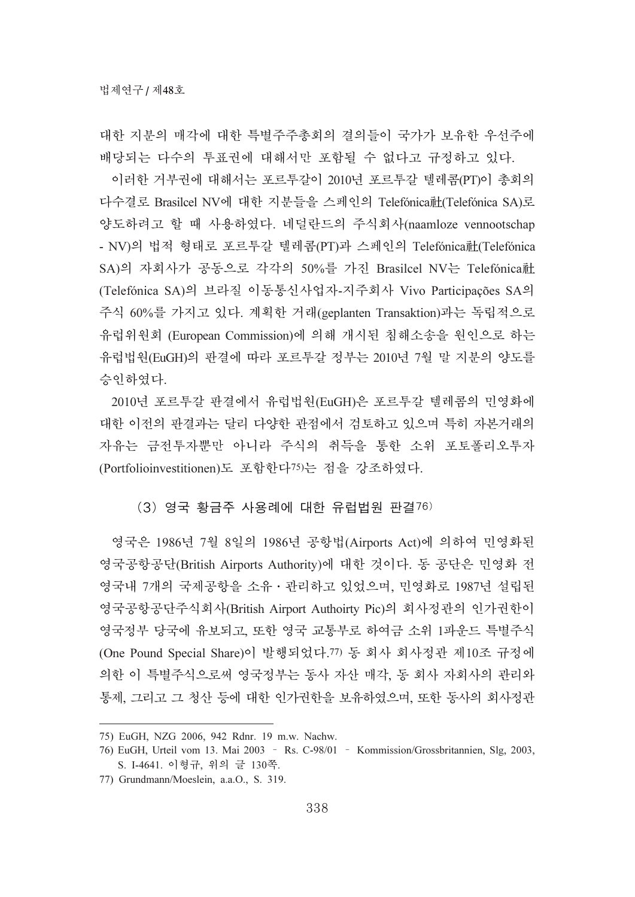대한 지분의 매각에 대한 특별주주총회의 결의들이 국가가 보유한 우선주에 배당되는 다수의 투표권에 대해서만 포함될 수 없다고 규정하고 있다.

이러한 거부권에 대해서는 포르투갈이 2010년 포르투갈 텔레콤(PT)이 총회의 다수결로 Brasilcel NV에 대한 지분들을 스페인의 Telefónica社(Telefónica SA)로 양도하려고 할 때 사용하였다. 네덜란드의 주식회사(naamloze vennootschap - NV)의 법적 형태로 포르투갈 텔레콤(PT)과 스페인의 Telefónica社(Telefónica SA)의 자회사가 공동으로 각각의 50%를 가진 Brasilcel NV는 Telefónica社(Telefónica SA)의 브라질 이동통신사업자-지주회사 Vivo Participações SA의 주식 60%를 가지고 있다. 계획한 거래(geplanten Transaktion)과는 독립적으로 유럽위원회 (European Commission)에 의해 개시된 침해소송을 원인으로 하는 유럽법원(EuGH)의 판결에 따라 포르투갈 정부는 2010년 7월 말 지분의 양도를 승인하였다.

2010년 포르투갈 판결에서 유럽법원(EuGH)은 포르투갈 텔레콤의 민영화에 대한 이전의 판결과는 달리 다양한 관점에서 검토하고 있으며 특히 자본거래의 자유는 금전투자뿐만 아니라 주식의 취득을 통한 소위 포토폴리오투자(Portfolioinvestitionen)도 포함한다[75]는 점을 강조하였다.

### (3) 영국 황금주 사용례에 대한 유럽법원 판결[76]

영국은 1986년 7월 8일의 1986년 공항법(Airports Act)에 의하여 민영화된 영국공항공단(British Airports Authority)에 대한 것이다. 동 공단은 민영화 전 영국내 7개의 국제공항을 소유・관리하고 있었으며, 민영화로 1987년 설립된 영국공항공단주식회사(British Airport Authoirty Pic)의 회사정관의 인가권한이 영국정부 당국에 유보되고, 또한 영국 교통부로 하여금 소위 1파운드 특별주식(One Pound Special Share)이 발행되었다.[77] 동 회사 회사정관 제10조 규정에 의한 이 특별주식으로써 영국정부는 동사 자산 매각, 동 회사 자회사의 관리와 통제, 그리고 그 청산 등에 대한 인가권한을 보유하였으며, 또한 동사의 회사정관

---

75) EuGH, NZG 2006, 942 Rdnr. 19 m.w. Nachw.

76) EuGH, Urteil vom 13. Mai 2003 – Rs. C-98/01 – Kommission/Grossbritannien, Slg, 2003, S. I-4641. 이형규, 위의 글 130쪽.

77) Grundmann/Moeslein, a.a.O., S. 319.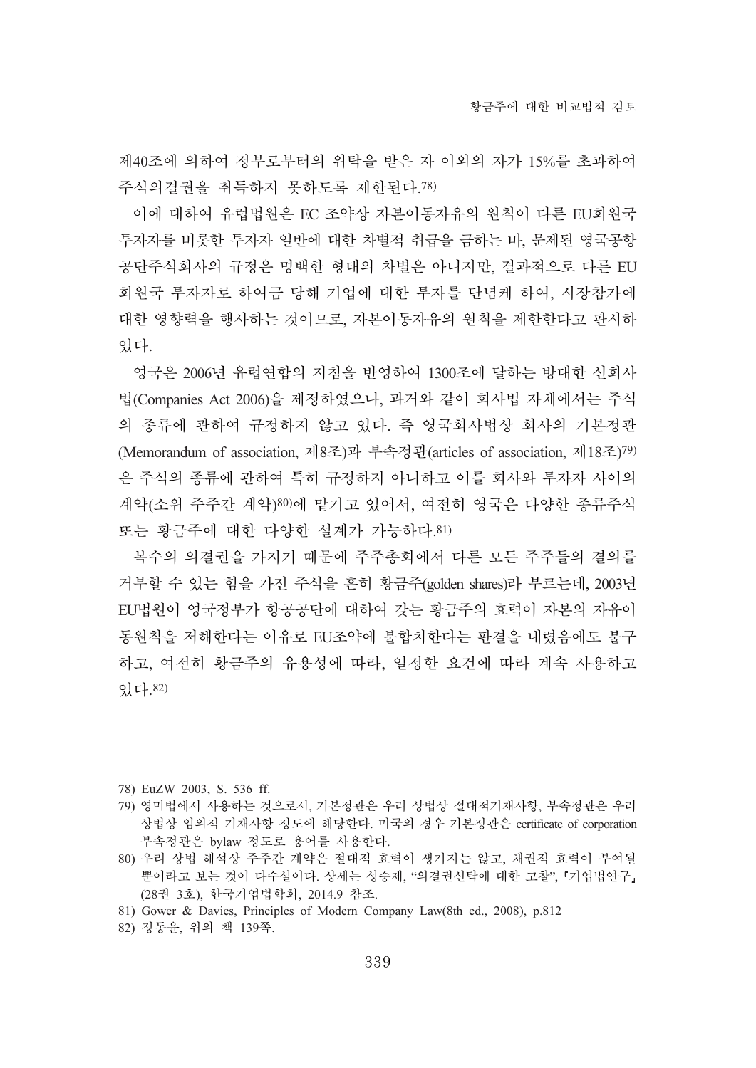제40조에 의하여 정부로부터의 위탁을 받은 자 이외의 자가 15%를 초과하여 주식의결권을 취득하지 못하도록 제한된다.[78)]

이에 대하여 유럽법원은 EC 조약상 자본이동자유의 원칙이 다른 EU회원국 투자자를 비롯한 투자자 일반에 대한 차별적 취급을 금하는 바, 문제된 영국공항공단주식회사의 규정은 명백한 형태의 차별은 아니지만, 결과적으로 다른 EU 회원국 투자자로 하여금 당해 기업에 대한 투자를 단념케 하여, 시장참가에 대한 영향력을 행사하는 것이므로, 자본이동자유의 원칙을 제한한다고 판시하였다.

영국은 2006년 유럽연합의 지침을 반영하여 1300조에 달하는 방대한 신회사법(Companies Act 2006)을 제정하였으나, 과거와 같이 회사법 자체에서는 주식의 종류에 관하여 규정하지 않고 있다. 즉 영국회사법상 회사의 기본정관(Memorandum of association, 제8조)과 부속정관(articles of association, 제18조)[79)]은 주식의 종류에 관하여 특히 규정하지 아니하고 이를 회사와 투자자 사이의 계약(소위 주주간 계약)[80)]에 맡기고 있어서, 여전히 영국은 다양한 종류주식 또는 황금주에 대한 다양한 설계가 가능하다.[81)]

복수의 의결권을 가지기 때문에 주주총회에서 다른 모든 주주들의 결의를 거부할 수 있는 힘을 가진 주식을 흔히 황금주(golden shares)라 부르는데, 2003년 EU법원이 영국정부가 항공공단에 대하여 갖는 황금주의 효력이 자본의 자유이동원칙을 저해한다는 이유로 EU조약에 불합치한다는 판결을 내렸음에도 불구하고, 여전히 황금주의 유용성에 따라, 일정한 요건에 따라 계속 사용하고 있다.[82)]

---

78) EuZW 2003, S. 536 ff.

79) 영미법에서 사용하는 것으로서, 기본정관은 우리 상법상 절대적기재사항, 부속정관은 우리 상법상 임의적 기재사항 정도에 해당한다. 미국의 경우 기본정관은 certificate of corporation 부속정관은 bylaw 정도로 용어를 사용한다.

80) 우리 상법 해석상 주주간 계약은 절대적 효력이 생기지는 않고, 채권적 효력이 부여될 뿐이라고 보는 것이 다수설이다. 상세는 성승제, "의결권신탁에 대한 고찰", 「기업법연구」(28권 3호), 한국기업법학회, 2014.9 참조.

81) Gower & Davies, Principles of Modern Company Law(8th ed., 2008), p.812

82) 정동윤, 위의 책 139쪽.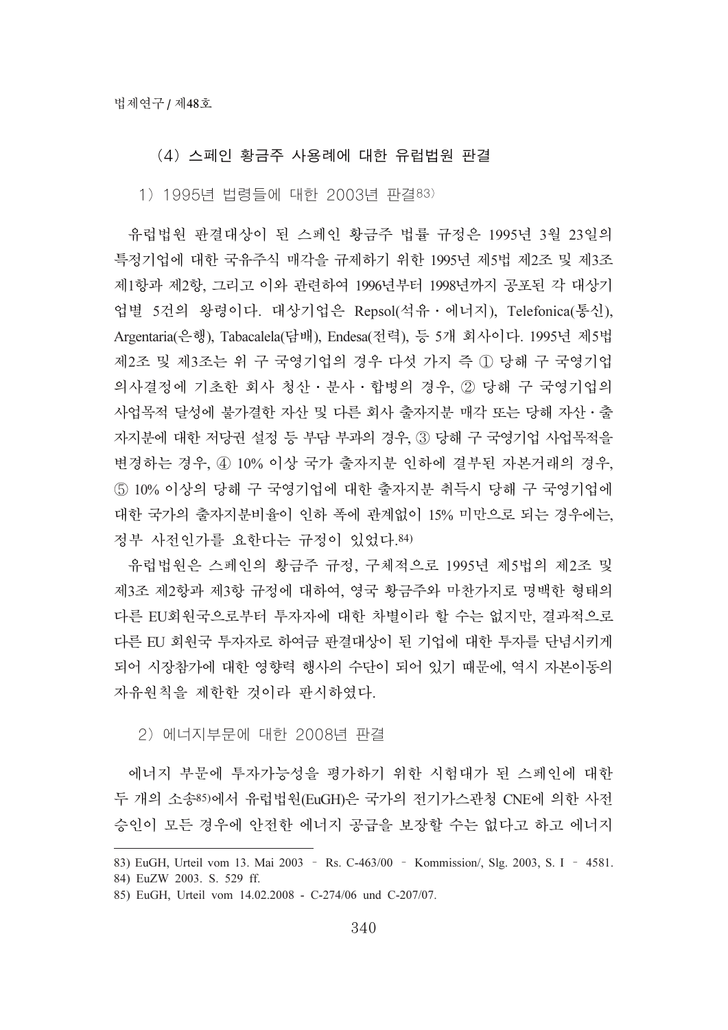### (4) 스페인 황금주 사용례에 대한 유럽법원 판결

#### 1) 1995년 법령들에 대한 2003년 판결[83)]

유럽법원 판결대상이 된 스페인 황금주 법률 규정은 1995년 3월 23일의 특정기업에 대한 국유주식 매각을 규제하기 위한 1995년 제5법 제2조 및 제3조 제1항과 제2항, 그리고 이와 관련하여 1996년부터 1998년까지 공포된 각 대상기업별 5건의 왕령이다. 대상기업은 Repsol(석유・에너지), Telefonica(통신), Argentaria(은행), Tabacalela(담배), Endesa(전력), 등 5개 회사이다. 1995년 제5법 제2조 및 제3조는 위 구 국영기업의 경우 다섯 가지 즉 ① 당해 구 국영기업 의사결정에 기초한 회사 청산・분사・합병의 경우, ② 당해 구 국영기업의 사업목적 달성에 불가결한 자산 및 다른 회사 출자지분 매각 또는 당해 자산・출자지분에 대한 저당권 설정 등 부담 부과의 경우, ③ 당해 구 국영기업 사업목적을 변경하는 경우, ④ 10% 이상 국가 출자지분 인하에 결부된 자본거래의 경우, ⑤ 10% 이상의 당해 구 국영기업에 대한 출자지분 취득시 당해 구 국영기업에 대한 국가의 출자지분비율이 인하 폭에 관계없이 15% 미만으로 되는 경우에는, 정부 사전인가를 요한다는 규정이 있었다.[84)]

유럽법원은 스페인의 황금주 규정, 구체적으로 1995년 제5법의 제2조 및 제3조 제2항과 제3항 규정에 대하여, 영국 황금주와 마찬가지로 명백한 형태의 다른 EU회원국으로부터 투자자에 대한 차별이라 할 수는 없지만, 결과적으로 다른 EU 회원국 투자자로 하여금 판결대상이 된 기업에 대한 투자를 단념시키게 되어 시장참가에 대한 영향력 행사의 수단이 되어 있기 때문에, 역시 자본이동의 자유원칙을 제한한 것이라 판시하였다.

#### 2) 에너지부문에 대한 2008년 판결

에너지 부문에 투자가능성을 평가하기 위한 시험대가 된 스페인에 대한 두 개의 소송[85)]에서 유럽법원(EuGH)은 국가의 전기가스관청 CNE에 의한 사전 승인이 모든 경우에 안전한 에너지 공급을 보장할 수는 없다고 하고 에너지

---

83) EuGH, Urteil vom 13. Mai 2003 – Rs. C-463/00 – Kommission/, Slg. 2003, S. I – 4581.

84) EuZW 2003. S. 529 ff.

85) EuGH, Urteil vom 14.02.2008 - C-274/06 und C-207/07.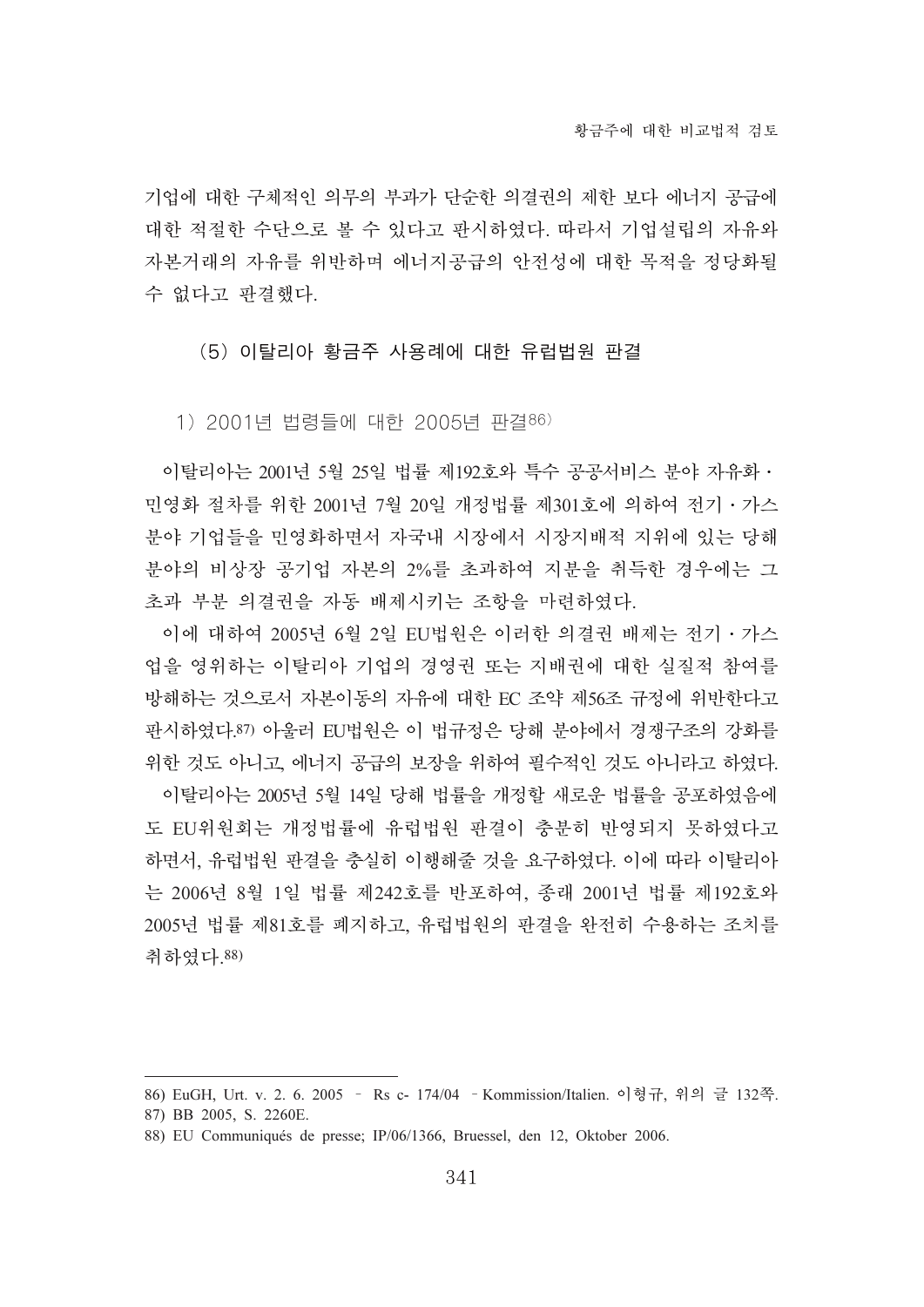기업에 대한 구체적인 의무의 부과가 단순한 의결권의 제한 보다 에너지 공급에 대한 적절한 수단으로 볼 수 있다고 판시하였다. 따라서 기업설립의 자유와 자본거래의 자유를 위반하며 에너지공급의 안전성에 대한 목적을 정당화될 수 없다고 판결했다.

### (5) 이탈리아 황금주 사용례에 대한 유럽법원 판결

#### 1) 2001년 법령들에 대한 2005년 판결[86]

이탈리아는 2001년 5월 25일 법률 제192호와 특수 공공서비스 분야 자유화・민영화 절차를 위한 2001년 7월 20일 개정법률 제301호에 의하여 전기・가스 분야 기업들을 민영화하면서 자국내 시장에서 시장지배적 지위에 있는 당해 분야의 비상장 공기업 자본의 2%를 초과하여 지분을 취득한 경우에는 그 초과 부분 의결권을 자동 배제시키는 조항을 마련하였다.

이에 대하여 2005년 6월 2일 EU법원은 이러한 의결권 배제는 전기・가스업을 영위하는 이탈리아 기업의 경영권 또는 지배권에 대한 실질적 참여를 방해하는 것으로서 자본이동의 자유에 대한 EC 조약 제56조 규정에 위반한다고 판시하였다.[87] 아울러 EU법원은 이 법규정은 당해 분야에서 경쟁구조의 강화를 위한 것도 아니고, 에너지 공급의 보장을 위하여 필수적인 것도 아니라고 하였다.

이탈리아는 2005년 5월 14일 당해 법률을 개정할 새로운 법률을 공포하였음에도 EU위원회는 개정법률에 유럽법원 판결이 충분히 반영되지 못하였다고 하면서, 유럽법원 판결을 충실히 이행해줄 것을 요구하였다. 이에 따라 이탈리아는 2006년 8월 1일 법률 제242호를 반포하여, 종래 2001년 법률 제192호와 2005년 법률 제81호를 폐지하고, 유럽법원의 판결을 완전히 수용하는 조치를 취하였다.[88]

---

86) EuGH, Urt. v. 2. 6. 2005 – Rs c- 174/04 – Kommission/Italien. 이형규, 위의 글 132쪽.

87) BB 2005, S. 2260E.

88) EU Communiqués de presse; IP/06/1366, Bruessel, den 12, Oktober 2006.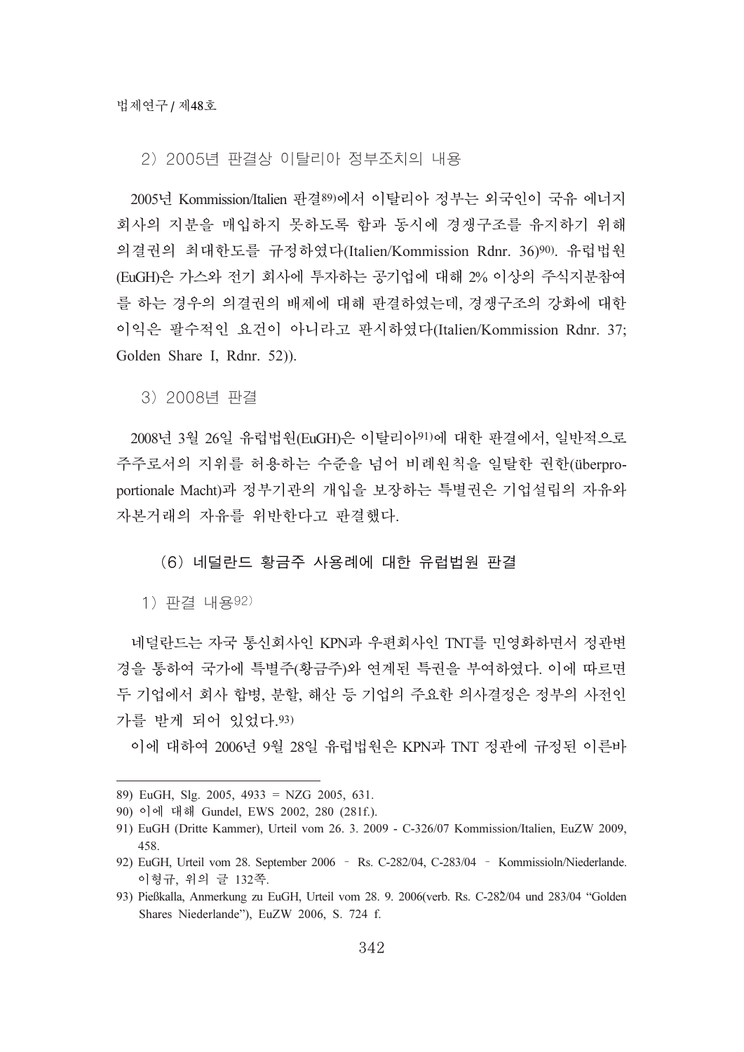#### 2) 2005년 판결상 이탈리아 정부조치의 내용

2005년 Kommission/Italien 판결[89]에서 이탈리아 정부는 외국인이 국유 에너지 회사의 지분을 매입하지 못하도록 함과 동시에 경쟁구조를 유지하기 위해 의결권의 최대한도를 규정하였다(Italien/Kommission Rdnr. 36)[90]. 유럽법원(EuGH)은 가스와 전기 회사에 투자하는 공기업에 대해 2% 이상의 주식지분참여를 하는 경우의 의결권의 배제에 대해 판결하였는데, 경쟁구조의 강화에 대한 이익은 필수적인 요건이 아니라고 판시하였다(Italien/Kommission Rdnr. 37; Golden Share I, Rdnr. 52)).

#### 3) 2008년 판결

2008년 3월 26일 유럽법원(EuGH)은 이탈리아[91]에 대한 판결에서, 일반적으로 주주로서의 지위를 허용하는 수준을 넘어 비례원칙을 일탈한 권한(überproportionale Macht)과 정부기관의 개입을 보장하는 특별권은 기업설립의 자유와 자본거래의 자유를 위반한다고 판결했다.

### (6) 네덜란드 황금주 사용례에 대한 유럽법원 판결

#### 1) 판결 내용[92]

네덜란드는 자국 통신회사인 KPN과 우편회사인 TNT를 민영화하면서 정관변경을 통하여 국가에 특별주(황금주)와 연계된 특권을 부여하였다. 이에 따르면 두 기업에서 회사 합병, 분할, 해산 등 기업의 주요한 의사결정은 정부의 사전인가를 받게 되어 있었다.[93]

이에 대하여 2006년 9월 28일 유럽법원은 KPN과 TNT 정관에 규정된 이른바

---

89) EuGH, Slg. 2005, 4933 = NZG 2005, 631.

90) 이에 대해 Gundel, EWS 2002, 280 (281f.).

91) EuGH (Dritte Kammer), Urteil vom 26. 3. 2009 - C-326/07 Kommission/Italien, EuZW 2009, 458.

92) EuGH, Urteil vom 28. September 2006 – Rs. C-282/04, C-283/04 – Kommissioln/Niederlande. 이형규, 위의 글 132쪽.

93) Pießkalla, Anmerkung zu EuGH, Urteil vom 28. 9. 2006(verb. Rs. C-282/04 und 283/04 "Golden Shares Niederlande"), EuZW 2006, S. 724 f.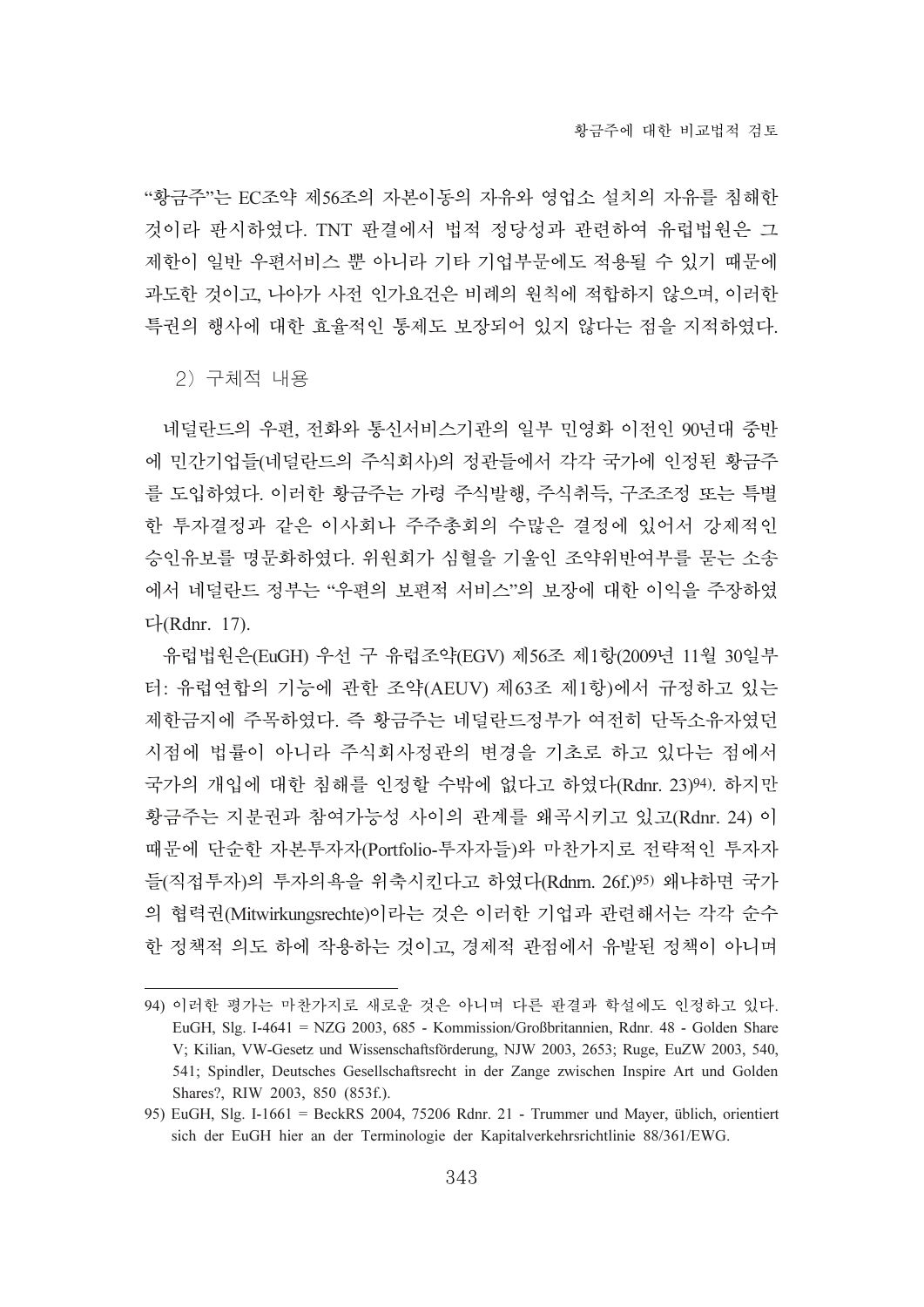"황금주"는 EC조약 제56조의 자본이동의 자유와 영업소 설치의 자유를 침해한 것이라 판시하였다. TNT 판결에서 법적 정당성과 관련하여 유럽법원은 그 제한이 일반 우편서비스 뿐 아니라 기타 기업부문에도 적용될 수 있기 때문에 과도한 것이고, 나아가 사전 인가요건은 비례의 원칙에 적합하지 않으며, 이러한 특권의 행사에 대한 효율적인 통제도 보장되어 있지 않다는 점을 지적하였다.

2) 구체적 내용

네덜란드의 우편, 전화와 통신서비스기관의 일부 민영화 이전인 90년대 중반에 민간기업들(네덜란드의 주식회사)의 정관들에서 각각 국가에 인정된 황금주를 도입하였다. 이러한 황금주는 가령 주식발행, 주식취득, 구조조정 또는 특별한 투자결정과 같은 이사회나 주주총회의 수많은 결정에 있어서 강제적인 승인유보를 명문화하였다. 위원회가 심혈을 기울인 조약위반여부를 묻는 소송에서 네덜란드 정부는 "우편의 보편적 서비스"의 보장에 대한 이익을 주장하였다(Rdnr. 17).

유럽법원은(EuGH) 우선 구 유럽조약(EGV) 제56조 제1항(2009년 11월 30일부터: 유럽연합의 기능에 관한 조약(AEUV) 제63조 제1항)에서 규정하고 있는 제한금지에 주목하였다. 즉 황금주는 네덜란드정부가 여전히 단독소유자였던 시점에 법률이 아니라 주식회사정관의 변경을 기초로 하고 있다는 점에서 국가의 개입에 대한 침해를 인정할 수밖에 없다고 하였다(Rdnr. 23)[94]. 하지만 황금주는 지분권과 참여가능성 사이의 관계를 왜곡시키고 있고(Rdnr. 24) 이 때문에 단순한 자본투자자(Portfolio-투자자들)와 마찬가지로 전략적인 투자자들(직접투자)의 투자의욕을 위축시킨다고 하였다(Rdnrn. 26f.)[95] 왜냐하면 국가의 협력권(Mitwirkungsrechte)이라는 것은 이러한 기업과 관련해서는 각각 순수한 정책적 의도 하에 작용하는 것이고, 경제적 관점에서 유발된 정책이 아니며

---

94) 이러한 평가는 마찬가지로 새로운 것은 아니며 다른 판결과 학설에도 인정하고 있다. EuGH, Slg. I-4641 = NZG 2003, 685 - Kommission/Großbritannien, Rdnr. 48 - Golden Share V; Kilian, VW-Gesetz und Wissenschaftsförderung, NJW 2003, 2653; Ruge, EuZW 2003, 540, 541; Spindler, Deutsches Gesellschaftsrecht in der Zange zwischen Inspire Art und Golden Shares?, RIW 2003, 850 (853f.).

95) EuGH, Slg. I-1661 = BeckRS 2004, 75206 Rdnr. 21 - Trummer und Mayer, üblich, orientiert sich der EuGH hier an der Terminologie der Kapitalverkehrsrichtlinie 88/361/EWG.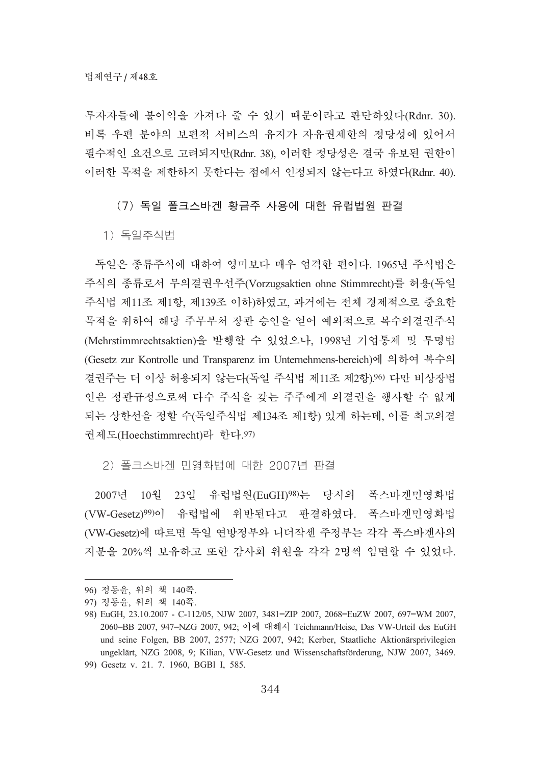투자자들에 불이익을 가져다 줄 수 있기 때문이라고 판단하였다(Rdnr. 30). 비록 우편 분야의 보편적 서비스의 유지가 자유권제한의 정당성에 있어서 필수적인 요건으로 고려되지만(Rdnr. 38), 이러한 정당성은 결국 유보된 권한이 이러한 목적을 제한하지 못한다는 점에서 인정되지 않는다고 하였다(Rdnr. 40).

### (7) 독일 폴크스바겐 황금주 사용에 대한 유럽법원 판결

#### 1) 독일주식법

독일은 종류주식에 대하여 영미보다 매우 엄격한 편이다. 1965년 주식법은 주식의 종류로서 무의결권우선주(Vorzugsaktien ohne Stimmrecht)를 허용(독일주식법 제11조 제1항, 제139조 이하)하였고, 과거에는 전체 경제적으로 중요한 목적을 위하여 해당 주무부처 장관 승인을 얻어 예외적으로 복수의결권주식(Mehrstimmrechtsaktien)을 발행할 수 있었으나, 1998년 기업통제 및 투명법(Gesetz zur Kontrolle und Transparenz im Unternehmens-bereich)에 의하여 복수의결권주는 더 이상 허용되지 않는다(독일 주식법 제11조 제2항).[96] 다만 비상장법인은 정관규정으로써 다수 주식을 갖는 주주에게 의결권을 행사할 수 없게 되는 상한선을 정할 수(독일주식법 제134조 제1항) 있게 하는데, 이를 최고의결권제도(Hoechstimmrecht)라 한다.[97]

#### 2) 폴크스바겐 민영화법에 대한 2007년 판결

2007년 10월 23일 유럽법원(EuGH)[98]는 당시의 폭스바겐민영화법(VW-Gesetz)[99]이 유럽법에 위반된다고 판결하였다. 폭스바겐민영화법(VW-Gesetz)에 따르면 독일 연방정부와 니더작센 주정부는 각각 폭스바겐사의 지분을 20%씩 보유하고 또한 감사회 위원을 각각 2명씩 임면할 수 있었다.

---

96) 정동윤, 위의 책 140쪽.

97) 정동윤, 위의 책 140쪽.

98) EuGH, 23.10.2007 - C-112/05, NJW 2007, 3481=ZIP 2007, 2068=EuZW 2007, 697=WM 2007, 2060=BB 2007, 947=NZG 2007, 942; 이에 대해서 Teichmann/Heise, Das VW-Urteil des EuGH und seine Folgen, BB 2007, 2577; NZG 2007, 942; Kerber, Staatliche Aktionärsprivilegien ungeklärt, NZG 2008, 9; Kilian, VW-Gesetz und Wissenschaftsförderung, NJW 2007, 3469.

99) Gesetz v. 21. 7. 1960, BGBl I, 585.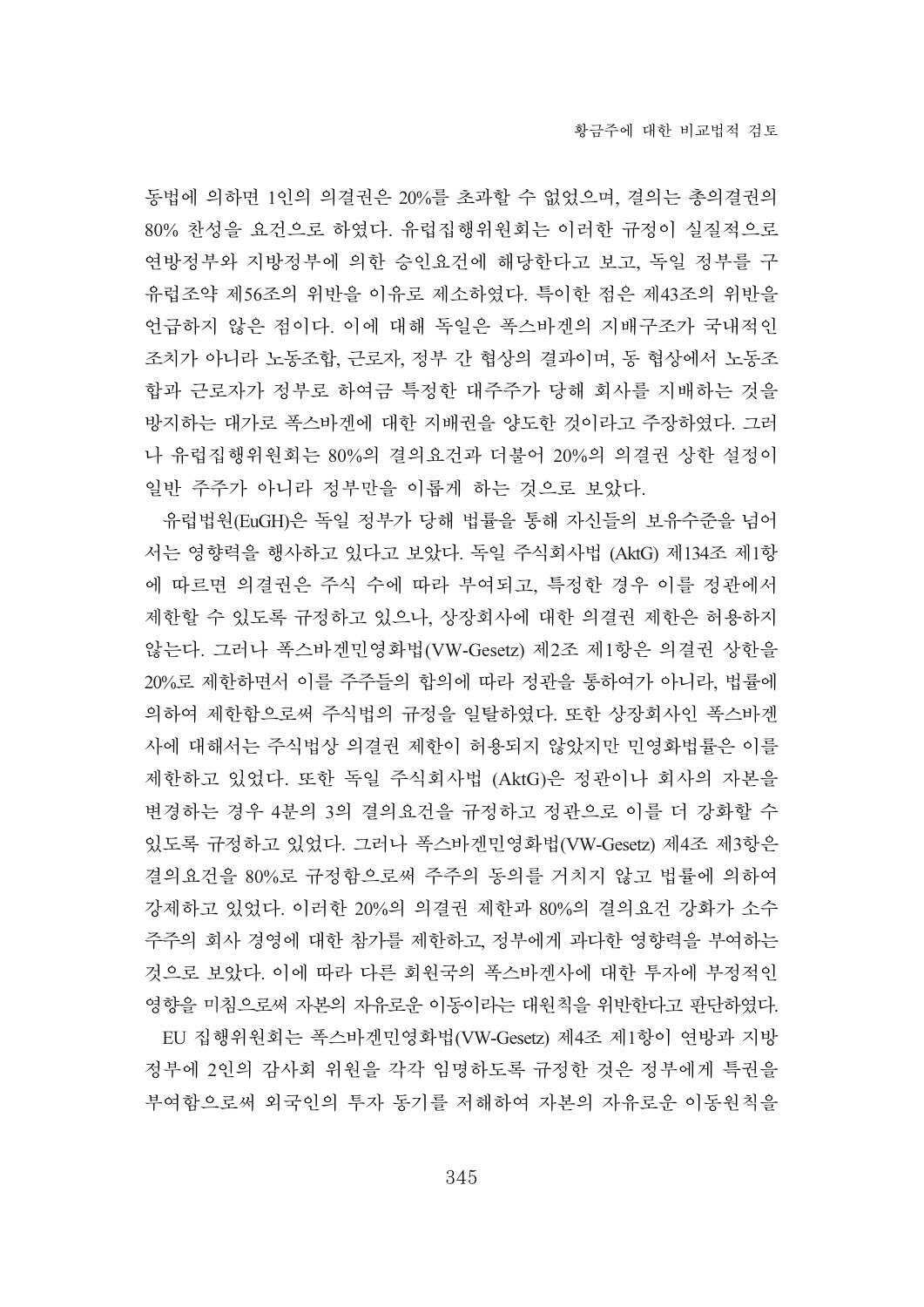동법에 의하면 1인의 의결권은 20%를 초과할 수 없었으며, 결의는 총의결권의 80% 찬성을 요건으로 하였다. 유럽집행위원회는 이러한 규정이 실질적으로 연방정부와 지방정부에 의한 승인요건에 해당한다고 보고, 독일 정부를 구 유럽조약 제56조의 위반을 이유로 제소하였다. 특이한 점은 제43조의 위반을 언급하지 않은 점이다. 이에 대해 독일은 폭스바겐의 지배구조가 국내적인 조치가 아니라 노동조합, 근로자, 정부 간 협상의 결과이며, 동 협상에서 노동조합과 근로자가 정부로 하여금 특정한 대주주가 당해 회사를 지배하는 것을 방지하는 대가로 폭스바겐에 대한 지배권을 양도한 것이라고 주장하였다. 그러나 유럽집행위원회는 80%의 결의요건과 더불어 20%의 의결권 상한 설정이 일반 주주가 아니라 정부만을 이롭게 하는 것으로 보았다.

유럽법원(EuGH)은 독일 정부가 당해 법률을 통해 자신들의 보유수준을 넘어서는 영향력을 행사하고 있다고 보았다. 독일 주식회사법 (AktG) 제134조 제1항에 따르면 의결권은 주식 수에 따라 부여되고, 특정한 경우 이를 정관에서 제한할 수 있도록 규정하고 있으나, 상장회사에 대한 의결권 제한은 허용하지 않는다. 그러나 폭스바겐민영화법(VW-Gesetz) 제2조 제1항은 의결권 상한을 20%로 제한하면서 이를 주주들의 합의에 따라 정관을 통하여가 아니라, 법률에 의하여 제한함으로써 주식법의 규정을 일탈하였다. 또한 상장회사인 폭스바겐사에 대해서는 주식법상 의결권 제한이 허용되지 않았지만 민영화법률은 이를 제한하고 있었다. 또한 독일 주식회사법 (AktG)은 정관이나 회사의 자본을 변경하는 경우 4분의 3의 결의요건을 규정하고 정관으로 이를 더 강화할 수 있도록 규정하고 있었다. 그러나 폭스바겐민영화법(VW-Gesetz) 제4조 제3항은 결의요건을 80%로 규정함으로써 주주의 동의를 거치지 않고 법률에 의하여 강제하고 있었다. 이러한 20%의 의결권 제한과 80%의 결의요건 강화가 소수주주의 회사 경영에 대한 참가를 제한하고, 정부에게 과다한 영향력을 부여하는 것으로 보았다. 이에 따라 다른 회원국의 폭스바겐사에 대한 투자에 부정적인 영향을 미침으로써 자본의 자유로운 이동이라는 대원칙을 위반한다고 판단하였다.

EU 집행위원회는 폭스바겐민영화법(VW-Gesetz) 제4조 제1항이 연방과 지방정부에 2인의 감사회 위원을 각각 임명하도록 규정한 것은 정부에게 특권을 부여함으로써 외국인의 투자 동기를 저해하여 자본의 자유로운 이동원칙을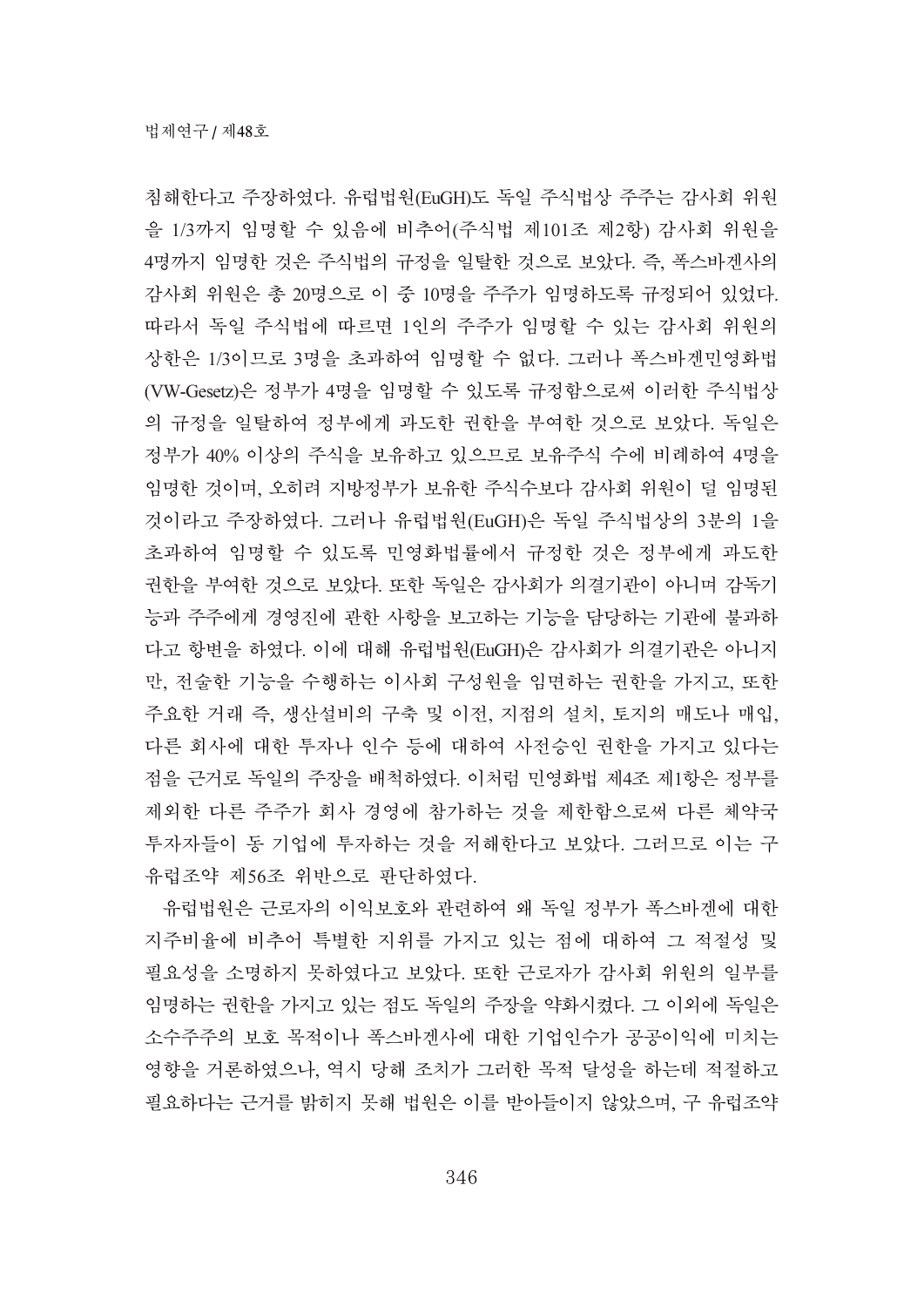침해한다고 주장하였다. 유럽법원(EuGH)도 독일 주식법상 주주는 감사회 위원을 1/3까지 임명할 수 있음에 비추어(주식법 제101조 제2항) 감사회 위원을 4명까지 임명한 것은 주식법의 규정을 일탈한 것으로 보았다. 즉, 폭스바겐사의 감사회 위원은 총 20명으로 이 중 10명을 주주가 임명하도록 규정되어 있었다. 따라서 독일 주식법에 따르면 1인의 주주가 임명할 수 있는 감사회 위원의 상한은 1/3이므로 3명을 초과하여 임명할 수 없다. 그러나 폭스바겐민영화법(VW-Gesetz)은 정부가 4명을 임명할 수 있도록 규정함으로써 이러한 주식법상의 규정을 일탈하여 정부에게 과도한 권한을 부여한 것으로 보았다. 독일은 정부가 40% 이상의 주식을 보유하고 있으므로 보유주식 수에 비례하여 4명을 임명한 것이며, 오히려 지방정부가 보유한 주식수보다 감사회 위원이 덜 임명된 것이라고 주장하였다. 그러나 유럽법원(EuGH)은 독일 주식법상의 3분의 1을 초과하여 임명할 수 있도록 민영화법률에서 규정한 것은 정부에게 과도한 권한을 부여한 것으로 보았다. 또한 독일은 감사회가 의결기관이 아니며 감독기능과 주주에게 경영진에 관한 사항을 보고하는 기능을 담당하는 기관에 불과하다고 항변을 하였다. 이에 대해 유럽법원(EuGH)은 감사회가 의결기관은 아니지만, 전술한 기능을 수행하는 이사회 구성원을 임면하는 권한을 가지고, 또한 주요한 거래 즉, 생산설비의 구축 및 이전, 지점의 설치, 토지의 매도나 매입, 다른 회사에 대한 투자나 인수 등에 대하여 사전승인 권한을 가지고 있다는 점을 근거로 독일의 주장을 배척하였다. 이처럼 민영화법 제4조 제1항은 정부를 제외한 다른 주주가 회사 경영에 참가하는 것을 제한함으로써 다른 체약국 투자자들이 동 기업에 투자하는 것을 저해한다고 보았다. 그러므로 이는 구 유럽조약 제56조 위반으로 판단하였다.

유럽법원은 근로자의 이익보호와 관련하여 왜 독일 정부가 폭스바겐에 대한 지주비율에 비추어 특별한 지위를 가지고 있는 점에 대하여 그 적절성 및 필요성을 소명하지 못하였다고 보았다. 또한 근로자가 감사회 위원의 일부를 임명하는 권한을 가지고 있는 점도 독일의 주장을 약화시켰다. 그 이외에 독일은 소수주주의 보호 목적이나 폭스바겐사에 대한 기업인수가 공공이익에 미치는 영향을 거론하였으나, 역시 당해 조치가 그러한 목적 달성을 하는데 적절하고 필요하다는 근거를 밝히지 못해 법원은 이를 받아들이지 않았으며, 구 유럽조약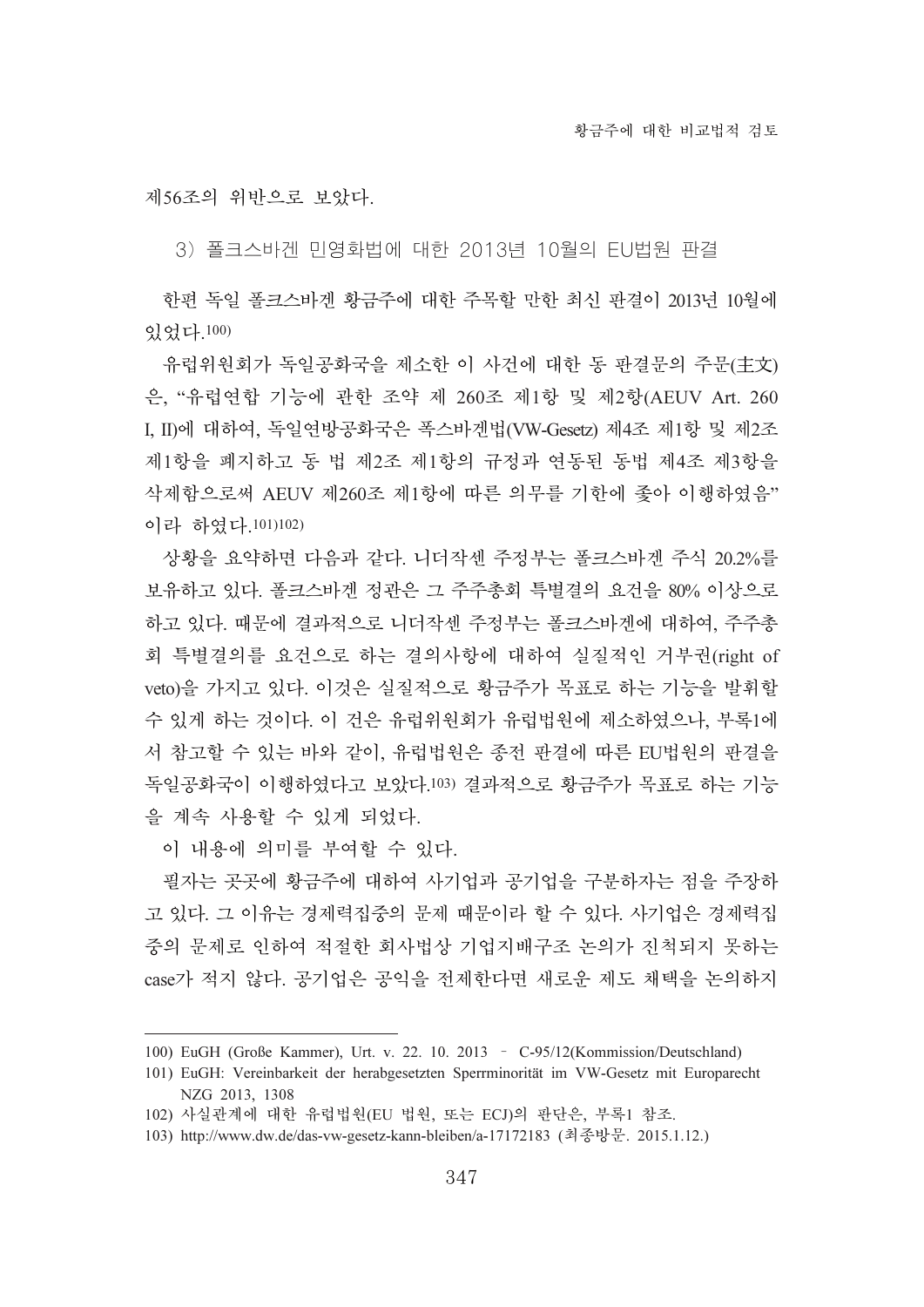제56조의 위반으로 보았다.

### 3) 폴크스바겐 민영화법에 대한 2013년 10월의 EU법원 판결

한편 독일 폴크스바겐 황금주에 대한 주목할 만한 최신 판결이 2013년 10월에 있었다.[100)]

유럽위원회가 독일공화국을 제소한 이 사건에 대한 동 판결문의 주문(主文)은, "유럽연합 기능에 관한 조약 제 260조 제1항 및 제2항(AEUV Art. 260 I, II)에 대하여, 독일연방공화국은 폭스바겐법(VW-Gesetz) 제4조 제1항 및 제2조 제1항을 폐지하고 동 법 제2조 제1항의 규정과 연동된 동법 제4조 제3항을 삭제함으로써 AEUV 제260조 제1항에 따른 의무를 기한에 좇아 이행하였음"이라 하였다.[101)102)]

상황을 요약하면 다음과 같다. 니더작센 주정부는 폴크스바겐 주식 20.2%를 보유하고 있다. 폴크스바겐 정관은 그 주주총회 특별결의 요건을 80% 이상으로 하고 있다. 때문에 결과적으로 니더작센 주정부는 폴크스바겐에 대하여, 주주총회 특별결의를 요건으로 하는 결의사항에 대하여 실질적인 거부권(right of veto)을 가지고 있다. 이것은 실질적으로 황금주가 목표로 하는 기능을 발휘할 수 있게 하는 것이다. 이 건은 유럽위원회가 유럽법원에 제소하였으나, 부록1에서 참고할 수 있는 바와 같이, 유럽법원은 종전 판결에 따른 EU법원의 판결을 독일공화국이 이행하였다고 보았다.[103)] 결과적으로 황금주가 목표로 하는 기능을 계속 사용할 수 있게 되었다.

이 내용에 의미를 부여할 수 있다.

필자는 곳곳에 황금주에 대하여 사기업과 공기업을 구분하자는 점을 주장하고 있다. 그 이유는 경제력집중의 문제 때문이라 할 수 있다. 사기업은 경제력집중의 문제로 인하여 적절한 회사법상 기업지배구조 논의가 진척되지 못하는 case가 적지 않다. 공기업은 공익을 전제한다면 새로운 제도 채택을 논의하지

---

100) EuGH (Große Kammer), Urt. v. 22. 10. 2013 – C-95/12(Kommission/Deutschland)

101) EuGH: Vereinbarkeit der herabgesetzten Sperrminorität im VW-Gesetz mit Europarecht NZG 2013, 1308

102) 사실관계에 대한 유럽법원(EU 법원, 또는 ECJ)의 판단은, 부록1 참조.

103) http://www.dw.de/das-vw-gesetz-kann-bleiben/a-17172183 (최종방문. 2015.1.12.)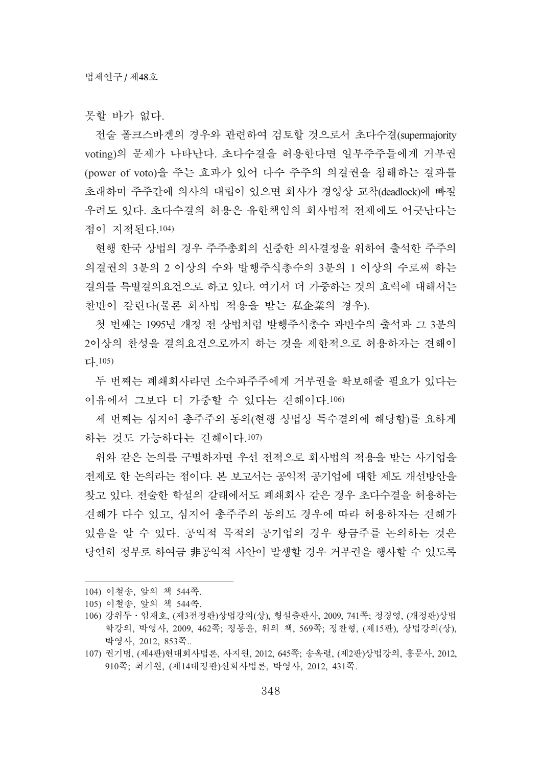못할 바가 없다.

전술 폴크스바겐의 경우와 관련하여 검토할 것으로서 초다수결(supermajority voting)의 문제가 나타난다. 초다수결을 허용한다면 일부주주들에게 거부권(power of voto)을 주는 효과가 있어 다수 주주의 의결권을 침해하는 결과를 초래하며 주주간에 의사의 대립이 있으면 회사가 경영상 교착(deadlock)에 빠질 우려도 있다. 초다수결의 허용은 유한책임의 회사법적 전제에도 어긋난다는 점이 지적된다.[104)]

현행 한국 상법의 경우 주주총회의 신중한 의사결정을 위하여 출석한 주주의 의결권의 3분의 2 이상의 수와 발행주식총수의 3분의 1 이상의 수로써 하는 결의를 특별결의요건으로 하고 있다. 여기서 더 가중하는 것의 효력에 대해서는 찬반이 갈린다(물론 회사법 적용을 받는 私企業의 경우).

첫 번째는 1995년 개정 전 상법처럼 발행주식총수 과반수의 출석과 그 3분의 2이상의 찬성을 결의요건으로까지 하는 것을 제한적으로 허용하자는 견해이다.[105)]

두 번째는 폐쇄회사라면 소수파주주에게 거부권을 확보해줄 필요가 있다는 이유에서 그보다 더 가중할 수 있다는 견해이다.[106)]

세 번째는 심지어 총주주의 동의(현행 상법상 특수결의에 해당함)를 요하게 하는 것도 가능하다는 견해이다.[107)]

위와 같은 논의를 구별하자면 우선 전적으로 회사법의 적용을 받는 사기업을 전제로 한 논의라는 점이다. 본 보고서는 공익적 공기업에 대한 제도 개선방안을 찾고 있다. 전술한 학설의 갈래에서도 폐쇄회사 같은 경우 초다수결을 허용하는 견해가 다수 있고, 심지어 총주주의 동의도 경우에 따라 허용하자는 견해가 있음을 알 수 있다. 공익적 목적의 공기업의 경우 황금주를 논의하는 것은 당연히 정부로 하여금 非공익적 사안이 발생할 경우 거부권을 행사할 수 있도록

---

104) 이철송, 앞의 책 544쪽.

105) 이철송, 앞의 책 544쪽.

106) 강위두・임재호, (제3전정판)상법강의(상), 형설출판사, 2009, 741쪽; 정경영, (개정판)상법학강의, 박영사, 2009, 462쪽; 정동윤, 위의 책, 569쪽; 정찬형, (제15판), 상법강의(상), 박영사, 2012, 853쪽..

107) 권기범, (제4판)현대회사법론, 사지원, 2012, 645쪽; 송옥렬, (제2판)상법강의, 홍문사, 2012, 910쪽; 최기원, (제14대정판)신회사법론, 박영사, 2012, 431쪽.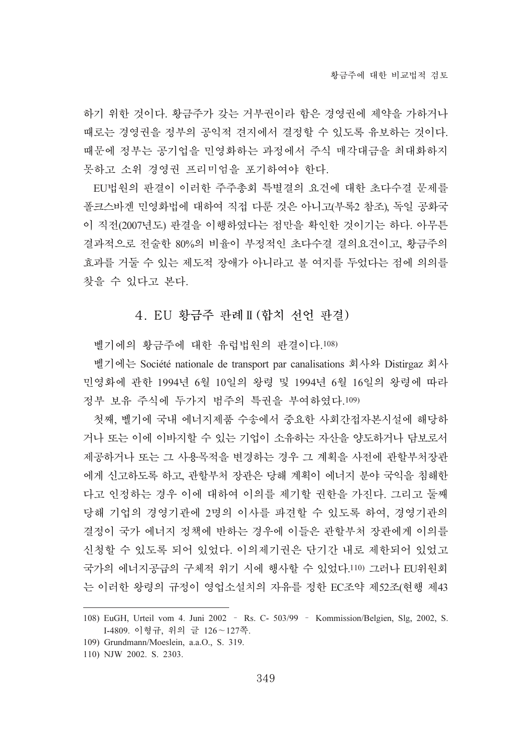하기 위한 것이다. 황금주가 갖는 거부권이라 함은 경영권에 제약을 가하거나 때로는 경영권을 정부의 공익적 견지에서 결정할 수 있도록 유보하는 것이다. 때문에 정부는 공기업을 민영화하는 과정에서 주식 매각대금을 최대화하지 못하고 소위 경영권 프리미엄을 포기하여야 한다.

EU법원의 판결이 이러한 주주총회 특별결의 요건에 대한 초다수결 문제를 폴크스바겐 민영화법에 대하여 직접 다룬 것은 아니고(부록2 참조), 독일 공화국이 직전(2007년도) 판결을 이행하였다는 점만을 확인한 것이기는 하다. 아무튼 결과적으로 전술한 80%의 비율이 부정적인 초다수결 결의요건이고, 황금주의 효과를 거둘 수 있는 제도적 장애가 아니라고 볼 여지를 두었다는 점에 의의를 찾을 수 있다고 본다.

### 4. EU 황금주 판례Ⅱ(합치 선언 판결)

벨기에의 황금주에 대한 유럽법원의 판결이다.[108)]

벨기에는 Société nationale de transport par canalisations 회사와 Distirgaz 회사 민영화에 관한 1994년 6월 10일의 왕령 및 1994년 6월 16일의 왕령에 따라 정부 보유 주식에 두가지 범주의 특권을 부여하였다.[109)]

첫째, 벨기에 국내 에너지제품 수송에서 중요한 사회간접자본시설에 해당하거나 또는 이에 이바지할 수 있는 기업이 소유하는 자산을 양도하거나 담보로서 제공하거나 또는 그 사용목적을 변경하는 경우 그 계획을 사전에 관할부처장관에게 신고하도록 하고, 관할부처 장관은 당해 계획이 에너지 분야 국익을 침해한다고 인정하는 경우 이에 대하여 이의를 제기할 권한을 가진다. 그리고 둘째 당해 기업의 경영기관에 2명의 이사를 파견할 수 있도록 하여, 경영기관의 결정이 국가 에너지 정책에 반하는 경우에 이들은 관할부처 장관에게 이의를 신청할 수 있도록 되어 있었다. 이의제기권은 단기간 내로 제한되어 있었고 국가의 에너지공급의 구체적 위기 시에 행사할 수 있었다.[110)] 그러나 EU위원회는 이러한 왕령의 규정이 영업소설치의 자유를 정한 EC조약 제52조(현행 제43

---

108) EuGH, Urteil vom 4. Juni 2002 – Rs. C- 503/99 – Kommission/Belgien, Slg, 2002, S. I-4809. 이형규, 위의 글 126~127쪽.

109) Grundmann/Moeslein, a.a.O., S. 319.

110) NJW 2002. S. 2303.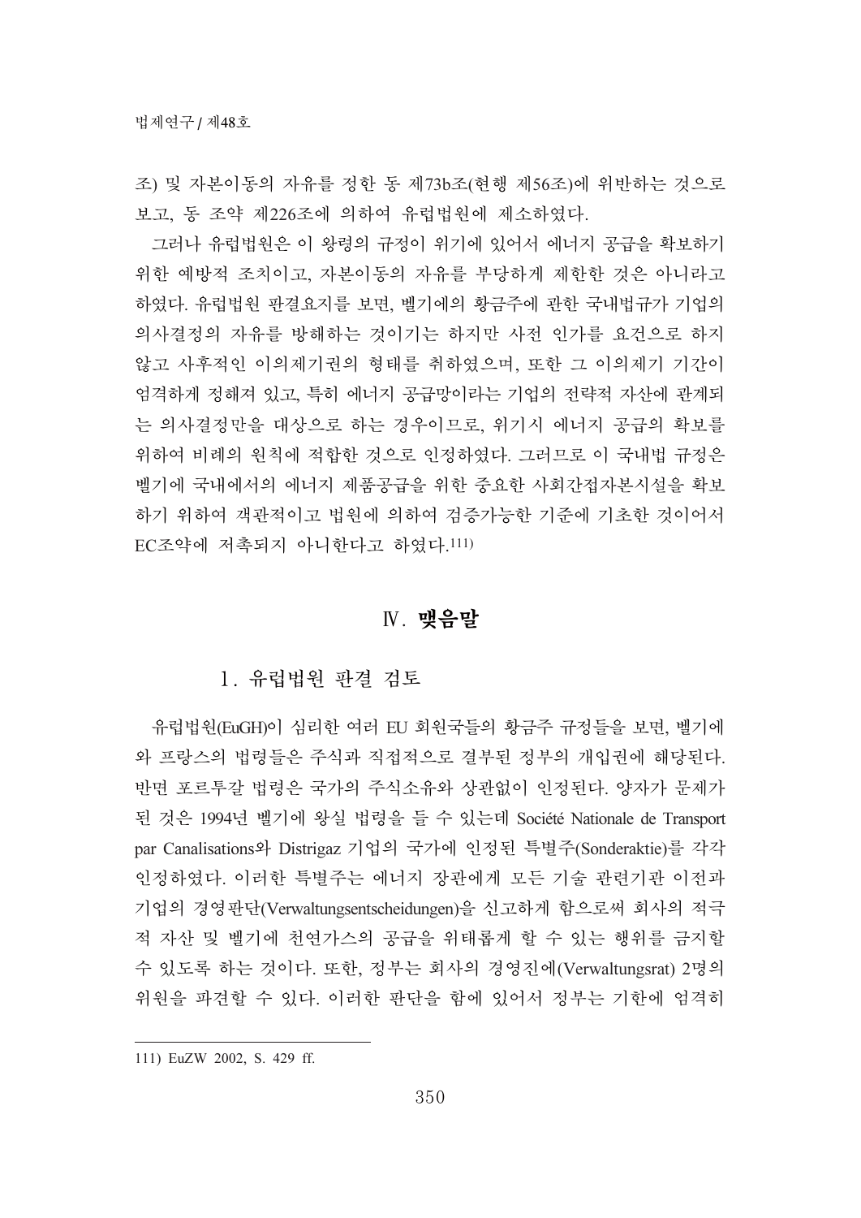조) 및 자본이동의 자유를 정한 동 제73b조(현행 제56조)에 위반하는 것으로 보고, 동 조약 제226조에 의하여 유럽법원에 제소하였다.

그러나 유럽법원은 이 왕령의 규정이 위기에 있어서 에너지 공급을 확보하기 위한 예방적 조치이고, 자본이동의 자유를 부당하게 제한한 것은 아니라고 하였다. 유럽법원 판결요지를 보면, 벨기에의 황금주에 관한 국내법규가 기업의 의사결정의 자유를 방해하는 것이기는 하지만 사전 인가를 요건으로 하지 않고 사후적인 이의제기권의 형태를 취하였으며, 또한 그 이의제기 기간이 엄격하게 정해져 있고, 특히 에너지 공급망이라는 기업의 전략적 자산에 관계되는 의사결정만을 대상으로 하는 경우이므로, 위기시 에너지 공급의 확보를 위하여 비례의 원칙에 적합한 것으로 인정하였다. 그러므로 이 국내법 규정은 벨기에 국내에서의 에너지 제품공급을 위한 중요한 사회간접자본시설을 확보하기 위하여 객관적이고 법원에 의하여 검증가능한 기준에 기초한 것이어서 EC조약에 저촉되지 아니한다고 하였다.[111]

## Ⅳ. 맺음말

### 1. 유럽법원 판결 검토

유럽법원(EuGH)이 심리한 여러 EU 회원국들의 황금주 규정들을 보면, 벨기에와 프랑스의 법령들은 주식과 직접적으로 결부된 정부의 개입권에 해당된다. 반면 포르투갈 법령은 국가의 주식소유와 상관없이 인정된다. 양자가 문제가 된 것은 1994년 벨기에 왕실 법령을 들 수 있는데 Société Nationale de Transport par Canalisations와 Distrigaz 기업의 국가에 인정된 특별주(Sonderaktie)를 각각 인정하였다. 이러한 특별주는 에너지 장관에게 모든 기술 관련기관 이전과 기업의 경영판단(Verwaltungsentscheidungen)을 신고하게 함으로써 회사의 적극적 자산 및 벨기에 천연가스의 공급을 위태롭게 할 수 있는 행위를 금지할 수 있도록 하는 것이다. 또한, 정부는 회사의 경영진에(Verwaltungsrat) 2명의 위원을 파견할 수 있다. 이러한 판단을 함에 있어서 정부는 기한에 엄격히

---

111) EuZW 2002, S. 429 ff.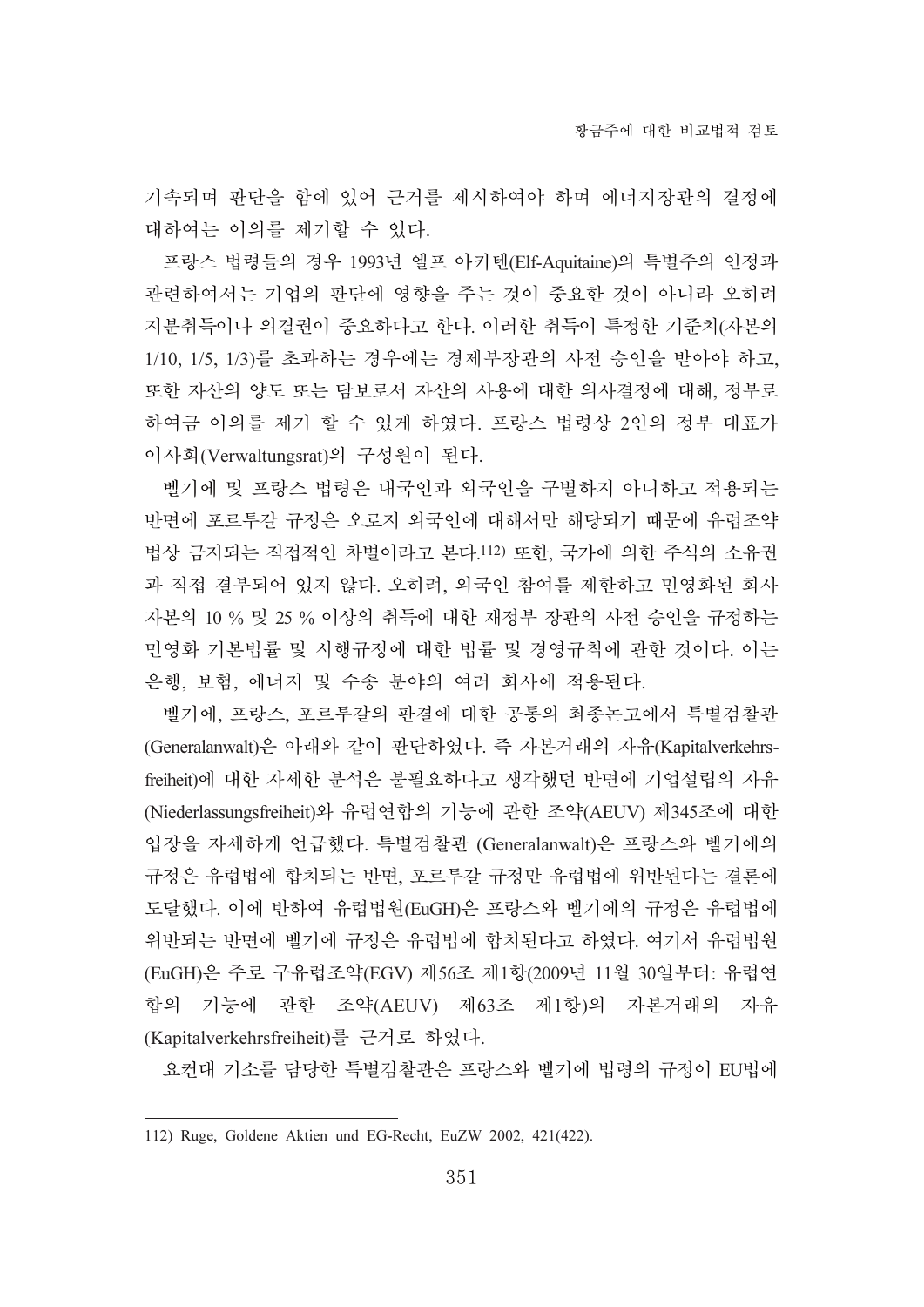기속되며 판단을 함에 있어 근거를 제시하여야 하며 에너지장관의 결정에 대하여는 이의를 제기할 수 있다.

프랑스 법령들의 경우 1993년 엘프 아키텐(Elf-Aquitaine)의 특별주의 인정과 관련하여서는 기업의 판단에 영향을 주는 것이 중요한 것이 아니라 오히려 지분취득이나 의결권이 중요하다고 한다. 이러한 취득이 특정한 기준치(자본의 1/10, 1/5, 1/3)를 초과하는 경우에는 경제부장관의 사전 승인을 받아야 하고, 또한 자산의 양도 또는 담보로서 자산의 사용에 대한 의사결정에 대해, 정부로 하여금 이의를 제기 할 수 있게 하였다. 프랑스 법령상 2인의 정부 대표가 이사회(Verwaltungsrat)의 구성원이 된다.

벨기에 및 프랑스 법령은 내국인과 외국인을 구별하지 아니하고 적용되는 반면에 포르투갈 규정은 오로지 외국인에 대해서만 해당되기 때문에 유럽조약법상 금지되는 직접적인 차별이라고 본다.[112] 또한, 국가에 의한 주식의 소유권과 직접 결부되어 있지 않다. 오히려, 외국인 참여를 제한하고 민영화된 회사 자본의 10 % 및 25 % 이상의 취득에 대한 재정부 장관의 사전 승인을 규정하는 민영화 기본법률 및 시행규정에 대한 법률 및 경영규칙에 관한 것이다. 이는 은행, 보험, 에너지 및 수송 분야의 여러 회사에 적용된다.

벨기에, 프랑스, 포르투갈의 판결에 대한 공통의 최종논고에서 특별검찰관(Generalanwalt)은 아래와 같이 판단하였다. 즉 자본거래의 자유(Kapitalverkehrs-freiheit)에 대한 자세한 분석은 불필요하다고 생각했던 반면에 기업설립의 자유(Niederlassungsfreiheit)와 유럽연합의 기능에 관한 조약(AEUV) 제345조에 대한 입장을 자세하게 언급했다. 특별검찰관 (Generalanwalt)은 프랑스와 벨기에의 규정은 유럽법에 합치되는 반면, 포르투갈 규정만 유럽법에 위반된다는 결론에 도달했다. 이에 반하여 유럽법원(EuGH)은 프랑스와 벨기에의 규정은 유럽법에 위반되는 반면에 벨기에 규정은 유럽법에 합치된다고 하였다. 여기서 유럽법원(EuGH)은 주로 구유럽조약(EGV) 제56조 제1항(2009년 11월 30일부터: 유럽연합의 기능에 관한 조약(AEUV) 제63조 제1항)의 자본거래의 자유(Kapitalverkehrsfreiheit)를 근거로 하였다.

요컨대 기소를 담당한 특별검찰관은 프랑스와 벨기에 법령의 규정이 EU법에

---

112) Ruge, Goldene Aktien und EG-Recht, EuZW 2002, 421(422).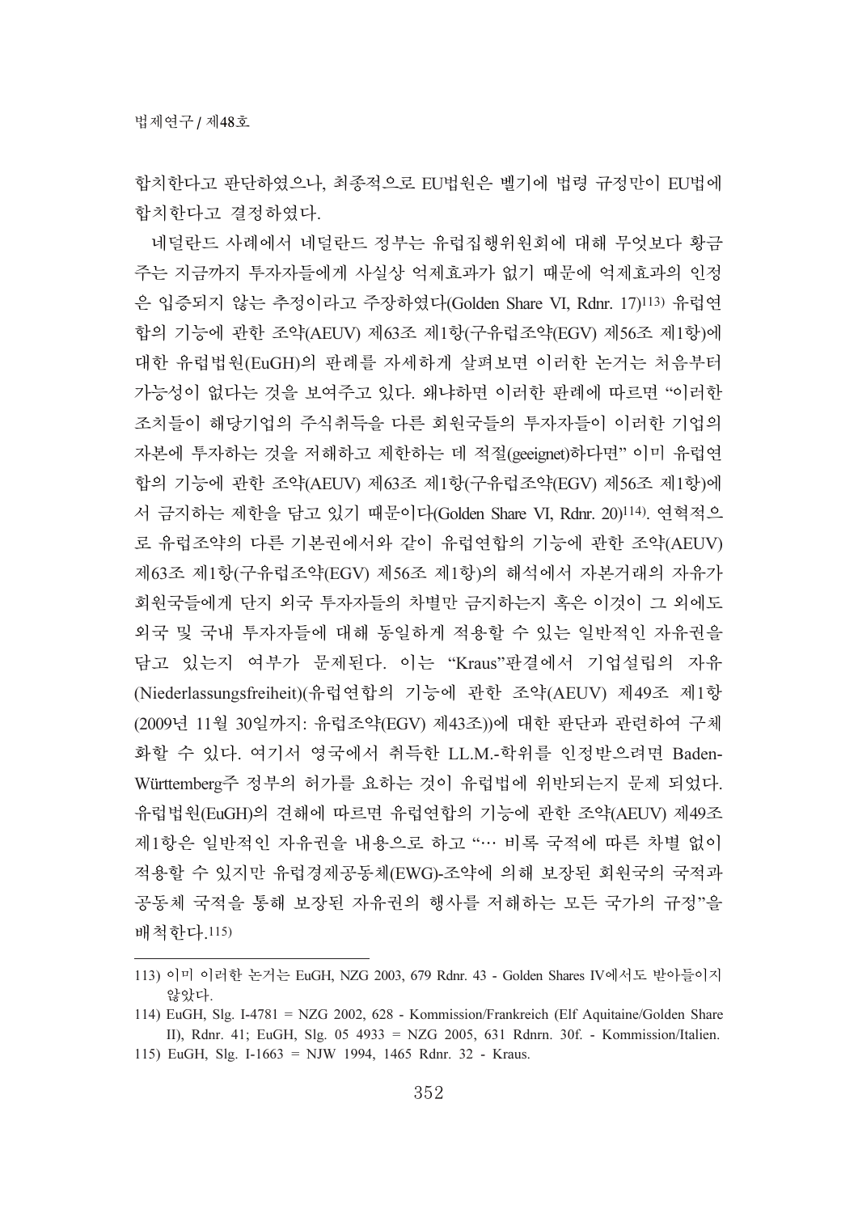합치한다고 판단하였으나, 최종적으로 EU법원은 벨기에 법령 규정만이 EU법에 합치한다고 결정하였다.

네덜란드 사례에서 네덜란드 정부는 유럽집행위원회에 대해 무엇보다 황금주는 지금까지 투자자들에게 사실상 억제효과가 없기 때문에 억제효과의 인정은 입증되지 않는 추정이라고 주장하였다(Golden Share VI, Rdnr. 17)[113] 유럽연합의 기능에 관한 조약(AEUV) 제63조 제1항(구유럽조약(EGV) 제56조 제1항)에 대한 유럽법원(EuGH)의 판례를 자세하게 살펴보면 이러한 논거는 처음부터 가능성이 없다는 것을 보여주고 있다. 왜냐하면 이러한 판례에 따르면 "이러한 조치들이 해당기업의 주식취득을 다른 회원국들의 투자자들이 이러한 기업의 자본에 투자하는 것을 저해하고 제한하는 데 적절(geeignet)하다면" 이미 유럽연합의 기능에 관한 조약(AEUV) 제63조 제1항(구유럽조약(EGV) 제56조 제1항)에서 금지하는 제한을 담고 있기 때문이다(Golden Share VI, Rdnr. 20)[114]. 연혁적으로 유럽조약의 다른 기본권에서와 같이 유럽연합의 기능에 관한 조약(AEUV) 제63조 제1항(구유럽조약(EGV) 제56조 제1항)의 해석에서 자본거래의 자유가 회원국들에게 단지 외국 투자자들의 차별만 금지하는지 혹은 이것이 그 외에도 외국 및 국내 투자자들에 대해 동일하게 적용할 수 있는 일반적인 자유권을 담고 있는지 여부가 문제된다. 이는 "Kraus"판결에서 기업설립의 자유(Niederlassungsfreiheit)(유럽연합의 기능에 관한 조약(AEUV) 제49조 제1항(2009년 11월 30일까지: 유럽조약(EGV) 제43조))에 대한 판단과 관련하여 구체화할 수 있다. 여기서 영국에서 취득한 LL.M.-학위를 인정받으려면 Baden-Württemberg주 정부의 허가를 요하는 것이 유럽법에 위반되는지 문제 되었다. 유럽법원(EuGH)의 견해에 따르면 유럽연합의 기능에 관한 조약(AEUV) 제49조 제1항은 일반적인 자유권을 내용으로 하고 "… 비록 국적에 따른 차별 없이 적용할 수 있지만 유럽경제공동체(EWG)-조약에 의해 보장된 회원국의 국적과 공동체 국적을 통해 보장된 자유권의 행사를 저해하는 모든 국가의 규정"을 배척한다.[115]

---

113) 이미 이러한 논거는 EuGH, NZG 2003, 679 Rdnr. 43 - Golden Shares IV에서도 받아들이지 않았다.

114) EuGH, Slg. I-4781 = NZG 2002, 628 - Kommission/Frankreich (Elf Aquitaine/Golden Share II), Rdnr. 41; EuGH, Slg. 05 4933 = NZG 2005, 631 Rdnrn. 30f. - Kommission/Italien.

115) EuGH, Slg. I-1663 = NJW 1994, 1465 Rdnr. 32 - Kraus.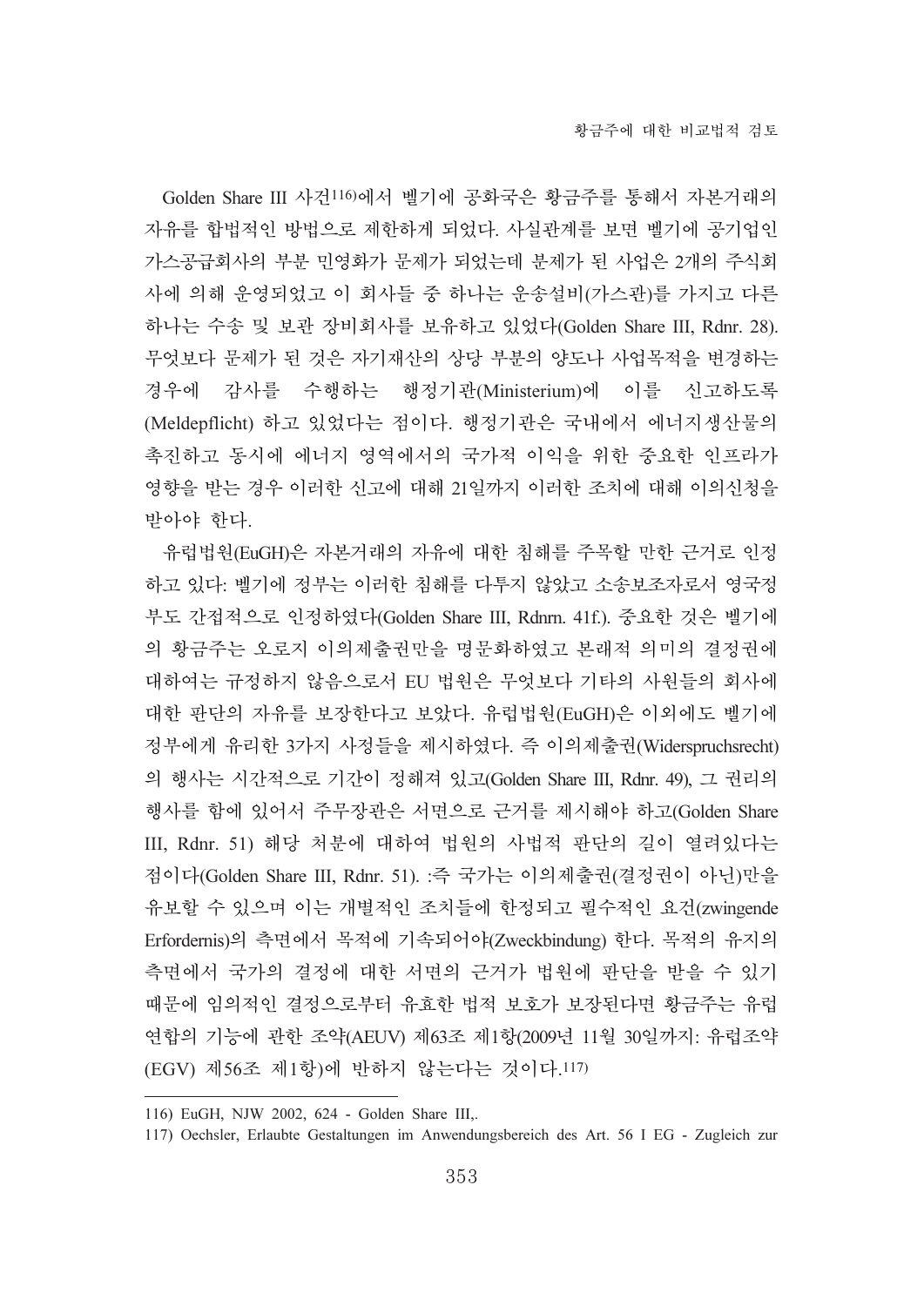Golden Share III 사건[116]에서 벨기에 공화국은 황금주를 통해서 자본거래의 자유를 합법적인 방법으로 제한하게 되었다. 사실관계를 보면 벨기에 공기업인 가스공급회사의 부분 민영화가 문제가 되었는데 분제가 된 사업은 2개의 주식회사에 의해 운영되었고 이 회사들 중 하나는 운송설비(가스관)를 가지고 다른 하나는 수송 및 보관 장비회사를 보유하고 있었다(Golden Share III, Rdnr. 28). 무엇보다 문제가 된 것은 자기재산의 상당 부분의 양도나 사업목적을 변경하는 경우에 감사를 수행하는 행정기관(Ministerium)에 이를 신고하도록(Meldepflicht) 하고 있었다는 점이다. 행정기관은 국내에서 에너지생산물의 촉진하고 동시에 에너지 영역에서의 국가적 이익을 위한 중요한 인프라가 영향을 받는 경우 이러한 신고에 대해 21일까지 이러한 조치에 대해 이의신청을 받아야 한다.

유럽법원(EuGH)은 자본거래의 자유에 대한 침해를 주목할 만한 근거로 인정하고 있다: 벨기에 정부는 이러한 침해를 다투지 않았고 소송보조자로서 영국정부도 간접적으로 인정하였다(Golden Share III, Rdnrn. 41f.). 중요한 것은 벨기에의 황금주는 오로지 이의제출권만을 명문화하였고 본래적 의미의 결정권에 대하여는 규정하지 않음으로서 EU 법원은 무엇보다 기타의 사원들의 회사에 대한 판단의 자유를 보장한다고 보았다. 유럽법원(EuGH)은 이외에도 벨기에 정부에게 유리한 3가지 사정들을 제시하였다. 즉 이의제출권(Widerspruchsrecht)의 행사는 시간적으로 기간이 정해져 있고(Golden Share III, Rdnr. 49), 그 권리의 행사를 함에 있어서 주무장관은 서면으로 근거를 제시해야 하고(Golden Share III, Rdnr. 51) 해당 처분에 대하여 법원의 사법적 판단의 길이 열려있다는 점이다(Golden Share III, Rdnr. 51). :즉 국가는 이의제출권(결정권이 아닌)만을 유보할 수 있으며 이는 개별적인 조치들에 한정되고 필수적인 요건(zwingende Erfordernis)의 측면에서 목적에 기속되어야(Zweckbindung) 한다. 목적의 유지의 측면에서 국가의 결정에 대한 서면의 근거가 법원에 판단을 받을 수 있기 때문에 임의적인 결정으로부터 유효한 법적 보호가 보장된다면 황금주는 유럽연합의 기능에 관한 조약(AEUV) 제63조 제1항(2009년 11월 30일까지: 유럽조약(EGV) 제56조 제1항)에 반하지 않는다는 것이다.[117]

---

116) EuGH, NJW 2002, 624 - Golden Share III,.

117) Oechsler, Erlaubte Gestaltungen im Anwendungsbereich des Art. 56 I EG - Zugleich zur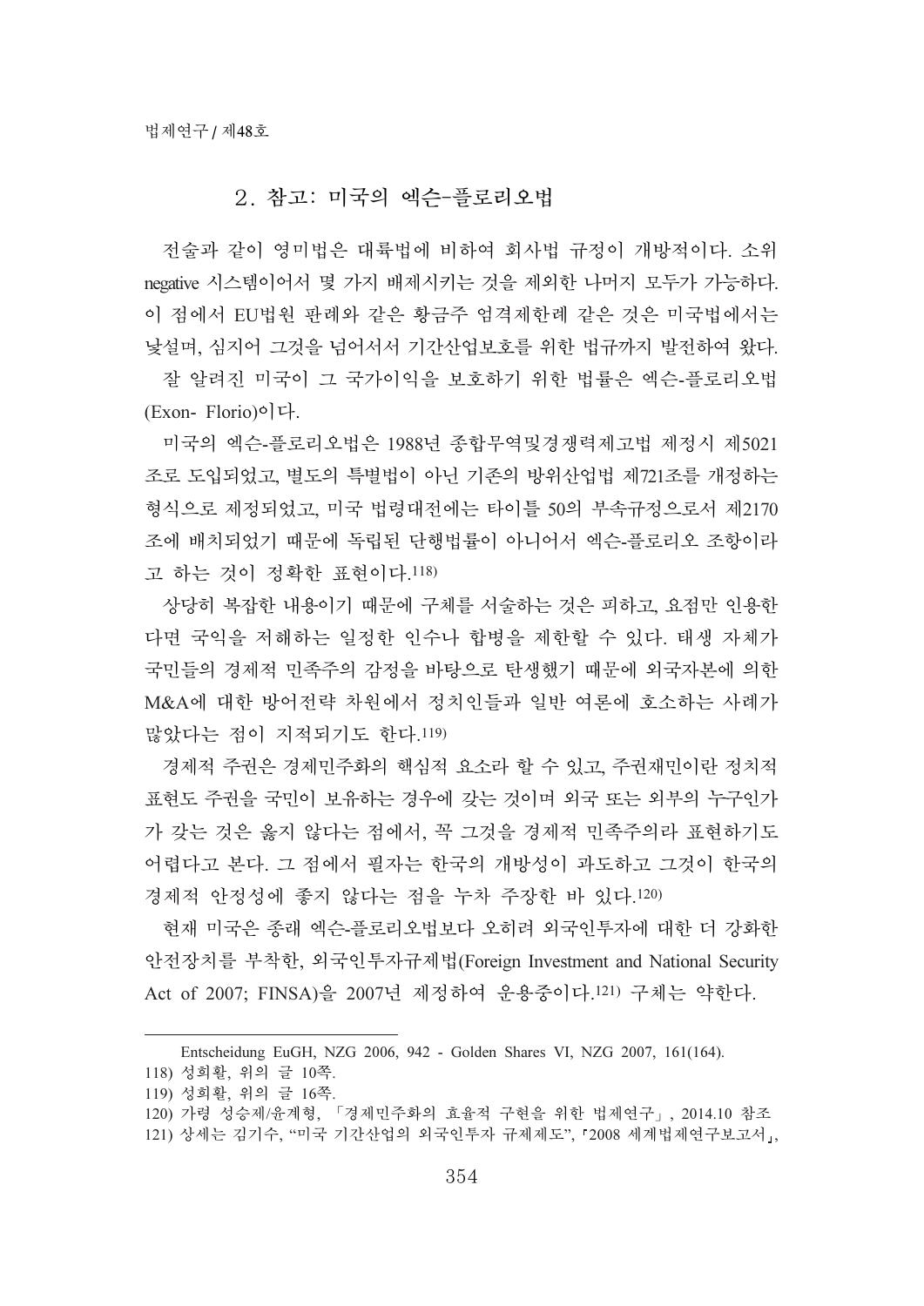## 2. 참고: 미국의 엑슨-플로리오법

전술과 같이 영미법은 대륙법에 비하여 회사법 규정이 개방적이다. 소위 negative 시스템이어서 몇 가지 배제시키는 것을 제외한 나머지 모두가 가능하다. 이 점에서 EU법원 판례와 같은 황금주 엄격제한례 같은 것은 미국법에서는 낯설며, 심지어 그것을 넘어서서 기간산업보호를 위한 법규까지 발전하여 왔다.

잘 알려진 미국이 그 국가이익을 보호하기 위한 법률은 엑슨-플로리오법(Exon- Florio)이다.

미국의 엑슨-플로리오법은 1988년 종합무역및경쟁력제고법 제정시 제5021조로 도입되었고, 별도의 특별법이 아닌 기존의 방위산업법 제721조를 개정하는 형식으로 제정되었고, 미국 법령대전에는 타이틀 50의 부속규정으로서 제2170조에 배치되었기 때문에 독립된 단행법률이 아니어서 엑슨-플로리오 조항이라고 하는 것이 정확한 표현이다.[118]

상당히 복잡한 내용이기 때문에 구체를 서술하는 것은 피하고, 요점만 인용한다면 국익을 저해하는 일정한 인수나 합병을 제한할 수 있다. 태생 자체가 국민들의 경제적 민족주의 감정을 바탕으로 탄생했기 때문에 외국자본에 의한 M&A에 대한 방어전략 차원에서 정치인들과 일반 여론에 호소하는 사례가 많았다는 점이 지적되기도 한다.[119]

경제적 주권은 경제민주화의 핵심적 요소라 할 수 있고, 주권재민이란 정치적 표현도 주권을 국민이 보유하는 경우에 갖는 것이며 외국 또는 외부의 누구인가가 갖는 것은 옳지 않다는 점에서, 꼭 그것을 경제적 민족주의라 표현하기도 어렵다고 본다. 그 점에서 필자는 한국의 개방성이 과도하고 그것이 한국의 경제적 안정성에 좋지 않다는 점을 누차 주장한 바 있다.[120]

현재 미국은 종래 엑슨-플로리오법보다 오히려 외국인투자에 대한 더 강화한 안전장치를 부착한, 외국인투자규제법(Foreign Investment and National Security Act of 2007; FINSA)을 2007년 제정하여 운용중이다.[121] 구체는 약한다.

---

Entscheidung EuGH, NZG 2006, 942 - Golden Shares VI, NZG 2007, 161(164).

118) 성희활, 위의 글 10쪽.

119) 성희활, 위의 글 16쪽.

120) 가령 성승제/윤계형, 「경제민주화의 효율적 구현을 위한 법제연구」, 2014.10 참조

121) 상세는 김기수, "미국 기간산업의 외국인투자 규제제도", 『2008 세계법제연구보고서』,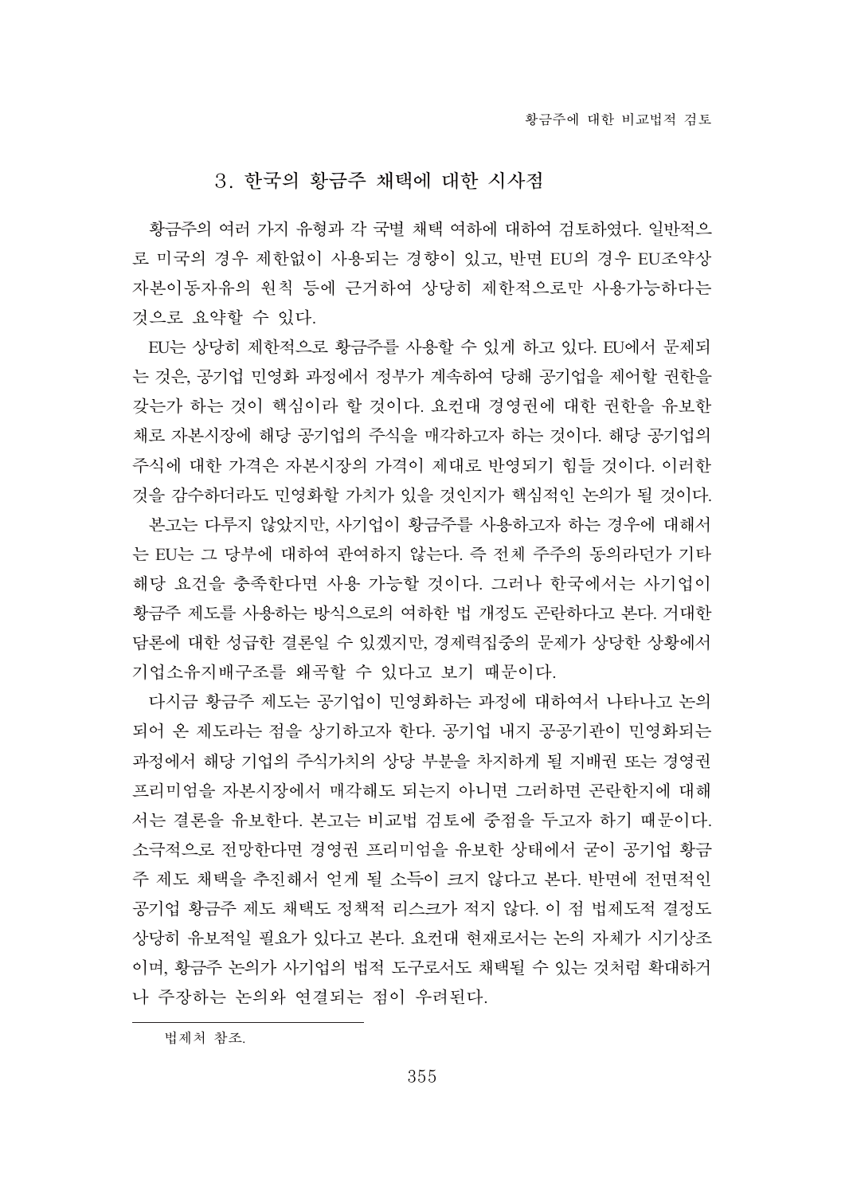### 3. 한국의 황금주 채택에 대한 시사점

황금주의 여러 가지 유형과 각 국별 채택 여하에 대하여 검토하였다. 일반적으로 미국의 경우 제한없이 사용되는 경향이 있고, 반면 EU의 경우 EU조약상 자본이동자유의 원칙 등에 근거하여 상당히 제한적으로만 사용가능하다는 것으로 요약할 수 있다.

EU는 상당히 제한적으로 황금주를 사용할 수 있게 하고 있다. EU에서 문제되는 것은, 공기업 민영화 과정에서 정부가 계속하여 당해 공기업을 제어할 권한을 갖는가 하는 것이 핵심이라 할 것이다. 요컨대 경영권에 대한 권한을 유보한 채로 자본시장에 해당 공기업의 주식을 매각하고자 하는 것이다. 해당 공기업의 주식에 대한 가격은 자본시장의 가격이 제대로 반영되기 힘들 것이다. 이러한 것을 감수하더라도 민영화할 가치가 있을 것인지가 핵심적인 논의가 될 것이다.

본고는 다루지 않았지만, 사기업이 황금주를 사용하고자 하는 경우에 대해서는 EU는 그 당부에 대하여 관여하지 않는다. 즉 전체 주주의 동의라던가 기타 해당 요건을 충족한다면 사용 가능할 것이다. 그러나 한국에서는 사기업이 황금주 제도를 사용하는 방식으로의 여하한 법 개정도 곤란하다고 본다. 거대한 담론에 대한 성급한 결론일 수 있겠지만, 경제력집중의 문제가 상당한 상황에서 기업소유지배구조를 왜곡할 수 있다고 보기 때문이다.

다시금 황금주 제도는 공기업이 민영화하는 과정에 대하여서 나타나고 논의되어 온 제도라는 점을 상기하고자 한다. 공기업 내지 공공기관이 민영화되는 과정에서 해당 기업의 주식가치의 상당 부분을 차지하게 될 지배권 또는 경영권 프리미엄을 자본시장에서 매각해도 되는지 아니면 그러하면 곤란한지에 대해서는 결론을 유보한다. 본고는 비교법 검토에 중점을 두고자 하기 때문이다. 소극적으로 전망한다면 경영권 프리미엄을 유보한 상태에서 굳이 공기업 황금주 제도 채택을 추진해서 얻게 될 소득이 크지 않다고 본다. 반면에 전면적인 공기업 황금주 제도 채택도 정책적 리스크가 적지 않다. 이 점 법제도적 결정도 상당히 유보적일 필요가 있다고 본다. 요컨대 현재로서는 논의 자체가 시기상조이며, 황금주 논의가 사기업의 법적 도구로서도 채택될 수 있는 것처럼 확대하거나 주장하는 논의와 연결되는 점이 우려된다.

---

법제처 참조.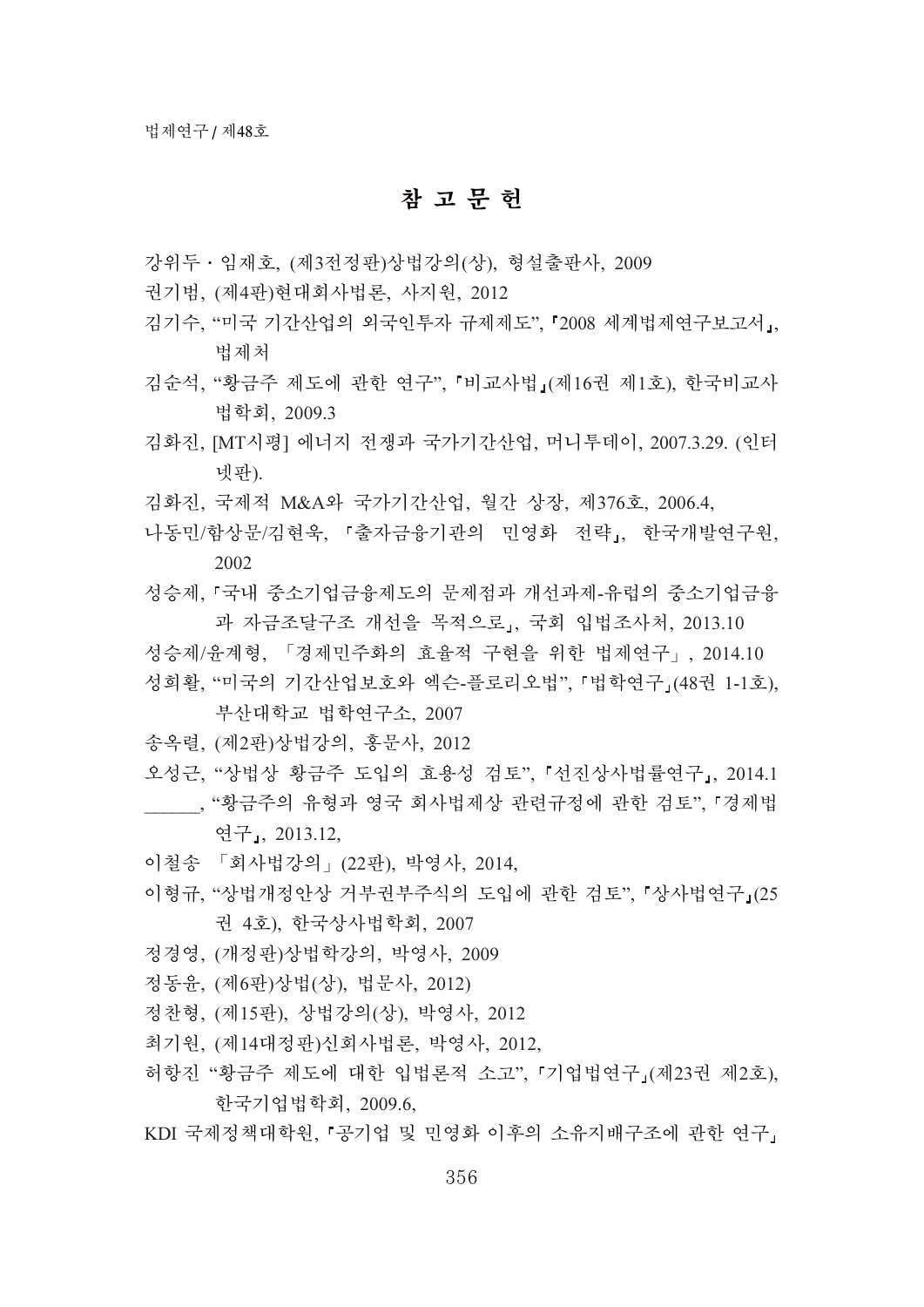# 참 고 문 헌

강위두・임재호, (제3전정판)상법강의(상), 형설출판사, 2009

권기범, (제4판)현대회사법론, 사지원, 2012

김기수, "미국 기간산업의 외국인투자 규제제도",『2008 세계법제연구보고서』, 법제처

김순석, "황금주 제도에 관한 연구",『비교사법』(제16권 제1호), 한국비교사법학회, 2009.3

김화진, [MT시평] 에너지 전쟁과 국가기간산업, 머니투데이, 2007.3.29. (인터넷판).

김화진, 국제적 M&A와 국가기간산업, 월간 상장, 제376호, 2006.4,

나동민/함상문/김현욱, 『출자금융기관의 민영화 전략』, 한국개발연구원, 2002

성승제,『국내 중소기업금융제도의 문제점과 개선과제-유럽의 중소기업금융과 자금조달구조 개선을 목적으로』, 국회 입법조사처, 2013.10

성승제/윤계형, 「경제민주화의 효율적 구현을 위한 법제연구」, 2014.10

성희활, "미국의 기간산업보호와 엑슨-플로리오법",『법학연구』(48권 1-1호), 부산대학교 법학연구소, 2007

송옥렬, (제2판)상법강의, 홍문사, 2012

오성근, "상법상 황금주 도입의 효용성 검토",『선진상사법률연구』, 2014.1

______, "황금주의 유형과 영국 회사법제상 관련규정에 관한 검토",『경제법연구』, 2013.12,

이철송 「회사법강의」(22판), 박영사, 2014,

이형규, "상법개정안상 거부권부주식의 도입에 관한 검토",『상사법연구』(25권 4호), 한국상사법학회, 2007

정경영, (개정판)상법학강의, 박영사, 2009

정동윤, (제6판)상법(상), 법문사, 2012)

정찬형, (제15판), 상법강의(상), 박영사, 2012

최기원, (제14대정판)신회사법론, 박영사, 2012,

허항진 "황금주 제도에 대한 입법론적 소고",『기업법연구』(제23권 제2호), 한국기업법학회, 2009.6,

KDI 국제정책대학원,『공기업 및 민영화 이후의 소유지배구조에 관한 연구』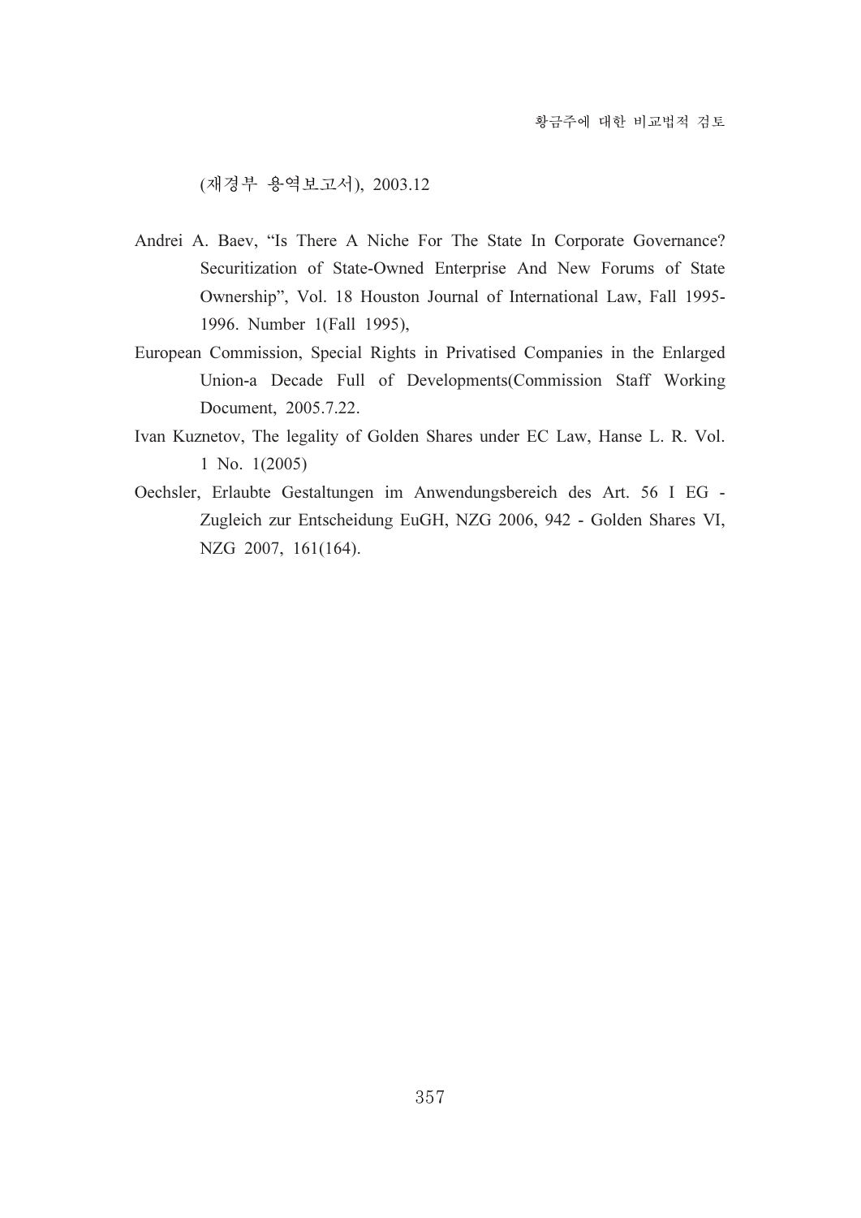(재경부 용역보고서), 2003.12

Andrei A. Baev, “Is There A Niche For The State In Corporate Governance? Securitization of State-Owned Enterprise And New Forums of State Ownership”, Vol. 18 Houston Journal of International Law, Fall 1995-1996. Number 1(Fall 1995),

European Commission, Special Rights in Privatised Companies in the Enlarged Union-a Decade Full of Developments(Commission Staff Working Document, 2005.7.22.

Ivan Kuznetov, The legality of Golden Shares under EC Law, Hanse L. R. Vol. 1 No. 1(2005)

Oechsler, Erlaubte Gestaltungen im Anwendungsbereich des Art. 56 I EG - Zugleich zur Entscheidung EuGH, NZG 2006, 942 - Golden Shares VI, NZG 2007, 161(164).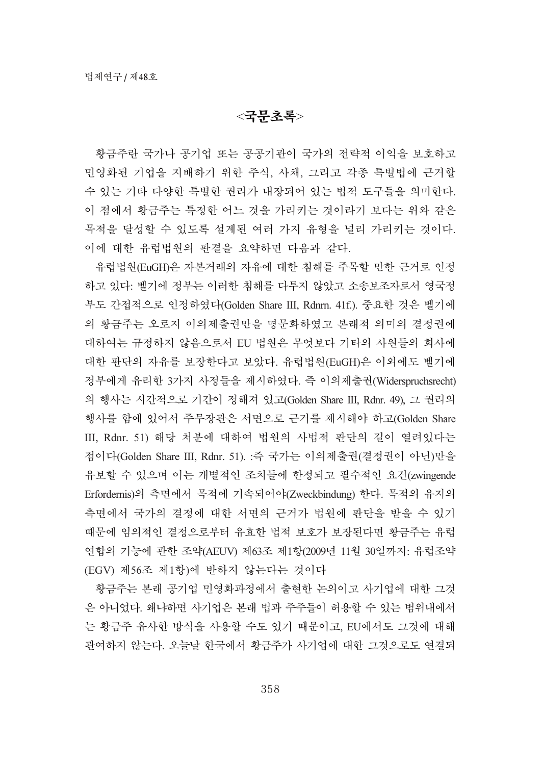## <국문초록>

황금주란 국가나 공기업 또는 공공기관이 국가의 전략적 이익을 보호하고 민영화된 기업을 지배하기 위한 주식, 사채, 그리고 각종 특별법에 근거할 수 있는 기타 다양한 특별한 권리가 내장되어 있는 법적 도구들을 의미한다. 이 점에서 황금주는 특정한 어느 것을 가리키는 것이라기 보다는 위와 같은 목적을 달성할 수 있도록 설계된 여러 가지 유형을 널리 가리키는 것이다. 이에 대한 유럽법원의 판결을 요약하면 다음과 같다.

유럽법원(EuGH)은 자본거래의 자유에 대한 침해를 주목할 만한 근거로 인정하고 있다: 벨기에 정부는 이러한 침해를 다투지 않았고 소송보조자로서 영국정부도 간접적으로 인정하였다(Golden Share III, Rdnrn. 41f.). 중요한 것은 벨기에의 황금주는 오로지 이의제출권만을 명문화하였고 본래적 의미의 결정권에 대하여는 규정하지 않음으로서 EU 법원은 무엇보다 기타의 사원들의 회사에 대한 판단의 자유를 보장한다고 보았다. 유럽법원(EuGH)은 이외에도 벨기에 정부에게 유리한 3가지 사정들을 제시하였다. 즉 이의제출권(Widerspruchsrecht)의 행사는 시간적으로 기간이 정해져 있고(Golden Share III, Rdnr. 49), 그 권리의 행사를 함에 있어서 주무장관은 서면으로 근거를 제시해야 하고(Golden Share III, Rdnr. 51) 해당 처분에 대하여 법원의 사법적 판단의 길이 열려있다는 점이다(Golden Share III, Rdnr. 51). :즉 국가는 이의제출권(결정권이 아닌)만을 유보할 수 있으며 이는 개별적인 조치들에 한정되고 필수적인 요건(zwingende Erfordernis)의 측면에서 목적에 기속되어야(Zweckbindung) 한다. 목적의 유지의 측면에서 국가의 결정에 대한 서면의 근거가 법원에 판단을 받을 수 있기 때문에 임의적인 결정으로부터 유효한 법적 보호가 보장된다면 황금주는 유럽연합의 기능에 관한 조약(AEUV) 제63조 제1항(2009년 11월 30일까지: 유럽조약(EGV) 제56조 제1항)에 반하지 않는다는 것이다

황금주는 본래 공기업 민영화과정에서 출현한 논의이고 사기업에 대한 그것은 아니었다. 왜냐하면 사기업은 본래 법과 주주들이 허용할 수 있는 범위내에서는 황금주 유사한 방식을 사용할 수도 있기 때문이고, EU에서도 그것에 대해 관여하지 않는다. 오늘날 한국에서 황금주가 사기업에 대한 그것으로도 연결되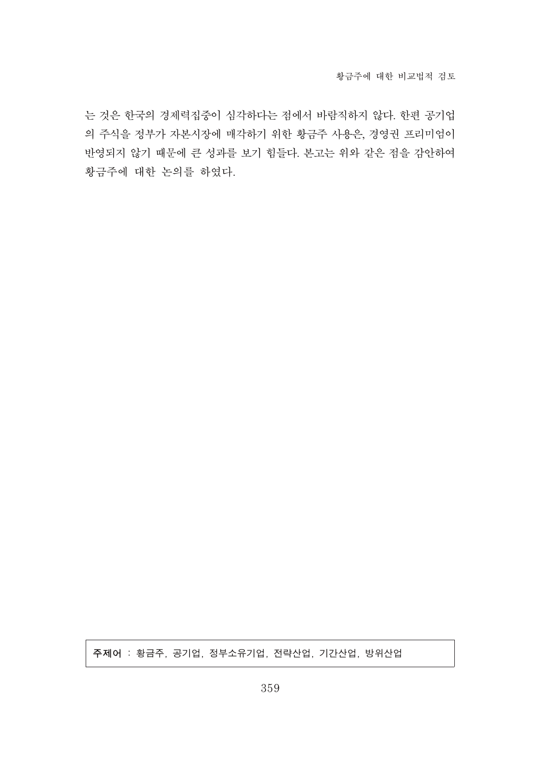는 것은 한국의 경제력집중이 심각하다는 점에서 바람직하지 않다. 한편 공기업의 주식을 정부가 자본시장에 매각하기 위한 황금주 사용은, 경영권 프리미엄이 반영되지 않기 때문에 큰 성과를 보기 힘들다. 본고는 위와 같은 점을 감안하여 황금주에 대한 논의를 하였다.

**주제어** : 황금주, 공기업, 정부소유기업, 전략산업, 기간산업, 방위산업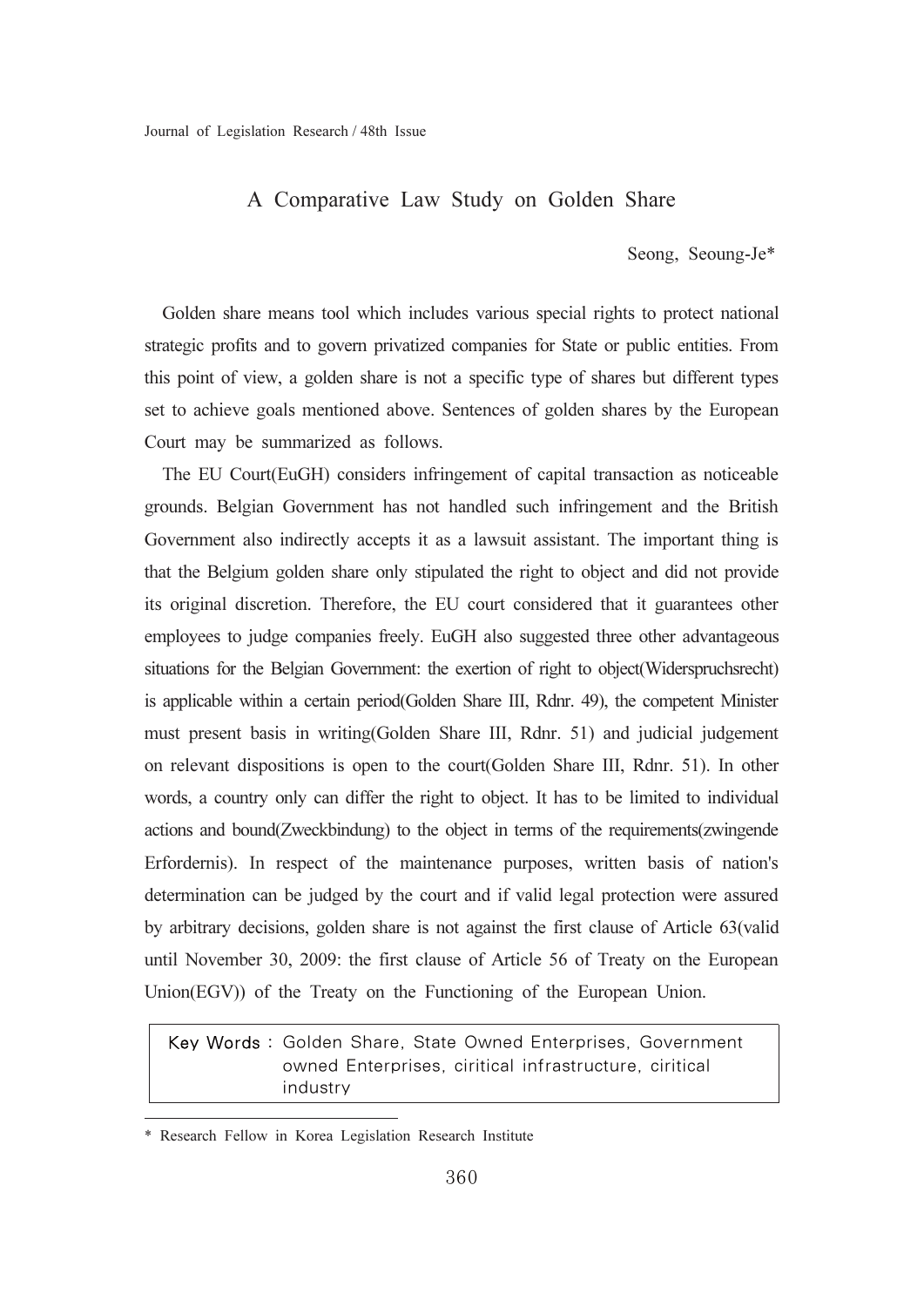# A Comparative Law Study on Golden Share

Seong, Seoung-Je*

Golden share means tool which includes various special rights to protect national strategic profits and to govern privatized companies for State or public entities. From this point of view, a golden share is not a specific type of shares but different types set to achieve goals mentioned above. Sentences of golden shares by the European Court may be summarized as follows.

The EU Court(EuGH) considers infringement of capital transaction as noticeable grounds. Belgian Government has not handled such infringement and the British Government also indirectly accepts it as a lawsuit assistant. The important thing is that the Belgium golden share only stipulated the right to object and did not provide its original discretion. Therefore, the EU court considered that it guarantees other employees to judge companies freely. EuGH also suggested three other advantageous situations for the Belgian Government: the exertion of right to object(Widerspruchsrecht) is applicable within a certain period(Golden Share III, Rdnr. 49), the competent Minister must present basis in writing(Golden Share III, Rdnr. 51) and judicial judgement on relevant dispositions is open to the court(Golden Share III, Rdnr. 51). In other words, a country only can differ the right to object. It has to be limited to individual actions and bound(Zweckbindung) to the object in terms of the requirements(zwingende Erfordernis). In respect of the maintenance purposes, written basis of nation's determination can be judged by the court and if valid legal protection were assured by arbitrary decisions, golden share is not against the first clause of Article 63(valid until November 30, 2009: the first clause of Article 56 of Treaty on the European Union(EGV)) of the Treaty on the Functioning of the European Union.

| | |
|---|---|
| Key Words : | Golden Share, State Owned Enterprises, Government owned Enterprises, ciritical infrastructure, ciritical industry |

---

* Research Fellow in Korea Legislation Research Institute